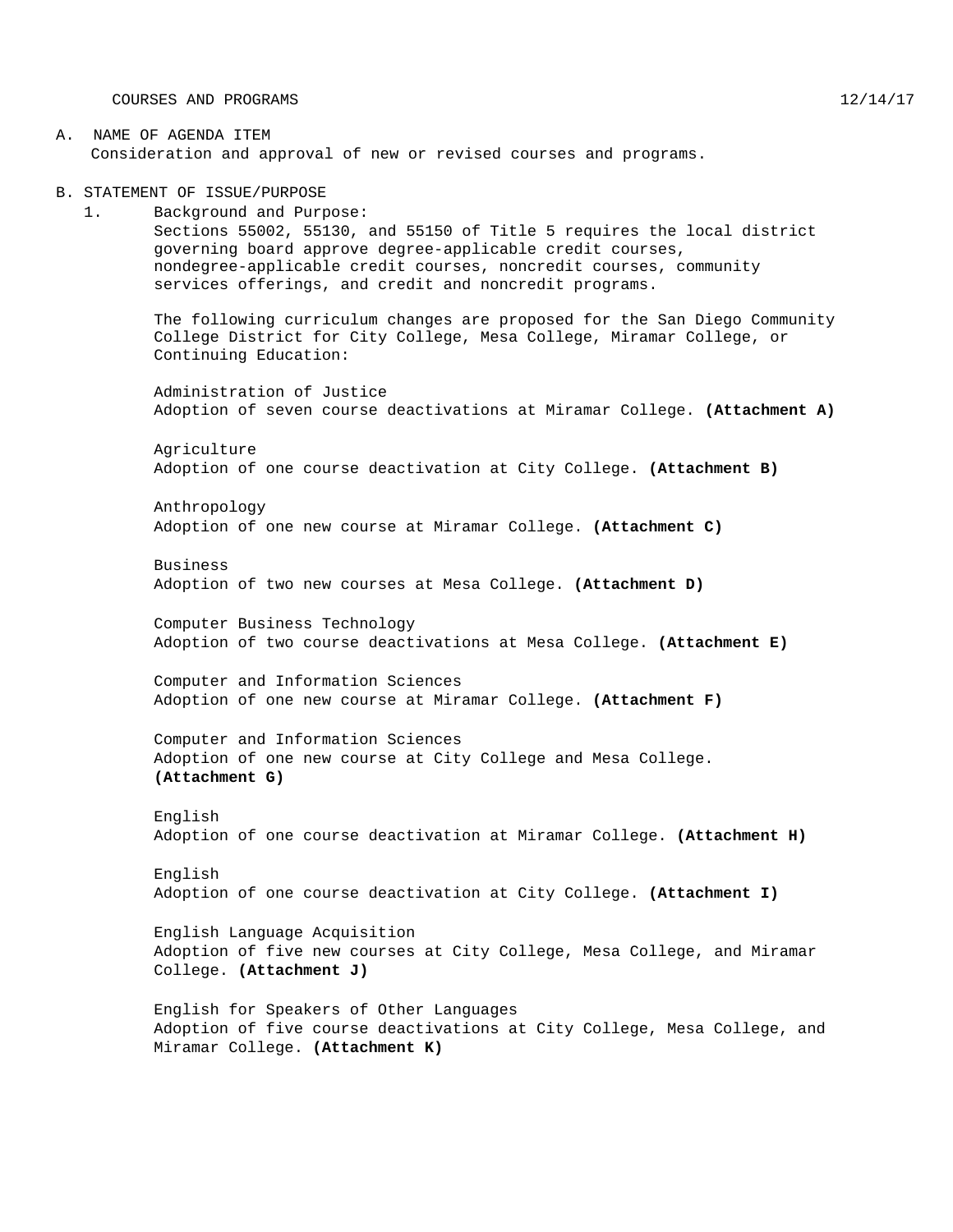COURSES AND PROGRAMS 12/14/17

A. NAME OF AGENDA ITEM

Consideration and approval of new or revised courses and programs.

B. STATEMENT OF ISSUE/PURPOSE

1. Background and Purpose:

Sections 55002, 55130, and 55150 of Title 5 requires the local district governing board approve degree-applicable credit courses, nondegree-applicable credit courses, noncredit courses, community services offerings, and credit and noncredit programs.

The following curriculum changes are proposed for the San Diego Community College District for City College, Mesa College, Miramar College, or Continuing Education:

Administration of Justice
Adoption of seven course deactivations at Miramar College. **(Attachment A)**

Agriculture
Adoption of one course deactivation at City College. **(Attachment B)**

Anthropology
Adoption of one new course at Miramar College. **(Attachment C)**

Business
Adoption of two new courses at Mesa College. **(Attachment D)**

Computer Business Technology
Adoption of two course deactivations at Mesa College. **(Attachment E)**

Computer and Information Sciences
Adoption of one new course at Miramar College. **(Attachment F)**

Computer and Information Sciences
Adoption of one new course at City College and Mesa College. **(Attachment G)**

English
Adoption of one course deactivation at Miramar College. **(Attachment H)**

English
Adoption of one course deactivation at City College. **(Attachment I)**

English Language Acquisition
Adoption of five new courses at City College, Mesa College, and Miramar College. **(Attachment J)**

English for Speakers of Other Languages
Adoption of five course deactivations at City College, Mesa College, and Miramar College. **(Attachment K)**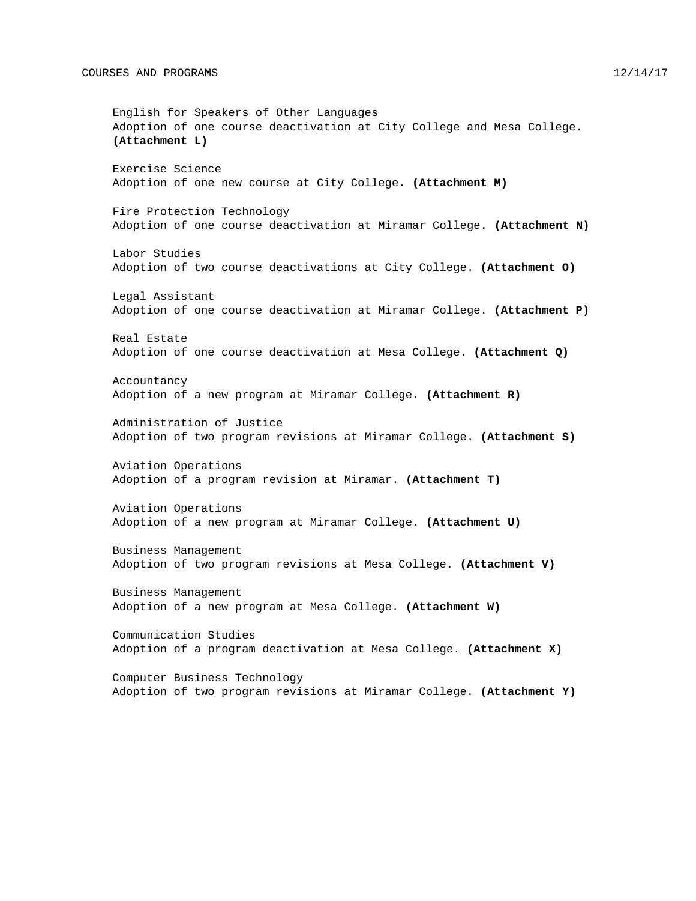English for Speakers of Other Languages
Adoption of one course deactivation at City College and Mesa College. **(Attachment L)**

Exercise Science
Adoption of one new course at City College. **(Attachment M)**

Fire Protection Technology
Adoption of one course deactivation at Miramar College. **(Attachment N)**

Labor Studies
Adoption of two course deactivations at City College. **(Attachment O)**

Legal Assistant
Adoption of one course deactivation at Miramar College. **(Attachment P)**

Real Estate
Adoption of one course deactivation at Mesa College. **(Attachment Q)**

Accountancy
Adoption of a new program at Miramar College. **(Attachment R)**

Administration of Justice
Adoption of two program revisions at Miramar College. **(Attachment S)**

Aviation Operations
Adoption of a program revision at Miramar. **(Attachment T)**

Aviation Operations
Adoption of a new program at Miramar College. **(Attachment U)**

Business Management
Adoption of two program revisions at Mesa College. **(Attachment V)**

Business Management
Adoption of a new program at Mesa College. **(Attachment W)**

Communication Studies
Adoption of a program deactivation at Mesa College. **(Attachment X)**

Computer Business Technology
Adoption of two program revisions at Miramar College. **(Attachment Y)**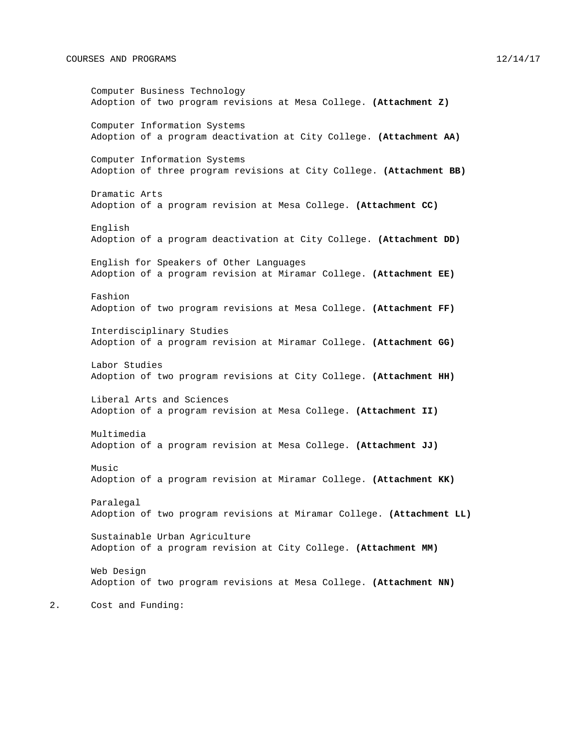Computer Business Technology
Adoption of two program revisions at Mesa College. **(Attachment Z)**

Computer Information Systems
Adoption of a program deactivation at City College. **(Attachment AA)**

Computer Information Systems
Adoption of three program revisions at City College. **(Attachment BB)**

Dramatic Arts
Adoption of a program revision at Mesa College. **(Attachment CC)**

English
Adoption of a program deactivation at City College. **(Attachment DD)**

English for Speakers of Other Languages
Adoption of a program revision at Miramar College. **(Attachment EE)**

Fashion
Adoption of two program revisions at Mesa College. **(Attachment FF)**

Interdisciplinary Studies
Adoption of a program revision at Miramar College. **(Attachment GG)**

Labor Studies
Adoption of two program revisions at City College. **(Attachment HH)**

Liberal Arts and Sciences
Adoption of a program revision at Mesa College. **(Attachment II)**

Multimedia
Adoption of a program revision at Mesa College. **(Attachment JJ)**

Music
Adoption of a program revision at Miramar College. **(Attachment KK)**

Paralegal
Adoption of two program revisions at Miramar College. **(Attachment LL)**

Sustainable Urban Agriculture
Adoption of a program revision at City College. **(Attachment MM)**

Web Design
Adoption of two program revisions at Mesa College. **(Attachment NN)**

2. Cost and Funding: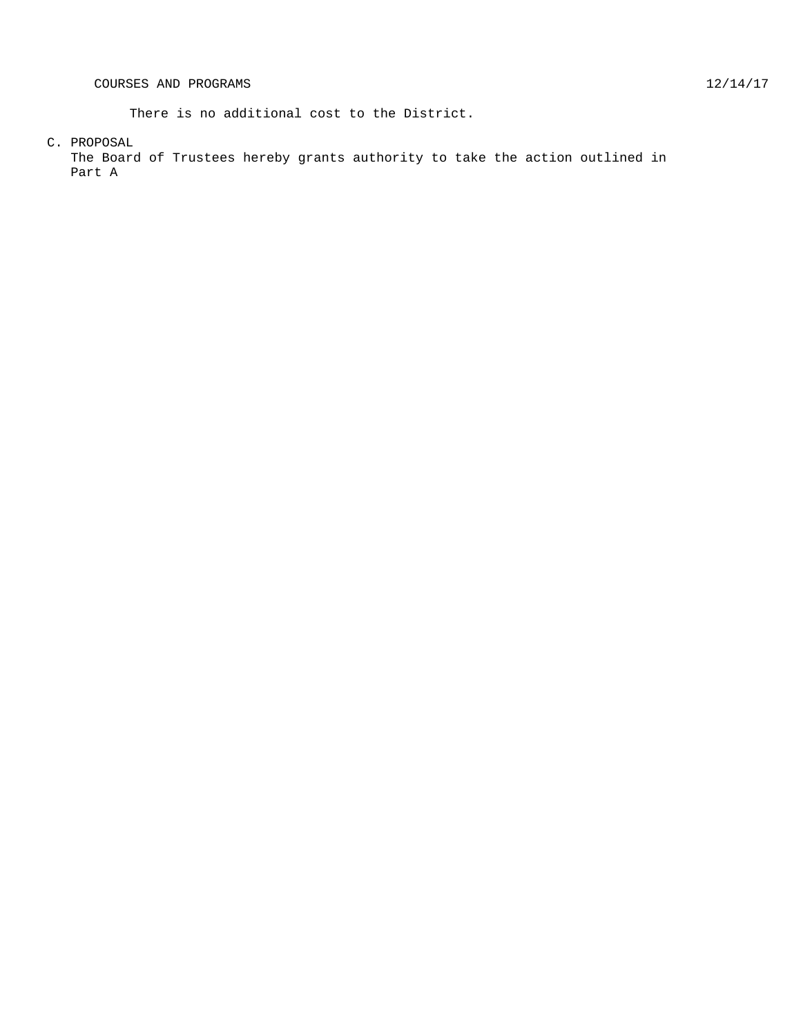There is no additional cost to the District.

C. PROPOSAL

The Board of Trustees hereby grants authority to take the action outlined in Part A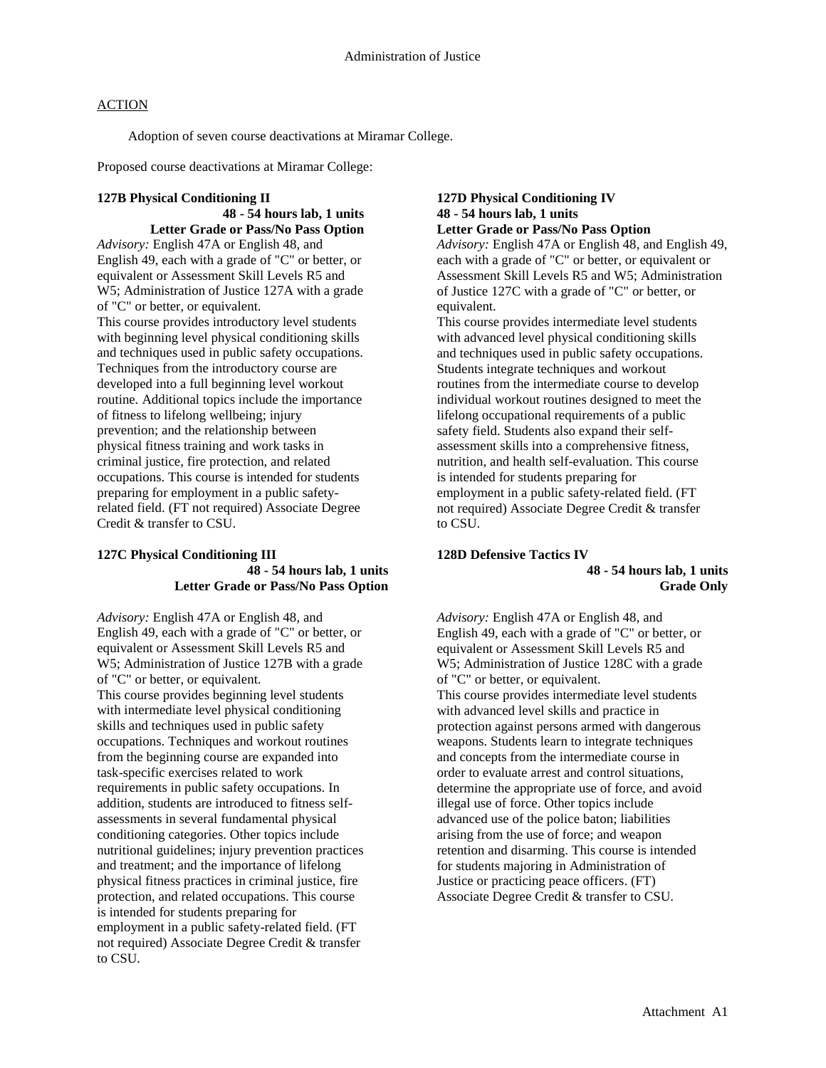# Administration of Justice

ACTION

Adoption of seven course deactivations at Miramar College.

Proposed course deactivations at Miramar College:

**127B Physical Conditioning II**
**48 - 54 hours lab, 1 units**
**Letter Grade or Pass/No Pass Option**

*Advisory:* English 47A or English 48, and English 49, each with a grade of "C" or better, or equivalent or Assessment Skill Levels R5 and W5; Administration of Justice 127A with a grade of "C" or better, or equivalent.
This course provides introductory level students with beginning level physical conditioning skills and techniques used in public safety occupations. Techniques from the introductory course are developed into a full beginning level workout routine. Additional topics include the importance of fitness to lifelong wellbeing; injury prevention; and the relationship between physical fitness training and work tasks in criminal justice, fire protection, and related occupations. This course is intended for students preparing for employment in a public safety-related field. (FT not required) Associate Degree Credit & transfer to CSU.

**127C Physical Conditioning III**
**48 - 54 hours lab, 1 units**
**Letter Grade or Pass/No Pass Option**

*Advisory:* English 47A or English 48, and English 49, each with a grade of "C" or better, or equivalent or Assessment Skill Levels R5 and W5; Administration of Justice 127B with a grade of "C" or better, or equivalent.
This course provides beginning level students with intermediate level physical conditioning skills and techniques used in public safety occupations. Techniques and workout routines from the beginning course are expanded into task-specific exercises related to work requirements in public safety occupations. In addition, students are introduced to fitness self-assessments in several fundamental physical conditioning categories. Other topics include nutritional guidelines; injury prevention practices and treatment; and the importance of lifelong physical fitness practices in criminal justice, fire protection, and related occupations. This course is intended for students preparing for employment in a public safety-related field. (FT not required) Associate Degree Credit & transfer to CSU.

**127D Physical Conditioning IV**
**48 - 54 hours lab, 1 units**
**Letter Grade or Pass/No Pass Option**

*Advisory:* English 47A or English 48, and English 49, each with a grade of "C" or better, or equivalent or Assessment Skill Levels R5 and W5; Administration of Justice 127C with a grade of "C" or better, or equivalent.
This course provides intermediate level students with advanced level physical conditioning skills and techniques used in public safety occupations. Students integrate techniques and workout routines from the intermediate course to develop individual workout routines designed to meet the lifelong occupational requirements of a public safety field. Students also expand their self-assessment skills into a comprehensive fitness, nutrition, and health self-evaluation. This course is intended for students preparing for employment in a public safety-related field. (FT not required) Associate Degree Credit & transfer to CSU.

**128D Defensive Tactics IV**
**48 - 54 hours lab, 1 units**
**Grade Only**

*Advisory:* English 47A or English 48, and English 49, each with a grade of "C" or better, or equivalent or Assessment Skill Levels R5 and W5; Administration of Justice 128C with a grade of "C" or better, or equivalent.
This course provides intermediate level students with advanced level skills and practice in protection against persons armed with dangerous weapons. Students learn to integrate techniques and concepts from the intermediate course in order to evaluate arrest and control situations, determine the appropriate use of force, and avoid illegal use of force. Other topics include advanced use of the police baton; liabilities arising from the use of force; and weapon retention and disarming. This course is intended for students majoring in Administration of Justice or practicing peace officers. (FT) Associate Degree Credit & transfer to CSU.

Attachment A1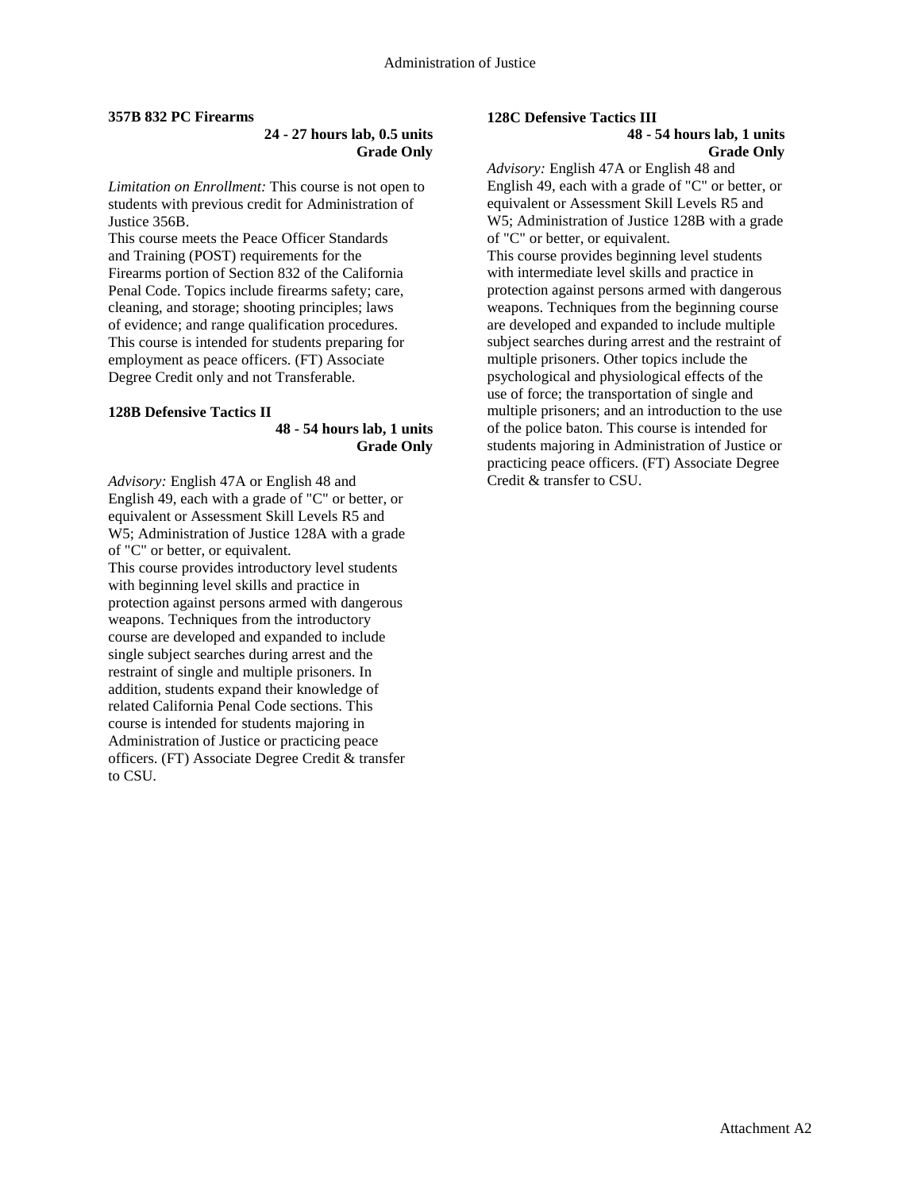**357B 832 PC Firearms**

**24 - 27 hours lab, 0.5 units**
**Grade Only**

*Limitation on Enrollment:* This course is not open to students with previous credit for Administration of Justice 356B.

This course meets the Peace Officer Standards and Training (POST) requirements for the Firearms portion of Section 832 of the California Penal Code. Topics include firearms safety; care, cleaning, and storage; shooting principles; laws of evidence; and range qualification procedures. This course is intended for students preparing for employment as peace officers. (FT) Associate Degree Credit only and not Transferable.

**128B Defensive Tactics II**

**48 - 54 hours lab, 1 units**
**Grade Only**

*Advisory:* English 47A or English 48 and English 49, each with a grade of "C" or better, or equivalent or Assessment Skill Levels R5 and W5; Administration of Justice 128A with a grade of "C" or better, or equivalent.

This course provides introductory level students with beginning level skills and practice in protection against persons armed with dangerous weapons. Techniques from the introductory course are developed and expanded to include single subject searches during arrest and the restraint of single and multiple prisoners. In addition, students expand their knowledge of related California Penal Code sections. This course is intended for students majoring in Administration of Justice or practicing peace officers. (FT) Associate Degree Credit & transfer to CSU.

**128C Defensive Tactics III**

**48 - 54 hours lab, 1 units**
**Grade Only**

*Advisory:* English 47A or English 48 and English 49, each with a grade of "C" or better, or equivalent or Assessment Skill Levels R5 and W5; Administration of Justice 128B with a grade of "C" or better, or equivalent.

This course provides beginning level students with intermediate level skills and practice in protection against persons armed with dangerous weapons. Techniques from the beginning course are developed and expanded to include multiple subject searches during arrest and the restraint of multiple prisoners. Other topics include the psychological and physiological effects of the use of force; the transportation of single and multiple prisoners; and an introduction to the use of the police baton. This course is intended for students majoring in Administration of Justice or practicing peace officers. (FT) Associate Degree Credit & transfer to CSU.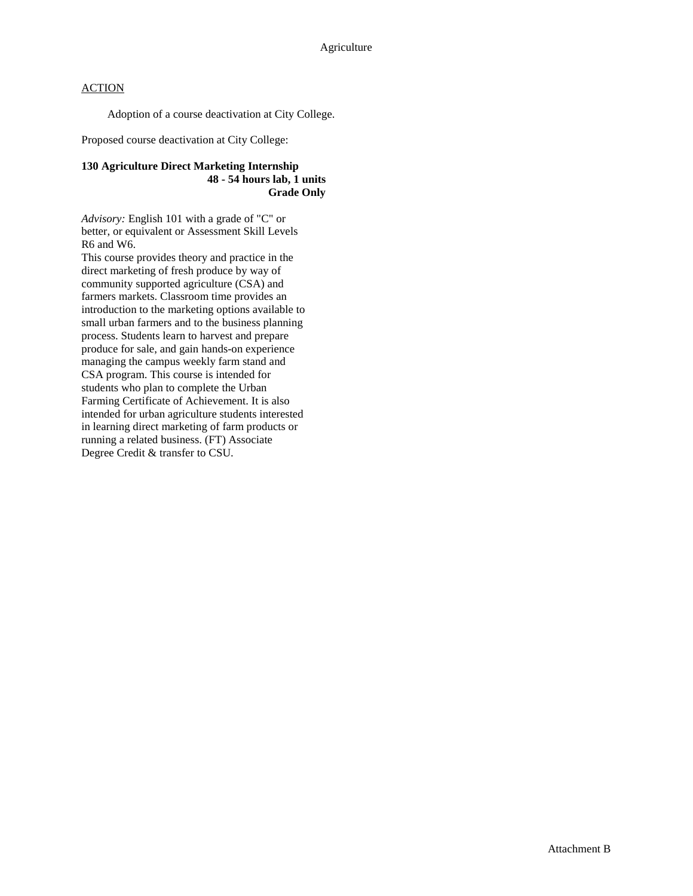Agriculture

ACTION

Adoption of a course deactivation at City College.

Proposed course deactivation at City College:

**130 Agriculture Direct Marketing Internship**
**48 - 54 hours lab, 1 units**
**Grade Only**

*Advisory:* English 101 with a grade of "C" or better, or equivalent or Assessment Skill Levels R6 and W6.
This course provides theory and practice in the direct marketing of fresh produce by way of community supported agriculture (CSA) and farmers markets. Classroom time provides an introduction to the marketing options available to small urban farmers and to the business planning process. Students learn to harvest and prepare produce for sale, and gain hands-on experience managing the campus weekly farm stand and CSA program. This course is intended for students who plan to complete the Urban Farming Certificate of Achievement. It is also intended for urban agriculture students interested in learning direct marketing of farm products or running a related business. (FT) Associate Degree Credit & transfer to CSU.

Attachment B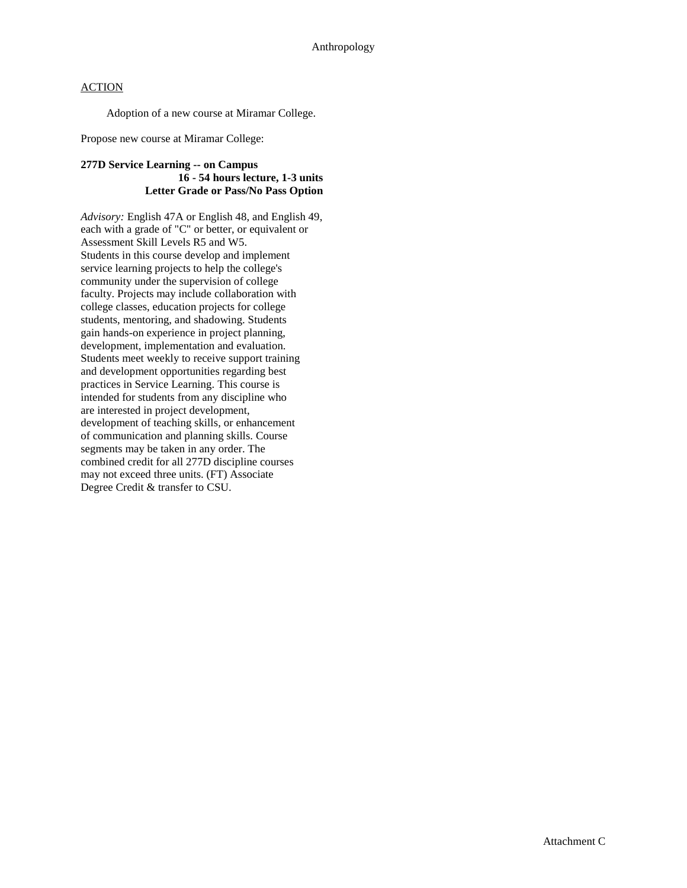Anthropology

ACTION

Adoption of a new course at Miramar College.

Propose new course at Miramar College:

**277D Service Learning -- on Campus**
**16 - 54 hours lecture, 1-3 units**
**Letter Grade or Pass/No Pass Option**

*Advisory:* English 47A or English 48, and English 49, each with a grade of "C" or better, or equivalent or Assessment Skill Levels R5 and W5.
Students in this course develop and implement service learning projects to help the college's community under the supervision of college faculty. Projects may include collaboration with college classes, education projects for college students, mentoring, and shadowing. Students gain hands-on experience in project planning, development, implementation and evaluation. Students meet weekly to receive support training and development opportunities regarding best practices in Service Learning. This course is intended for students from any discipline who are interested in project development, development of teaching skills, or enhancement of communication and planning skills. Course segments may be taken in any order. The combined credit for all 277D discipline courses may not exceed three units. (FT) Associate Degree Credit & transfer to CSU.

Attachment C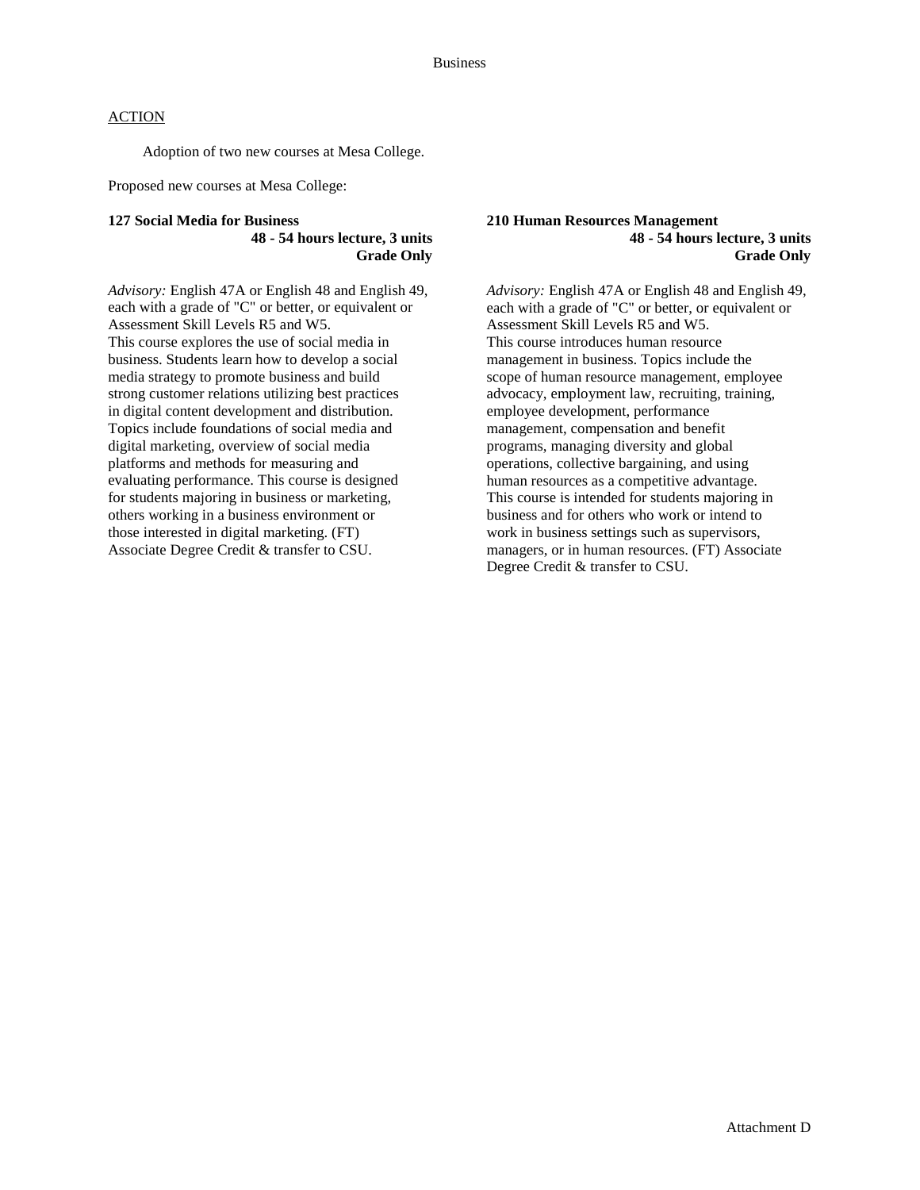# Business

ACTION

Adoption of two new courses at Mesa College.

Proposed new courses at Mesa College:

**127 Social Media for Business**
**48 - 54 hours lecture, 3 units**
**Grade Only**

*Advisory:* English 47A or English 48 and English 49, each with a grade of "C" or better, or equivalent or Assessment Skill Levels R5 and W5.
This course explores the use of social media in business. Students learn how to develop a social media strategy to promote business and build strong customer relations utilizing best practices in digital content development and distribution. Topics include foundations of social media and digital marketing, overview of social media platforms and methods for measuring and evaluating performance. This course is designed for students majoring in business or marketing, others working in a business environment or those interested in digital marketing. (FT) Associate Degree Credit & transfer to CSU.

**210 Human Resources Management**
**48 - 54 hours lecture, 3 units**
**Grade Only**

*Advisory:* English 47A or English 48 and English 49, each with a grade of "C" or better, or equivalent or Assessment Skill Levels R5 and W5.
This course introduces human resource management in business. Topics include the scope of human resource management, employee advocacy, employment law, recruiting, training, employee development, performance management, compensation and benefit programs, managing diversity and global operations, collective bargaining, and using human resources as a competitive advantage. This course is intended for students majoring in business and for others who work or intend to work in business settings such as supervisors, managers, or in human resources. (FT) Associate Degree Credit & transfer to CSU.

Attachment D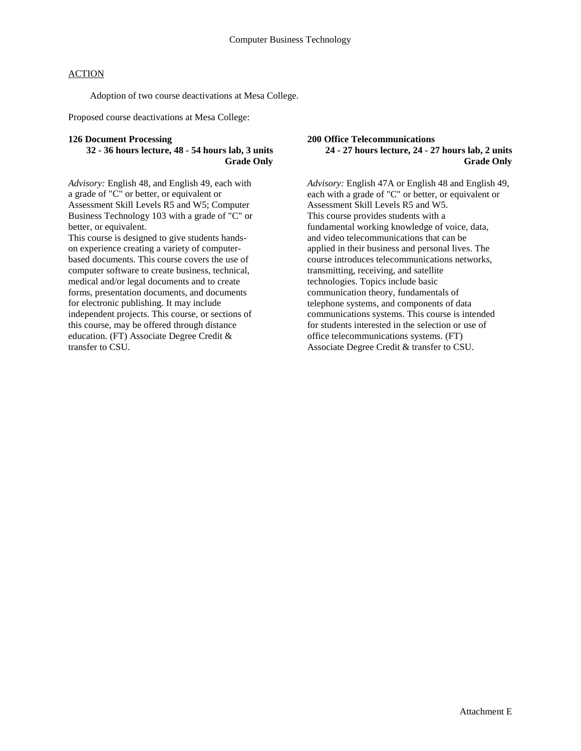## Computer Business Technology

ACTION

Adoption of two course deactivations at Mesa College.

Proposed course deactivations at Mesa College:

**126 Document Processing**
**32 - 36 hours lecture, 48 - 54 hours lab, 3 units**
**Grade Only**

*Advisory:* English 48, and English 49, each with a grade of "C" or better, or equivalent or Assessment Skill Levels R5 and W5; Computer Business Technology 103 with a grade of "C" or better, or equivalent.
This course is designed to give students hands-on experience creating a variety of computer-based documents. This course covers the use of computer software to create business, technical, medical and/or legal documents and to create forms, presentation documents, and documents for electronic publishing. It may include independent projects. This course, or sections of this course, may be offered through distance education. (FT) Associate Degree Credit & transfer to CSU.

**200 Office Telecommunications**
**24 - 27 hours lecture, 24 - 27 hours lab, 2 units**
**Grade Only**

*Advisory:* English 47A or English 48 and English 49, each with a grade of "C" or better, or equivalent or Assessment Skill Levels R5 and W5.
This course provides students with a fundamental working knowledge of voice, data, and video telecommunications that can be applied in their business and personal lives. The course introduces telecommunications networks, transmitting, receiving, and satellite technologies. Topics include basic communication theory, fundamentals of telephone systems, and components of data communications systems. This course is intended for students interested in the selection or use of office telecommunications systems. (FT) Associate Degree Credit & transfer to CSU.

Attachment E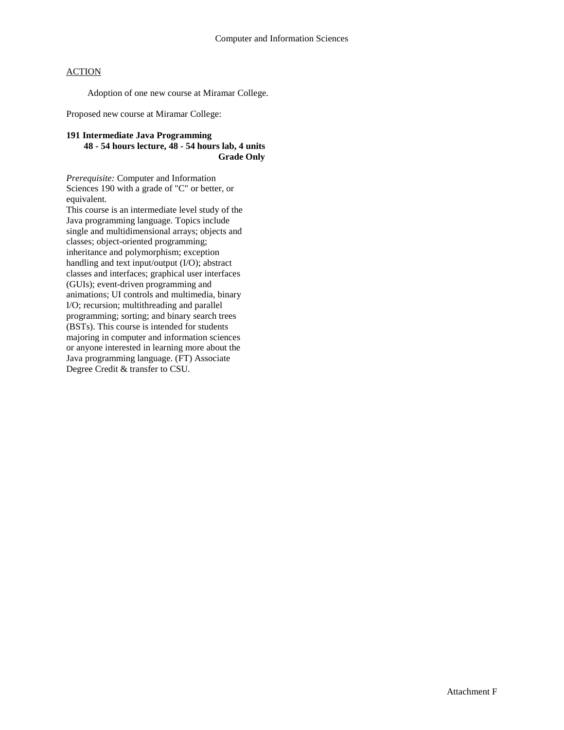Computer and Information Sciences

ACTION

Adoption of one new course at Miramar College.

Proposed new course at Miramar College:

**191 Intermediate Java Programming**
**48 - 54 hours lecture, 48 - 54 hours lab, 4 units**
**Grade Only**

*Prerequisite:* Computer and Information Sciences 190 with a grade of "C" or better, or equivalent.
This course is an intermediate level study of the Java programming language. Topics include single and multidimensional arrays; objects and classes; object-oriented programming; inheritance and polymorphism; exception handling and text input/output (I/O); abstract classes and interfaces; graphical user interfaces (GUIs); event-driven programming and animations; UI controls and multimedia, binary I/O; recursion; multithreading and parallel programming; sorting; and binary search trees (BSTs). This course is intended for students majoring in computer and information sciences or anyone interested in learning more about the Java programming language. (FT) Associate Degree Credit & transfer to CSU.

Attachment F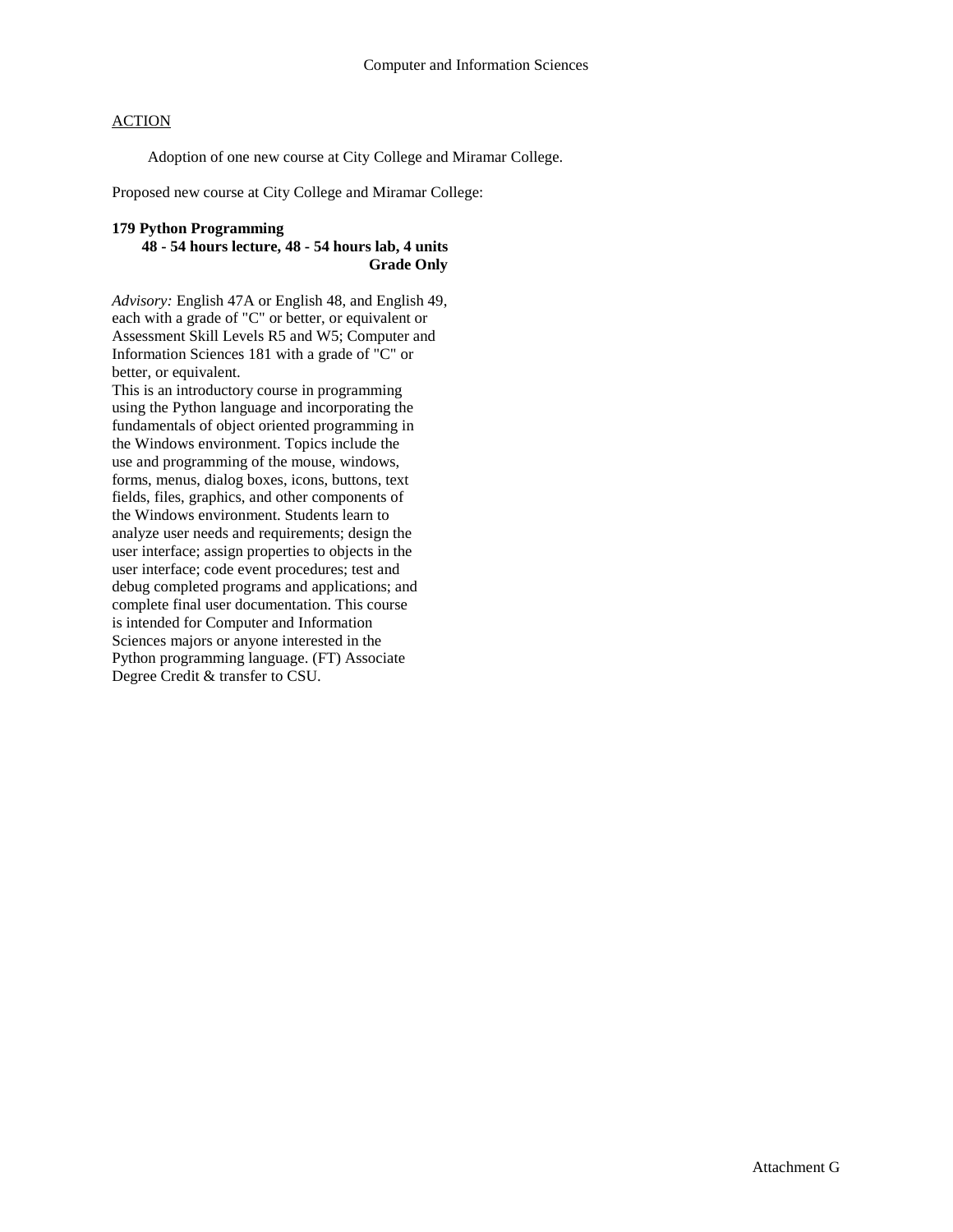Computer and Information Sciences

ACTION

Adoption of one new course at City College and Miramar College.

Proposed new course at City College and Miramar College:

**179 Python Programming**
**48 - 54 hours lecture, 48 - 54 hours lab, 4 units**
**Grade Only**

*Advisory:* English 47A or English 48, and English 49, each with a grade of "C" or better, or equivalent or Assessment Skill Levels R5 and W5; Computer and Information Sciences 181 with a grade of "C" or better, or equivalent.
This is an introductory course in programming using the Python language and incorporating the fundamentals of object oriented programming in the Windows environment. Topics include the use and programming of the mouse, windows, forms, menus, dialog boxes, icons, buttons, text fields, files, graphics, and other components of the Windows environment. Students learn to analyze user needs and requirements; design the user interface; assign properties to objects in the user interface; code event procedures; test and debug completed programs and applications; and complete final user documentation. This course is intended for Computer and Information Sciences majors or anyone interested in the Python programming language. (FT) Associate Degree Credit & transfer to CSU.

Attachment G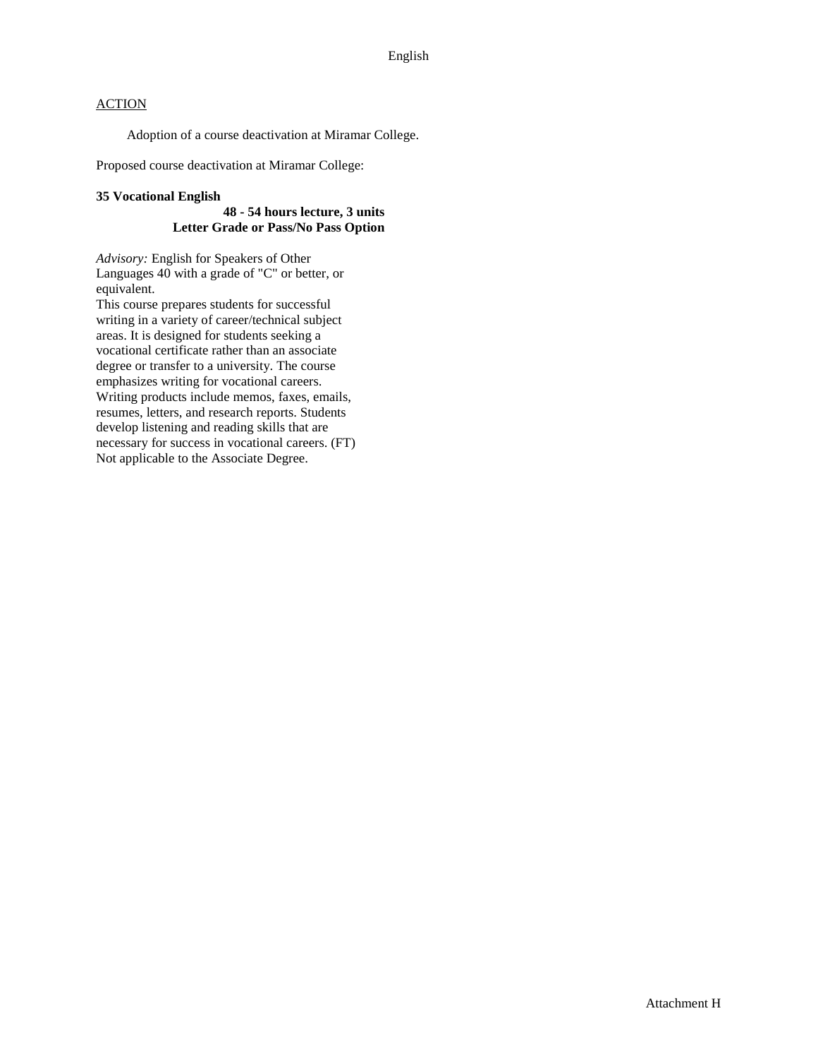ACTION

Adoption of a course deactivation at Miramar College.

Proposed course deactivation at Miramar College:

**35 Vocational English**

**48 - 54 hours lecture, 3 units**
**Letter Grade or Pass/No Pass Option**

*Advisory:* English for Speakers of Other Languages 40 with a grade of "C" or better, or equivalent.
This course prepares students for successful writing in a variety of career/technical subject areas. It is designed for students seeking a vocational certificate rather than an associate degree or transfer to a university. The course emphasizes writing for vocational careers. Writing products include memos, faxes, emails, resumes, letters, and research reports. Students develop listening and reading skills that are necessary for success in vocational careers. (FT)
Not applicable to the Associate Degree.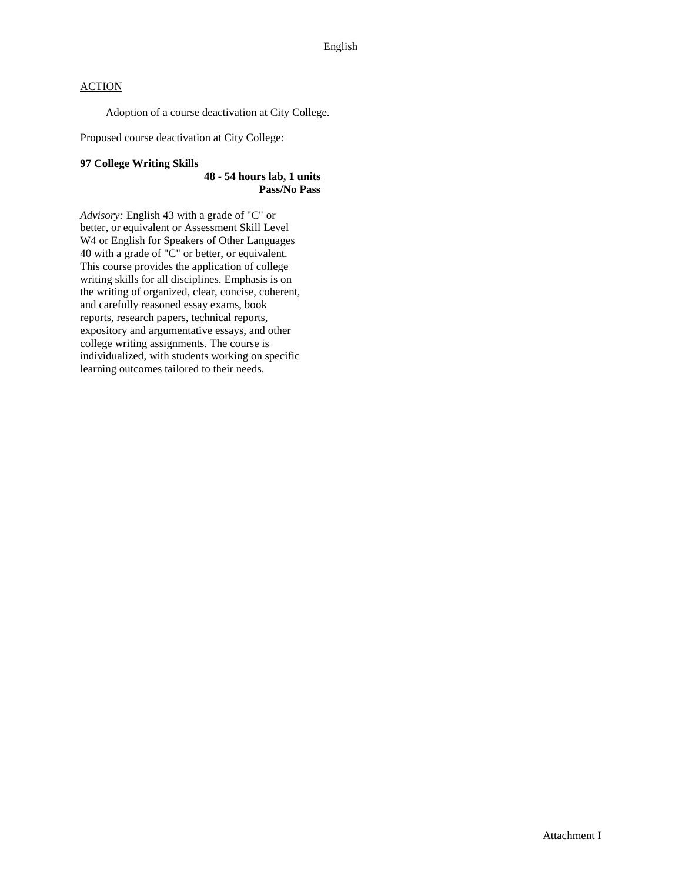English

ACTION

Adoption of a course deactivation at City College.

Proposed course deactivation at City College:

**97 College Writing Skills**

**48 - 54 hours lab, 1 units**
**Pass/No Pass**

*Advisory:* English 43 with a grade of "C" or better, or equivalent or Assessment Skill Level W4 or English for Speakers of Other Languages 40 with a grade of "C" or better, or equivalent. This course provides the application of college writing skills for all disciplines. Emphasis is on the writing of organized, clear, concise, coherent, and carefully reasoned essay exams, book reports, research papers, technical reports, expository and argumentative essays, and other college writing assignments. The course is individualized, with students working on specific learning outcomes tailored to their needs.

Attachment I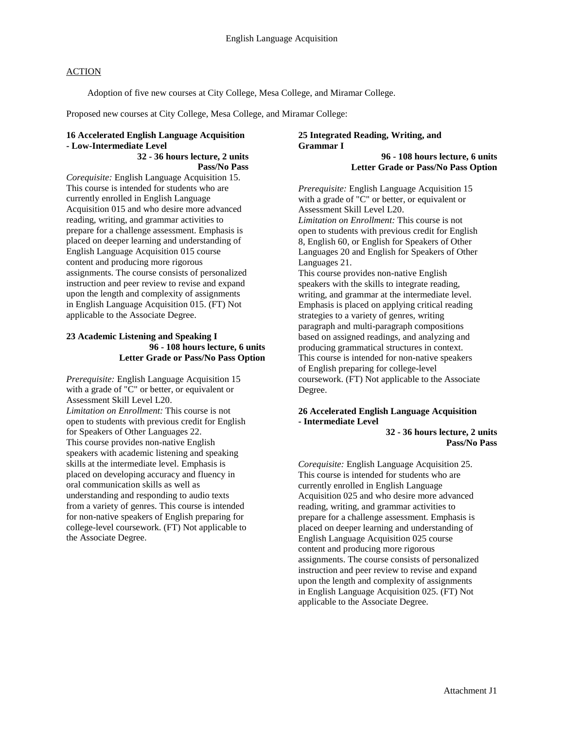English Language Acquisition

ACTION

Adoption of five new courses at City College, Mesa College, and Miramar College.

Proposed new courses at City College, Mesa College, and Miramar College:

**16 Accelerated English Language Acquisition - Low-Intermediate Level**

**32 - 36 hours lecture, 2 units**
**Pass/No Pass**

*Corequisite:* English Language Acquisition 15.
This course is intended for students who are currently enrolled in English Language Acquisition 015 and who desire more advanced reading, writing, and grammar activities to prepare for a challenge assessment. Emphasis is placed on deeper learning and understanding of English Language Acquisition 015 course content and producing more rigorous assignments. The course consists of personalized instruction and peer review to revise and expand upon the length and complexity of assignments in English Language Acquisition 015. (FT) Not applicable to the Associate Degree.

**23 Academic Listening and Speaking I**

**96 - 108 hours lecture, 6 units**
**Letter Grade or Pass/No Pass Option**

*Prerequisite:* English Language Acquisition 15 with a grade of "C" or better, or equivalent or Assessment Skill Level L20.
*Limitation on Enrollment:* This course is not open to students with previous credit for English for Speakers of Other Languages 22.
This course provides non-native English speakers with academic listening and speaking skills at the intermediate level. Emphasis is placed on developing accuracy and fluency in oral communication skills as well as understanding and responding to audio texts from a variety of genres. This course is intended for non-native speakers of English preparing for college-level coursework. (FT) Not applicable to the Associate Degree.

**25 Integrated Reading, Writing, and Grammar I**

**96 - 108 hours lecture, 6 units**
**Letter Grade or Pass/No Pass Option**

*Prerequisite:* English Language Acquisition 15 with a grade of "C" or better, or equivalent or Assessment Skill Level L20.
*Limitation on Enrollment:* This course is not open to students with previous credit for English 8, English 60, or English for Speakers of Other Languages 20 and English for Speakers of Other Languages 21.
This course provides non-native English speakers with the skills to integrate reading, writing, and grammar at the intermediate level. Emphasis is placed on applying critical reading strategies to a variety of genres, writing paragraph and multi-paragraph compositions based on assigned readings, and analyzing and producing grammatical structures in context. This course is intended for non-native speakers of English preparing for college-level coursework. (FT) Not applicable to the Associate Degree.

**26 Accelerated English Language Acquisition - Intermediate Level**

**32 - 36 hours lecture, 2 units**
**Pass/No Pass**

*Corequisite:* English Language Acquisition 25.
This course is intended for students who are currently enrolled in English Language Acquisition 025 and who desire more advanced reading, writing, and grammar activities to prepare for a challenge assessment. Emphasis is placed on deeper learning and understanding of English Language Acquisition 025 course content and producing more rigorous assignments. The course consists of personalized instruction and peer review to revise and expand upon the length and complexity of assignments in English Language Acquisition 025. (FT) Not applicable to the Associate Degree.

Attachment J1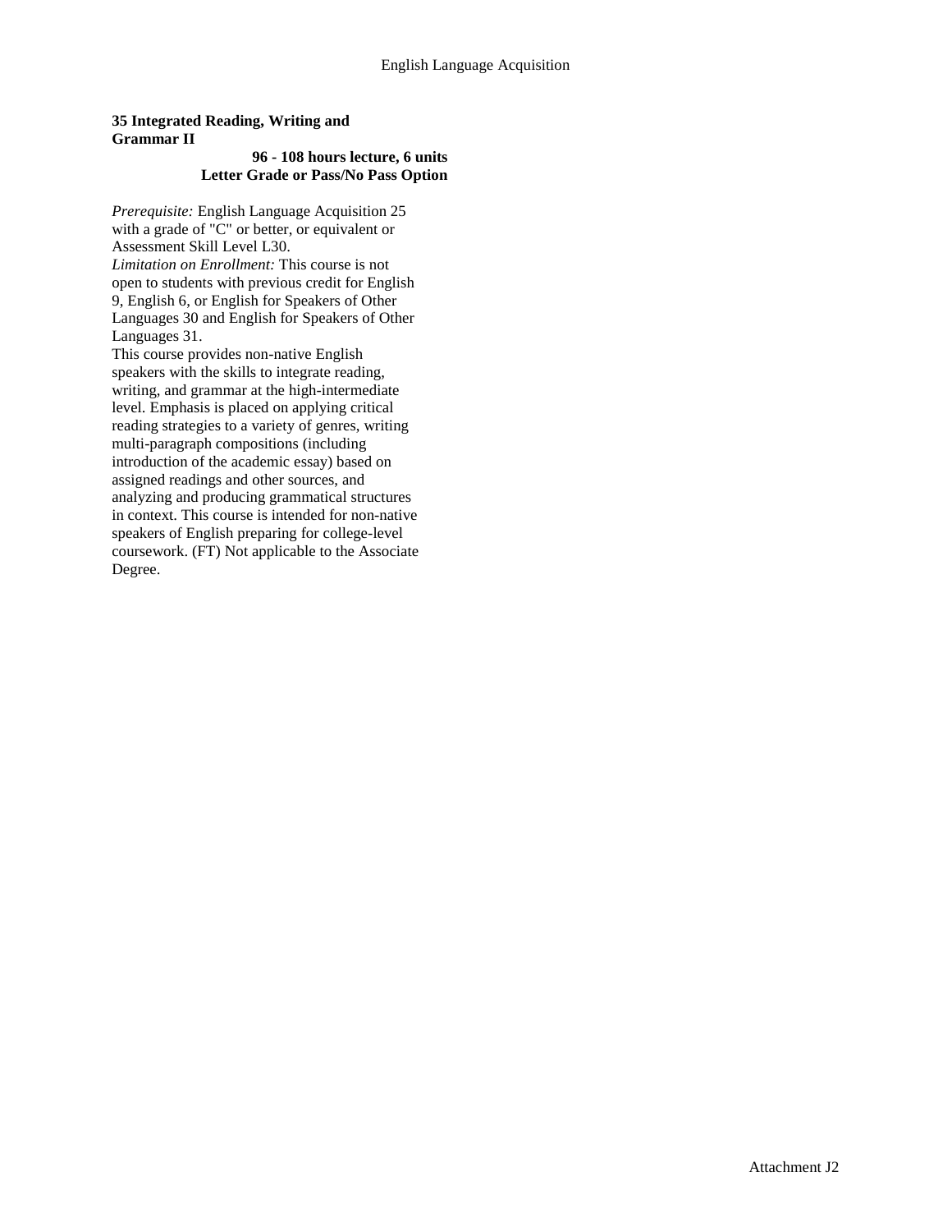**35 Integrated Reading, Writing and Grammar II**

**96 - 108 hours lecture, 6 units**
**Letter Grade or Pass/No Pass Option**

*Prerequisite:* English Language Acquisition 25 with a grade of "C" or better, or equivalent or Assessment Skill Level L30.
*Limitation on Enrollment:* This course is not open to students with previous credit for English 9, English 6, or English for Speakers of Other Languages 30 and English for Speakers of Other Languages 31.
This course provides non-native English speakers with the skills to integrate reading, writing, and grammar at the high-intermediate level. Emphasis is placed on applying critical reading strategies to a variety of genres, writing multi-paragraph compositions (including introduction of the academic essay) based on assigned readings and other sources, and analyzing and producing grammatical structures in context. This course is intended for non-native speakers of English preparing for college-level coursework. (FT) Not applicable to the Associate Degree.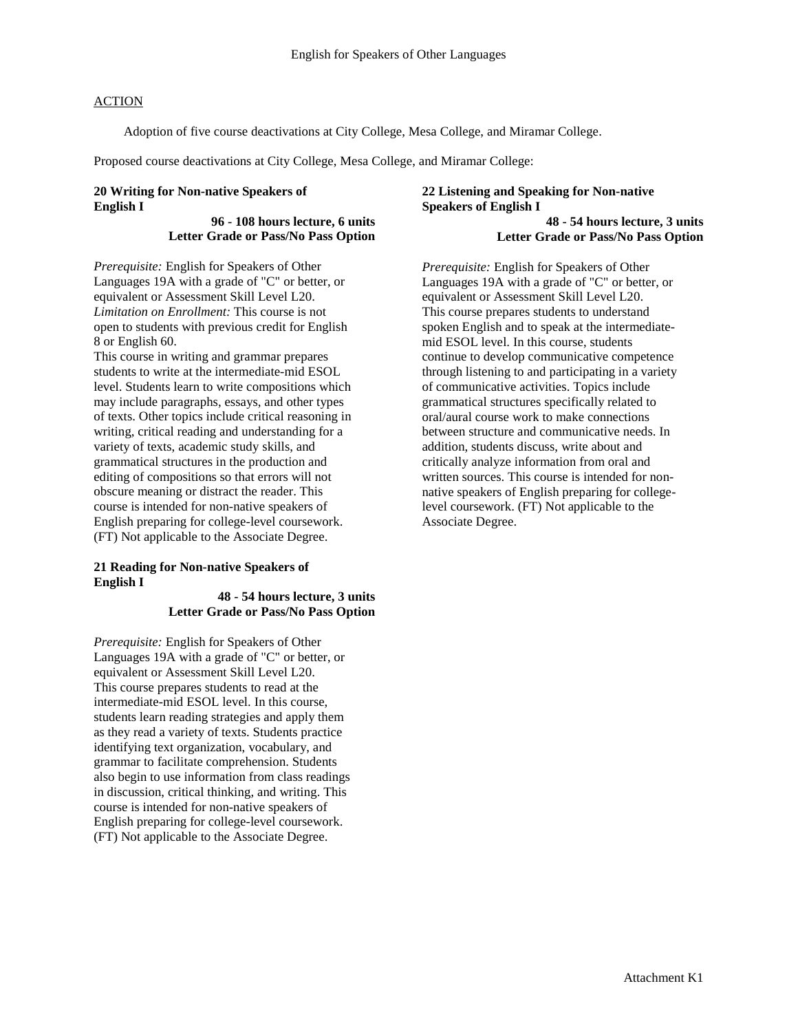# English for Speakers of Other Languages

ACTION

Adoption of five course deactivations at City College, Mesa College, and Miramar College.

Proposed course deactivations at City College, Mesa College, and Miramar College:

**20 Writing for Non-native Speakers of English I**

**96 - 108 hours lecture, 6 units**
**Letter Grade or Pass/No Pass Option**

*Prerequisite:* English for Speakers of Other Languages 19A with a grade of "C" or better, or equivalent or Assessment Skill Level L20.
*Limitation on Enrollment:* This course is not open to students with previous credit for English 8 or English 60.
This course in writing and grammar prepares students to write at the intermediate-mid ESOL level. Students learn to write compositions which may include paragraphs, essays, and other types of texts. Other topics include critical reasoning in writing, critical reading and understanding for a variety of texts, academic study skills, and grammatical structures in the production and editing of compositions so that errors will not obscure meaning or distract the reader. This course is intended for non-native speakers of English preparing for college-level coursework. (FT) Not applicable to the Associate Degree.

**21 Reading for Non-native Speakers of English I**

**48 - 54 hours lecture, 3 units**
**Letter Grade or Pass/No Pass Option**

*Prerequisite:* English for Speakers of Other Languages 19A with a grade of "C" or better, or equivalent or Assessment Skill Level L20.
This course prepares students to read at the intermediate-mid ESOL level. In this course, students learn reading strategies and apply them as they read a variety of texts. Students practice identifying text organization, vocabulary, and grammar to facilitate comprehension. Students also begin to use information from class readings in discussion, critical thinking, and writing. This course is intended for non-native speakers of English preparing for college-level coursework. (FT) Not applicable to the Associate Degree.

**22 Listening and Speaking for Non-native Speakers of English I**

**48 - 54 hours lecture, 3 units**
**Letter Grade or Pass/No Pass Option**

*Prerequisite:* English for Speakers of Other Languages 19A with a grade of "C" or better, or equivalent or Assessment Skill Level L20.
This course prepares students to understand spoken English and to speak at the intermediate-mid ESOL level. In this course, students continue to develop communicative competence through listening to and participating in a variety of communicative activities. Topics include grammatical structures specifically related to oral/aural course work to make connections between structure and communicative needs. In addition, students discuss, write about and critically analyze information from oral and written sources. This course is intended for non-native speakers of English preparing for college-level coursework. (FT) Not applicable to the Associate Degree.

Attachment K1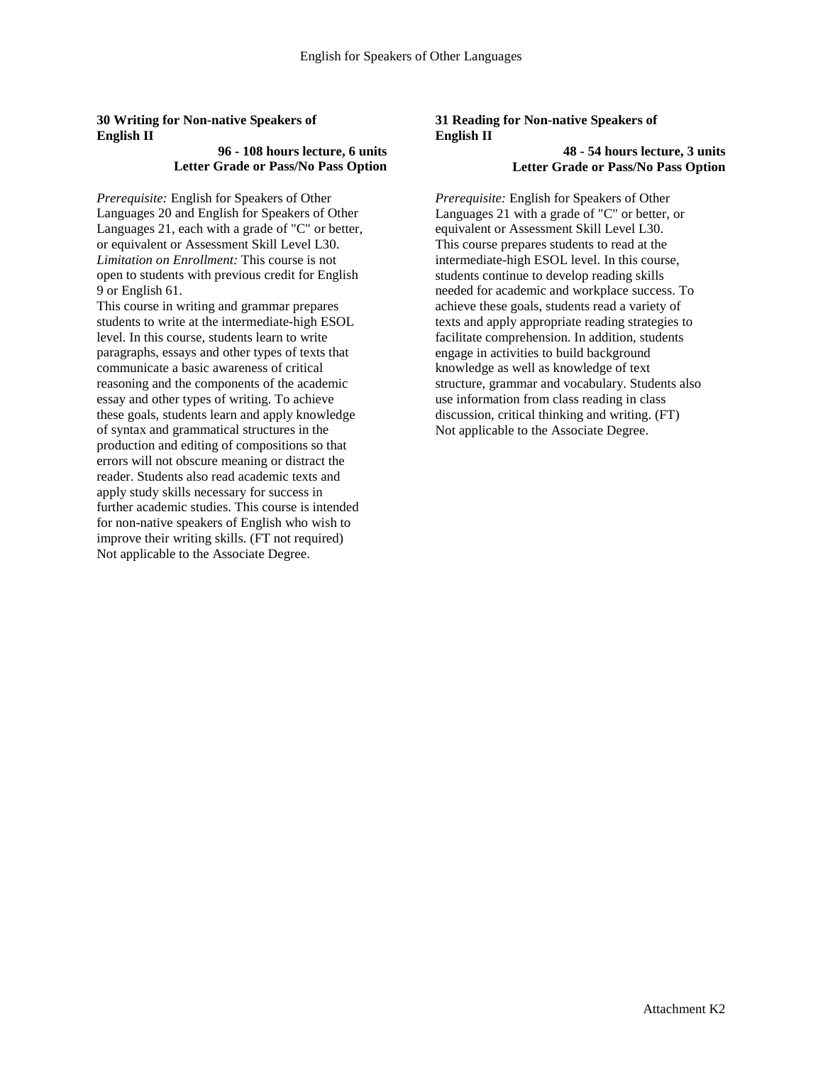### 30 Writing for Non-native Speakers of English II

**96 - 108 hours lecture, 6 units**
**Letter Grade or Pass/No Pass Option**

*Prerequisite:* English for Speakers of Other Languages 20 and English for Speakers of Other Languages 21, each with a grade of "C" or better, or equivalent or Assessment Skill Level L30.
*Limitation on Enrollment:* This course is not open to students with previous credit for English 9 or English 61.
This course in writing and grammar prepares students to write at the intermediate-high ESOL level. In this course, students learn to write paragraphs, essays and other types of texts that communicate a basic awareness of critical reasoning and the components of the academic essay and other types of writing. To achieve these goals, students learn and apply knowledge of syntax and grammatical structures in the production and editing of compositions so that errors will not obscure meaning or distract the reader. Students also read academic texts and apply study skills necessary for success in further academic studies. This course is intended for non-native speakers of English who wish to improve their writing skills. (FT not required)
Not applicable to the Associate Degree.

### 31 Reading for Non-native Speakers of English II

**48 - 54 hours lecture, 3 units**
**Letter Grade or Pass/No Pass Option**

*Prerequisite:* English for Speakers of Other Languages 21 with a grade of "C" or better, or equivalent or Assessment Skill Level L30.
This course prepares students to read at the intermediate-high ESOL level. In this course, students continue to develop reading skills needed for academic and workplace success. To achieve these goals, students read a variety of texts and apply appropriate reading strategies to facilitate comprehension. In addition, students engage in activities to build background knowledge as well as knowledge of text structure, grammar and vocabulary. Students also use information from class reading in class discussion, critical thinking and writing. (FT)
Not applicable to the Associate Degree.

Attachment K2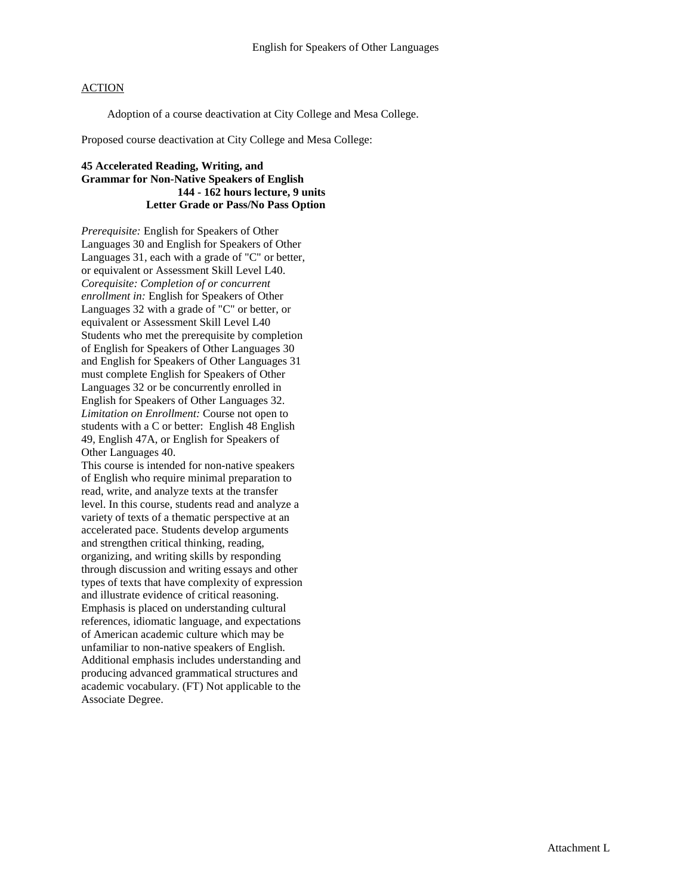# English for Speakers of Other Languages

ACTION

Adoption of a course deactivation at City College and Mesa College.

Proposed course deactivation at City College and Mesa College:

**45 Accelerated Reading, Writing, and Grammar for Non-Native Speakers of English**
**144 - 162 hours lecture, 9 units**
**Letter Grade or Pass/No Pass Option**

*Prerequisite:* English for Speakers of Other Languages 30 and English for Speakers of Other Languages 31, each with a grade of "C" or better, or equivalent or Assessment Skill Level L40.
*Corequisite: Completion of or concurrent enrollment in:* English for Speakers of Other Languages 32 with a grade of "C" or better, or equivalent or Assessment Skill Level L40
Students who met the prerequisite by completion of English for Speakers of Other Languages 30 and English for Speakers of Other Languages 31 must complete English for Speakers of Other Languages 32 or be concurrently enrolled in English for Speakers of Other Languages 32.
*Limitation on Enrollment:* Course not open to students with a C or better: English 48 English 49, English 47A, or English for Speakers of Other Languages 40.
This course is intended for non-native speakers of English who require minimal preparation to read, write, and analyze texts at the transfer level. In this course, students read and analyze a variety of texts of a thematic perspective at an accelerated pace. Students develop arguments and strengthen critical thinking, reading, organizing, and writing skills by responding through discussion and writing essays and other types of texts that have complexity of expression and illustrate evidence of critical reasoning. Emphasis is placed on understanding cultural references, idiomatic language, and expectations of American academic culture which may be unfamiliar to non-native speakers of English. Additional emphasis includes understanding and producing advanced grammatical structures and academic vocabulary. (FT) Not applicable to the Associate Degree.

Attachment L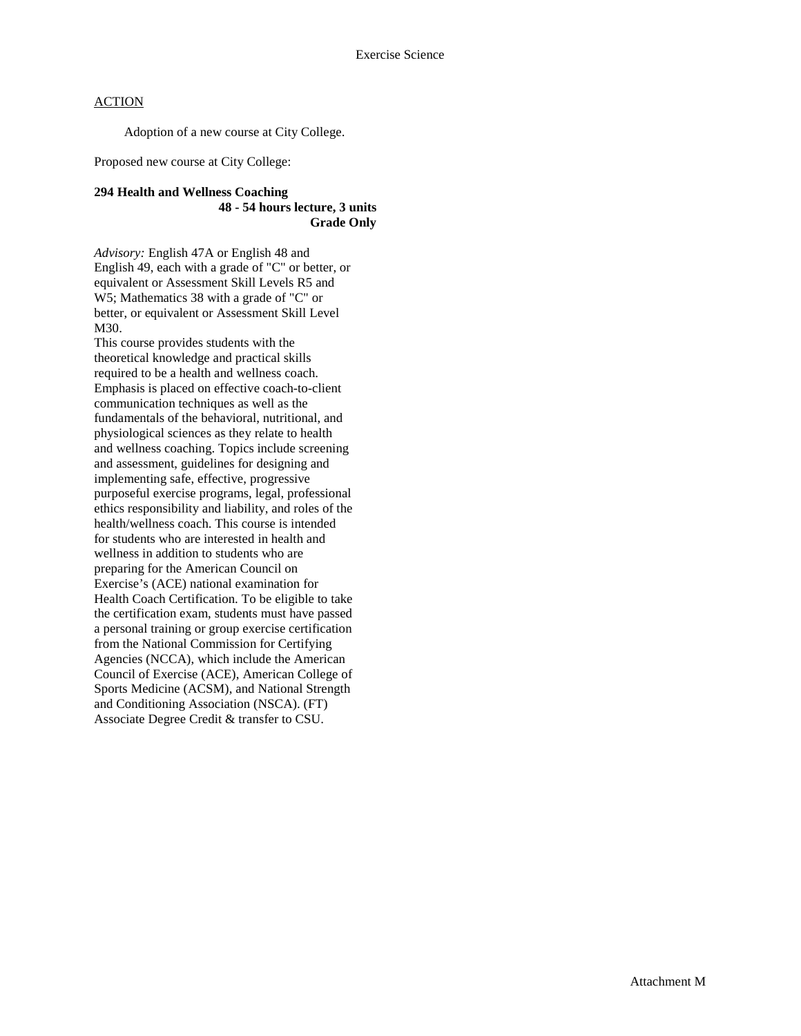Exercise Science

ACTION

Adoption of a new course at City College.

Proposed new course at City College:

**294 Health and Wellness Coaching**
**48 - 54 hours lecture, 3 units**
**Grade Only**

*Advisory:* English 47A or English 48 and English 49, each with a grade of "C" or better, or equivalent or Assessment Skill Levels R5 and W5; Mathematics 38 with a grade of "C" or better, or equivalent or Assessment Skill Level M30.

This course provides students with the theoretical knowledge and practical skills required to be a health and wellness coach. Emphasis is placed on effective coach-to-client communication techniques as well as the fundamentals of the behavioral, nutritional, and physiological sciences as they relate to health and wellness coaching. Topics include screening and assessment, guidelines for designing and implementing safe, effective, progressive purposeful exercise programs, legal, professional ethics responsibility and liability, and roles of the health/wellness coach. This course is intended for students who are interested in health and wellness in addition to students who are preparing for the American Council on Exercise's (ACE) national examination for Health Coach Certification. To be eligible to take the certification exam, students must have passed a personal training or group exercise certification from the National Commission for Certifying Agencies (NCCA), which include the American Council of Exercise (ACE), American College of Sports Medicine (ACSM), and National Strength and Conditioning Association (NSCA). (FT)
Associate Degree Credit & transfer to CSU.

Attachment M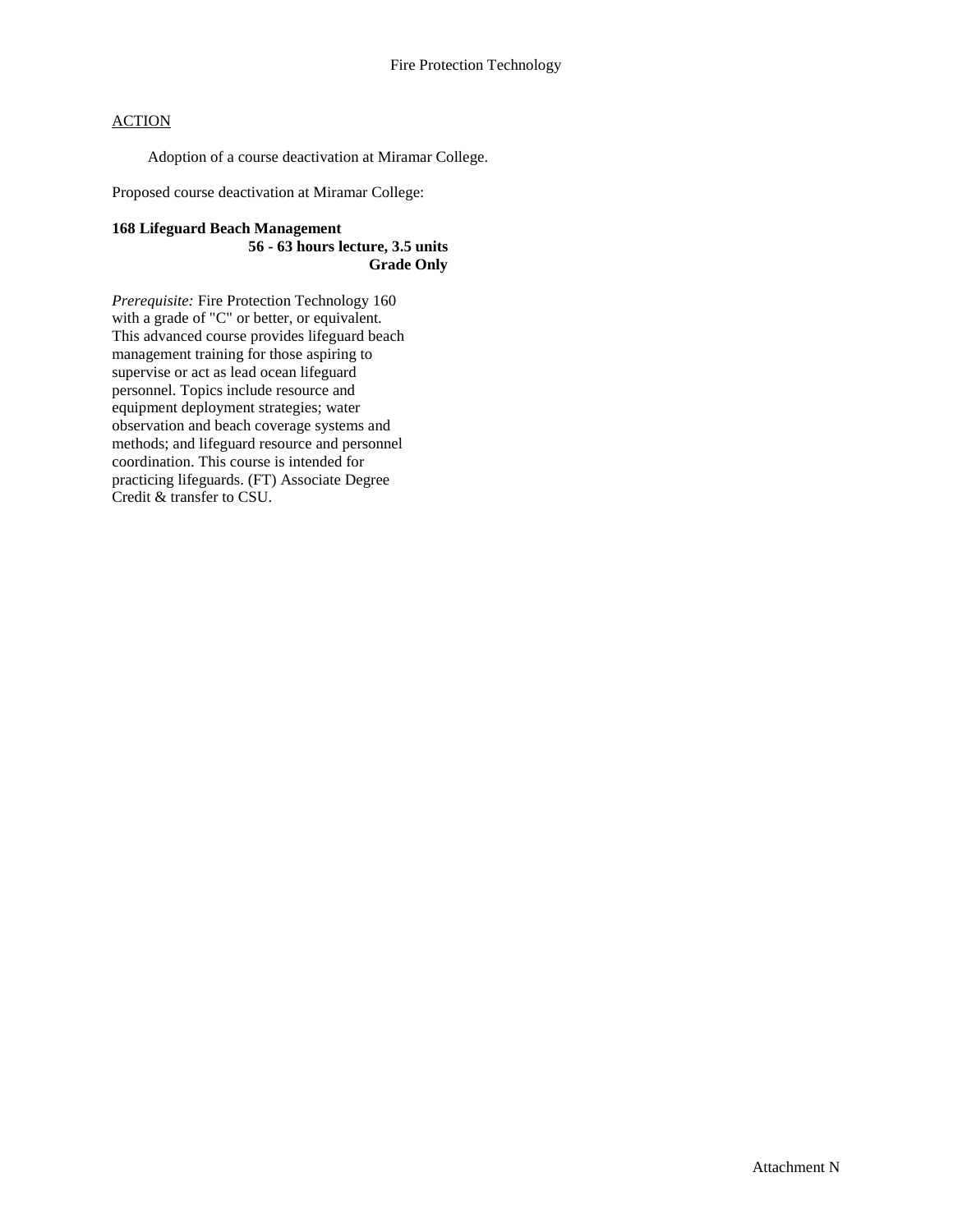Fire Protection Technology

ACTION

Adoption of a course deactivation at Miramar College.

Proposed course deactivation at Miramar College:

**168 Lifeguard Beach Management**
**56 - 63 hours lecture, 3.5 units**
**Grade Only**

*Prerequisite:* Fire Protection Technology 160 with a grade of "C" or better, or equivalent. This advanced course provides lifeguard beach management training for those aspiring to supervise or act as lead ocean lifeguard personnel. Topics include resource and equipment deployment strategies; water observation and beach coverage systems and methods; and lifeguard resource and personnel coordination. This course is intended for practicing lifeguards. (FT) Associate Degree Credit & transfer to CSU.

Attachment N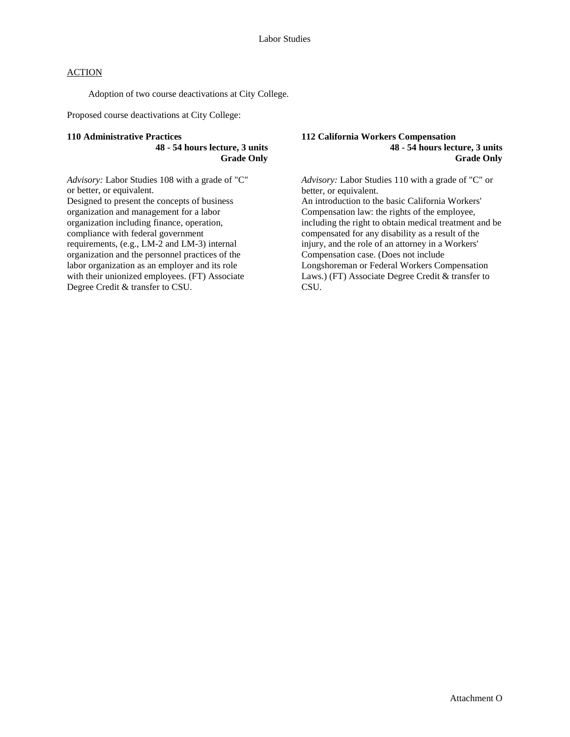Labor Studies

ACTION

Adoption of two course deactivations at City College.

Proposed course deactivations at City College:

**110 Administrative Practices**
**48 - 54 hours lecture, 3 units**
**Grade Only**

*Advisory:* Labor Studies 108 with a grade of "C" or better, or equivalent.
Designed to present the concepts of business organization and management for a labor organization including finance, operation, compliance with federal government requirements, (e.g., LM-2 and LM-3) internal organization and the personnel practices of the labor organization as an employer and its role with their unionized employees. (FT) Associate Degree Credit & transfer to CSU.

**112 California Workers Compensation**
**48 - 54 hours lecture, 3 units**
**Grade Only**

*Advisory:* Labor Studies 110 with a grade of "C" or better, or equivalent.
An introduction to the basic California Workers' Compensation law: the rights of the employee, including the right to obtain medical treatment and be compensated for any disability as a result of the injury, and the role of an attorney in a Workers' Compensation case. (Does not include Longshoreman or Federal Workers Compensation Laws.) (FT) Associate Degree Credit & transfer to CSU.

Attachment O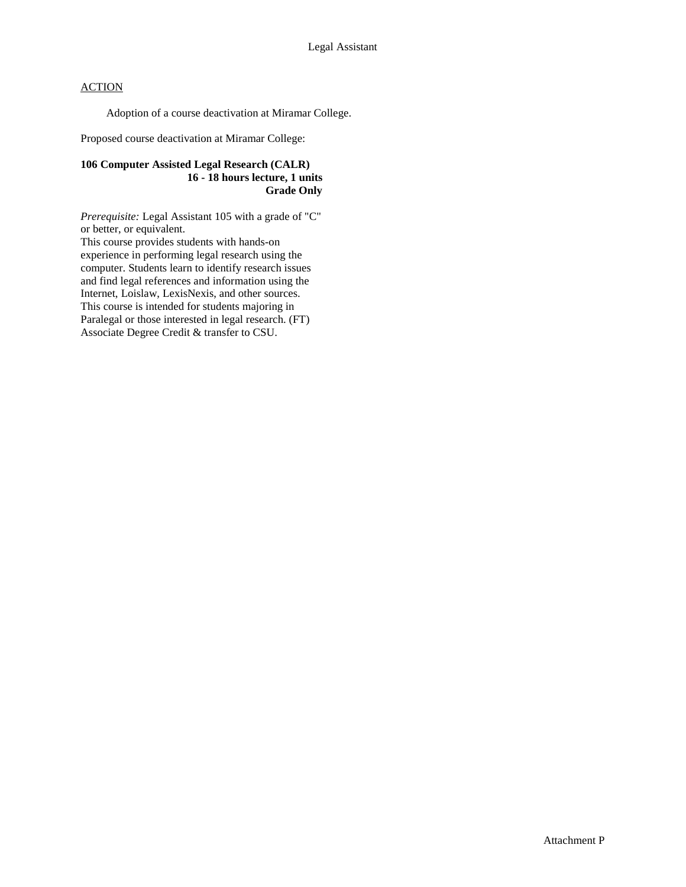Legal Assistant

ACTION

Adoption of a course deactivation at Miramar College.

Proposed course deactivation at Miramar College:

**106 Computer Assisted Legal Research (CALR)**
**16 - 18 hours lecture, 1 units**
**Grade Only**

*Prerequisite:* Legal Assistant 105 with a grade of "C" or better, or equivalent.
This course provides students with hands-on experience in performing legal research using the computer. Students learn to identify research issues and find legal references and information using the Internet, Loislaw, LexisNexis, and other sources. This course is intended for students majoring in Paralegal or those interested in legal research. (FT)
Associate Degree Credit & transfer to CSU.

Attachment P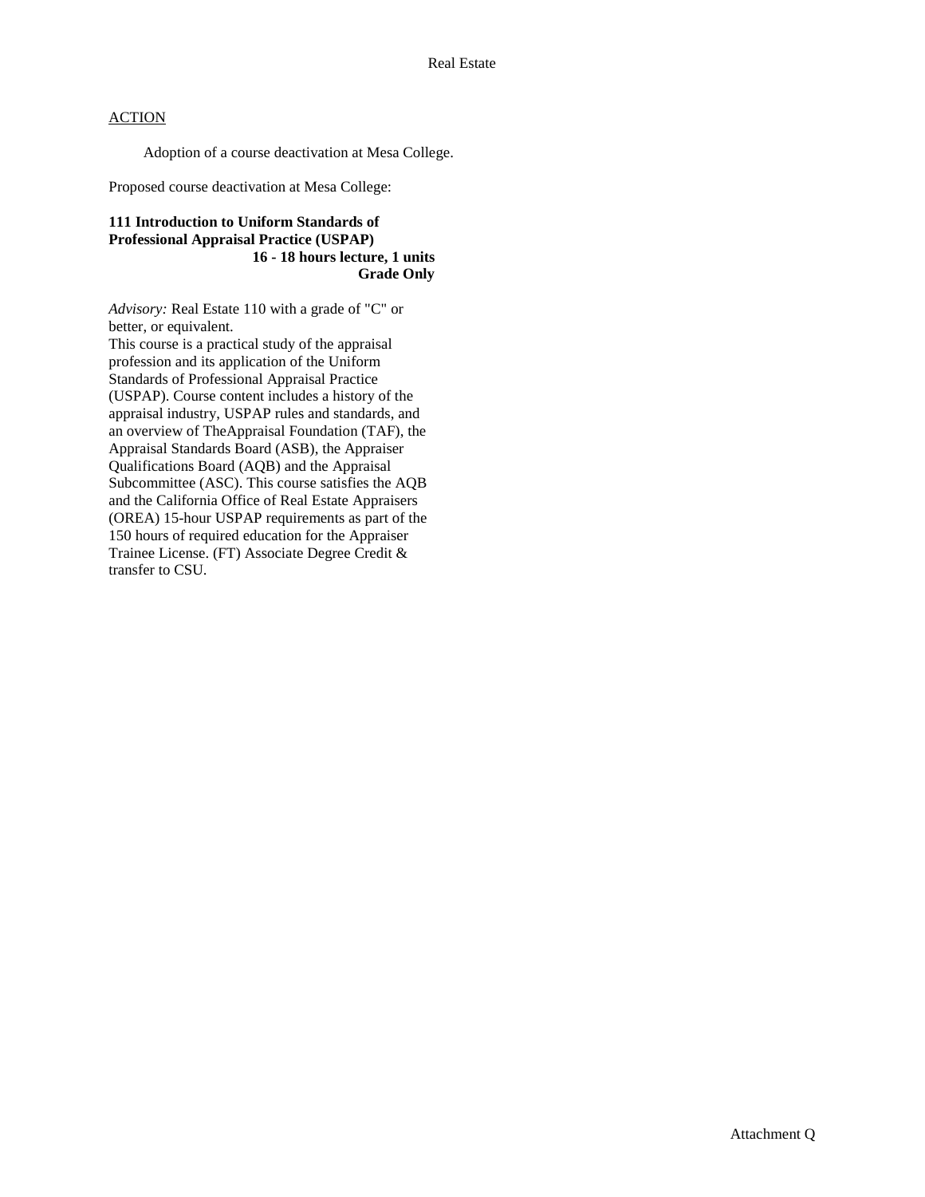Real Estate

ACTION

Adoption of a course deactivation at Mesa College.

Proposed course deactivation at Mesa College:

**111 Introduction to Uniform Standards of Professional Appraisal Practice (USPAP)**
**16 - 18 hours lecture, 1 units**
**Grade Only**

*Advisory:* Real Estate 110 with a grade of "C" or better, or equivalent.
This course is a practical study of the appraisal profession and its application of the Uniform Standards of Professional Appraisal Practice (USPAP). Course content includes a history of the appraisal industry, USPAP rules and standards, and an overview of TheAppraisal Foundation (TAF), the Appraisal Standards Board (ASB), the Appraiser Qualifications Board (AQB) and the Appraisal Subcommittee (ASC). This course satisfies the AQB and the California Office of Real Estate Appraisers (OREA) 15-hour USPAP requirements as part of the 150 hours of required education for the Appraiser Trainee License. (FT) Associate Degree Credit & transfer to CSU.

Attachment Q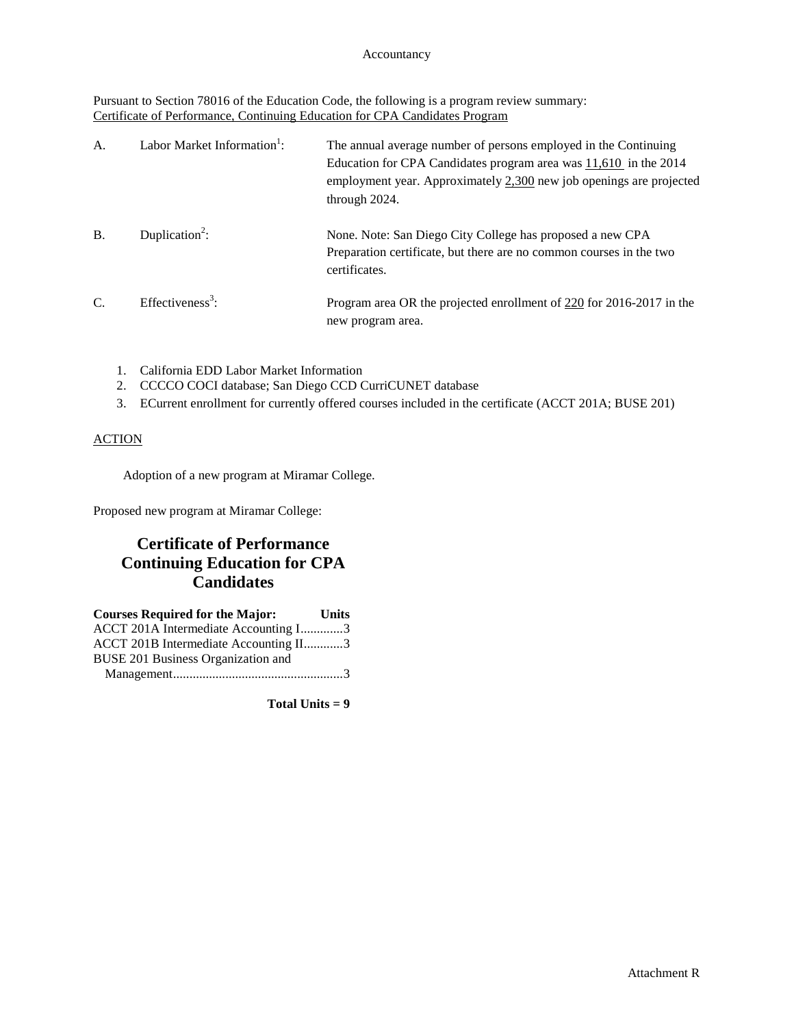Accountancy

Pursuant to Section 78016 of the Education Code, the following is a program review summary:
Certificate of Performance, Continuing Education for CPA Candidates Program

| | | |
|---|---|---|
| A. | Labor Market Information[1]: | The annual average number of persons employed in the Continuing Education for CPA Candidates program area was 11,610 in the 2014 employment year. Approximately 2,300 new job openings are projected through 2024. |
| B. | Duplication[2]: | None. Note: San Diego City College has proposed a new CPA Preparation certificate, but there are no common courses in the two certificates. |
| C. | Effectiveness[3]: | Program area OR the projected enrollment of 220 for 2016-2017 in the new program area. |

1. California EDD Labor Market Information
2. CCCCO COCI database; San Diego CCD CurriCUNET database
3. ECurrent enrollment for currently offered courses included in the certificate (ACCT 201A; BUSE 201)

ACTION

Adoption of a new program at Miramar College.

Proposed new program at Miramar College:

## Certificate of Performance Continuing Education for CPA Candidates

| Courses Required for the Major: | Units |
|---|---|
| ACCT 201A Intermediate Accounting I | 3 |
| ACCT 201B Intermediate Accounting II | 3 |
| BUSE 201 Business Organization and Management | 3 |
| **Total Units =** | **9** |

Attachment R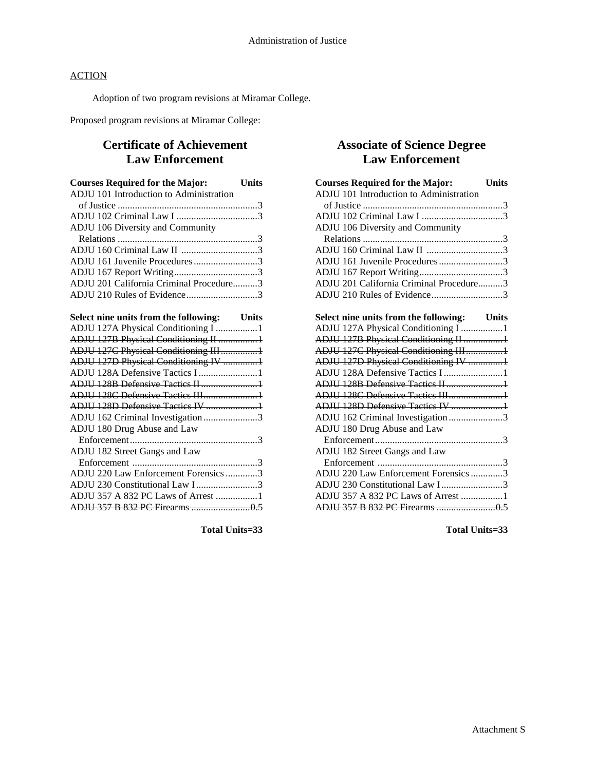Administration of Justice

ACTION

Adoption of two program revisions at Miramar College.

Proposed program revisions at Miramar College:

## Certificate of Achievement Law Enforcement

| Courses Required for the Major: | Units |
|---|---|
| ADJU 101 Introduction to Administration of Justice | 3 |
| ADJU 102 Criminal Law I | 3 |
| ADJU 106 Diversity and Community Relations | 3 |
| ADJU 160 Criminal Law II | 3 |
| ADJU 161 Juvenile Procedures | 3 |
| ADJU 167 Report Writing | 3 |
| ADJU 201 California Criminal Procedure | 3 |
| ADJU 210 Rules of Evidence | 3 |

| Select nine units from the following: | Units |
|---|---|
| ADJU 127A Physical Conditioning I | 1 |
| ~~ADJU 127B Physical Conditioning II~~ | ~~1~~ |
| ~~ADJU 127C Physical Conditioning III~~ | ~~1~~ |
| ~~ADJU 127D Physical Conditioning IV~~ | ~~1~~ |
| ADJU 128A Defensive Tactics I | 1 |
| ~~ADJU 128B Defensive Tactics II~~ | ~~1~~ |
| ~~ADJU 128C Defensive Tactics III~~ | ~~1~~ |
| ~~ADJU 128D Defensive Tactics IV~~ | ~~1~~ |
| ADJU 162 Criminal Investigation | 3 |
| ADJU 180 Drug Abuse and Law Enforcement | 3 |
| ADJU 182 Street Gangs and Law Enforcement | 3 |
| ADJU 220 Law Enforcement Forensics | 3 |
| ADJU 230 Constitutional Law I | 3 |
| ADJU 357 A 832 PC Laws of Arrest | 1 |
| ~~ADJU 357 B 832 PC Firearms~~ | ~~0.5~~ |

**Total Units=33**

## Associate of Science Degree Law Enforcement

| Courses Required for the Major: | Units |
|---|---|
| ADJU 101 Introduction to Administration of Justice | 3 |
| ADJU 102 Criminal Law I | 3 |
| ADJU 106 Diversity and Community Relations | 3 |
| ADJU 160 Criminal Law II | 3 |
| ADJU 161 Juvenile Procedures | 3 |
| ADJU 167 Report Writing | 3 |
| ADJU 201 California Criminal Procedure | 3 |
| ADJU 210 Rules of Evidence | 3 |

| Select nine units from the following: | Units |
|---|---|
| ADJU 127A Physical Conditioning I | 1 |
| ~~ADJU 127B Physical Conditioning II~~ | ~~1~~ |
| ~~ADJU 127C Physical Conditioning III~~ | ~~1~~ |
| ~~ADJU 127D Physical Conditioning IV~~ | ~~1~~ |
| ADJU 128A Defensive Tactics I | 1 |
| ~~ADJU 128B Defensive Tactics II~~ | ~~1~~ |
| ~~ADJU 128C Defensive Tactics III~~ | ~~1~~ |
| ~~ADJU 128D Defensive Tactics IV~~ | ~~1~~ |
| ADJU 162 Criminal Investigation | 3 |
| ADJU 180 Drug Abuse and Law Enforcement | 3 |
| ADJU 182 Street Gangs and Law Enforcement | 3 |
| ADJU 220 Law Enforcement Forensics | 3 |
| ADJU 230 Constitutional Law I | 3 |
| ADJU 357 A 832 PC Laws of Arrest | 1 |
| ~~ADJU 357 B 832 PC Firearms~~ | ~~0.5~~ |

**Total Units=33**

Attachment S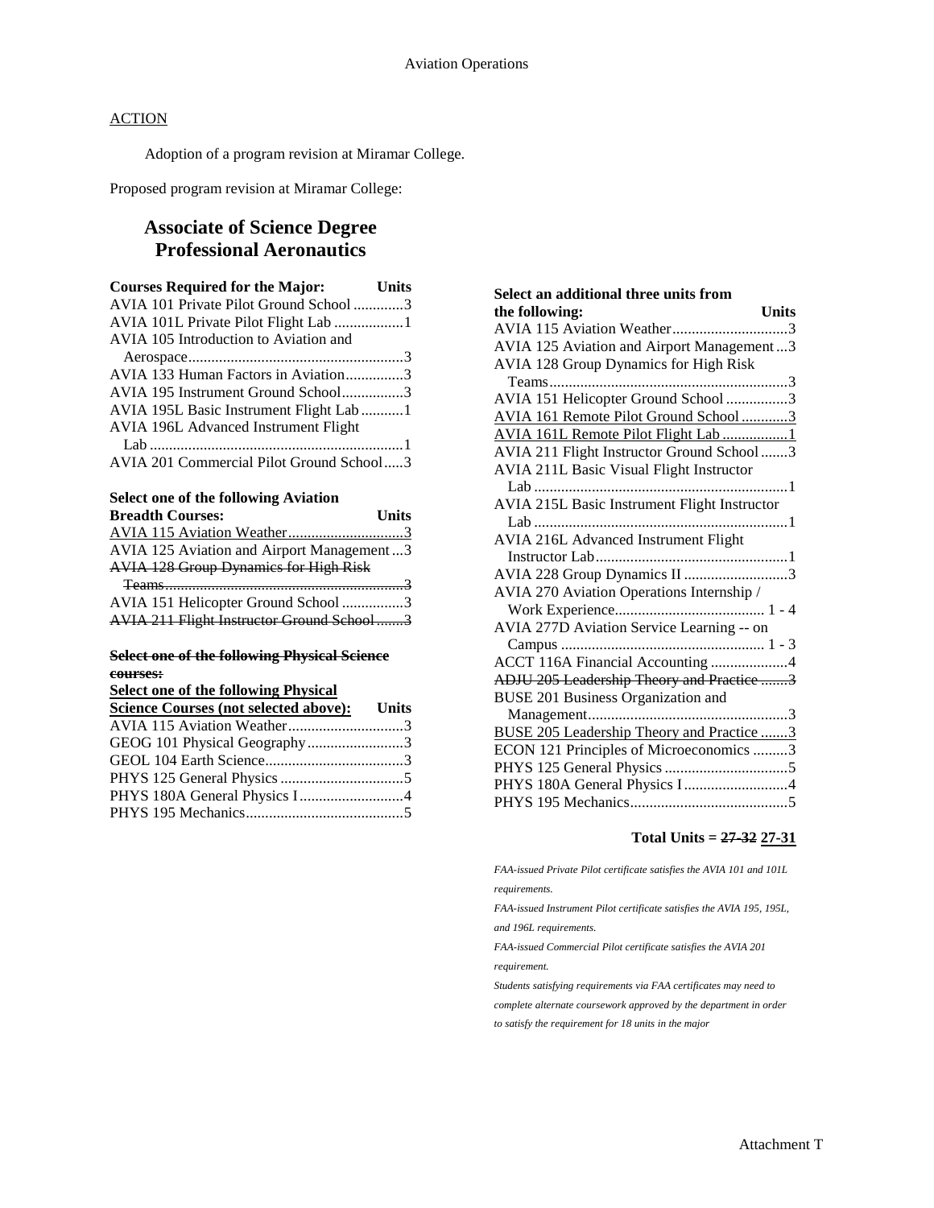ACTION

Adoption of a program revision at Miramar College.

Proposed program revision at Miramar College:

# Associate of Science Degree Professional Aeronautics

| Courses Required for the Major: | Units |
|---|---|
| AVIA 101 Private Pilot Ground School | 3 |
| AVIA 101L Private Pilot Flight Lab | 1 |
| AVIA 105 Introduction to Aviation and Aerospace | 3 |
| AVIA 133 Human Factors in Aviation | 3 |
| AVIA 195 Instrument Ground School | 3 |
| AVIA 195L Basic Instrument Flight Lab | 1 |
| AVIA 196L Advanced Instrument Flight Lab | 1 |
| AVIA 201 Commercial Pilot Ground School | 3 |

| Select one of the following Aviation Breadth Courses: | Units |
|---|---|
| <u>AVIA 115 Aviation Weather</u> | <u>3</u> |
| AVIA 125 Aviation and Airport Management | 3 |
| ~~AVIA 128 Group Dynamics for High Risk Teams~~ | ~~3~~ |
| AVIA 151 Helicopter Ground School | 3 |
| ~~AVIA 211 Flight Instructor Ground School~~ | ~~3~~ |

~~**Select one of the following Physical Science courses:**~~

| <u>**Select one of the following Physical Science Courses (not selected above):**</u> | Units |
|---|---|
| AVIA 115 Aviation Weather | 3 |
| GEOG 101 Physical Geography | 3 |
| GEOL 104 Earth Science | 3 |
| PHYS 125 General Physics | 5 |
| PHYS 180A General Physics I | 4 |
| PHYS 195 Mechanics | 5 |

| Select an additional three units from the following: | Units |
|---|---|
| AVIA 115 Aviation Weather | 3 |
| AVIA 125 Aviation and Airport Management | 3 |
| AVIA 128 Group Dynamics for High Risk Teams | 3 |
| AVIA 151 Helicopter Ground School | 3 |
| <u>AVIA 161 Remote Pilot Ground School</u> | <u>3</u> |
| <u>AVIA 161L Remote Pilot Flight Lab</u> | <u>1</u> |
| AVIA 211 Flight Instructor Ground School | 3 |
| AVIA 211L Basic Visual Flight Instructor Lab | 1 |
| AVIA 215L Basic Instrument Flight Instructor Lab | 1 |
| AVIA 216L Advanced Instrument Flight Instructor Lab | 1 |
| AVIA 228 Group Dynamics II | 3 |
| AVIA 270 Aviation Operations Internship / Work Experience | 1 - 4 |
| AVIA 277D Aviation Service Learning -- on Campus | 1 - 3 |
| ACCT 116A Financial Accounting | 4 |
| ~~ADJU 205 Leadership Theory and Practice~~ | ~~3~~ |
| BUSE 201 Business Organization and Management | 3 |
| <u>BUSE 205 Leadership Theory and Practice</u> | <u>3</u> |
| ECON 121 Principles of Microeconomics | 3 |
| PHYS 125 General Physics | 5 |
| PHYS 180A General Physics I | 4 |
| PHYS 195 Mechanics | 5 |

**Total Units = ~~27-32~~ <u>27-31</u>**

*FAA-issued Private Pilot certificate satisfies the AVIA 101 and 101L requirements.*

*FAA-issued Instrument Pilot certificate satisfies the AVIA 195, 195L, and 196L requirements.*

*FAA-issued Commercial Pilot certificate satisfies the AVIA 201 requirement.*

*Students satisfying requirements via FAA certificates may need to complete alternate coursework approved by the department in order to satisfy the requirement for 18 units in the major*

Attachment T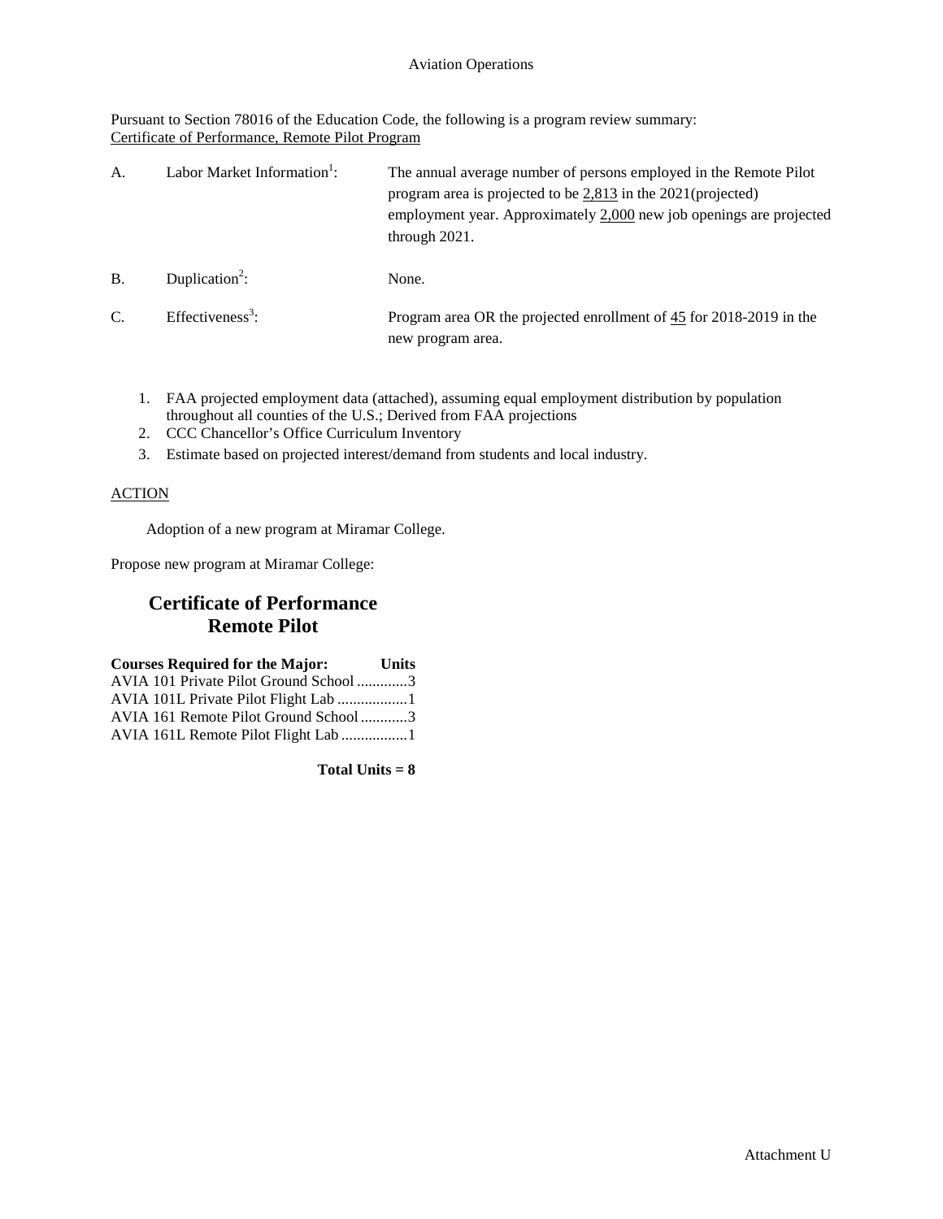Aviation Operations

Pursuant to Section 78016 of the Education Code, the following is a program review summary:
Certificate of Performance, Remote Pilot Program

| | | |
|---|---|---|
| A. | Labor Market Information[1]: | The annual average number of persons employed in the Remote Pilot program area is projected to be 2,813 in the 2021(projected) employment year. Approximately 2,000 new job openings are projected through 2021. |
| B. | Duplication[2]: | None. |
| C. | Effectiveness[3]: | Program area OR the projected enrollment of 45 for 2018-2019 in the new program area. |

1. FAA projected employment data (attached), assuming equal employment distribution by population throughout all counties of the U.S.; Derived from FAA projections
2. CCC Chancellor's Office Curriculum Inventory
3. Estimate based on projected interest/demand from students and local industry.

ACTION

Adoption of a new program at Miramar College.

Propose new program at Miramar College:

## Certificate of Performance
## Remote Pilot

| **Courses Required for the Major:** | **Units** |
|---|---|
| AVIA 101 Private Pilot Ground School | 3 |
| AVIA 101L Private Pilot Flight Lab | 1 |
| AVIA 161 Remote Pilot Ground School | 3 |
| AVIA 161L Remote Pilot Flight Lab | 1 |

**Total Units = 8**

Attachment U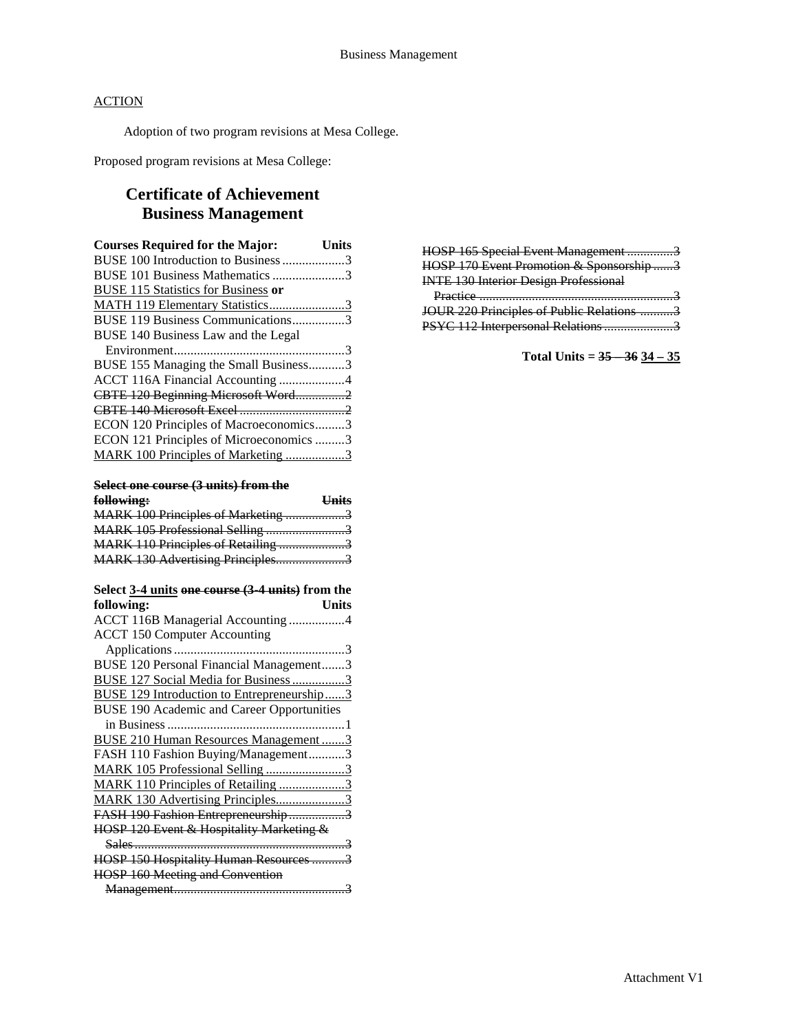## ACTION

Adoption of two program revisions at Mesa College.

Proposed program revisions at Mesa College:

# Certificate of Achievement Business Management

| Courses Required for the Major: | Units |
|---|---|
| BUSE 100 Introduction to Business | 3 |
| BUSE 101 Business Mathematics | 3 |
| <u>BUSE 115 Statistics for Business</u> **or** | |
| <u>MATH 119 Elementary Statistics</u> | <u>3</u> |
| BUSE 119 Business Communications | 3 |
| BUSE 140 Business Law and the Legal Environment | 3 |
| BUSE 155 Managing the Small Business | 3 |
| ACCT 116A Financial Accounting | 4 |
| ~~CBTE 120 Beginning Microsoft Word~~ | ~~2~~ |
| ~~CBTE 140 Microsoft Excel~~ | ~~2~~ |
| ECON 120 Principles of Macroeconomics | 3 |
| ECON 121 Principles of Microeconomics | 3 |
| <u>MARK 100 Principles of Marketing</u> | <u>3</u> |

| ~~Select one course (3 units) from the following:~~ | ~~Units~~ |
|---|---|
| ~~MARK 100 Principles of Marketing~~ | ~~3~~ |
| ~~MARK 105 Professional Selling~~ | ~~3~~ |
| ~~MARK 110 Principles of Retailing~~ | ~~3~~ |
| ~~MARK 130 Advertising Principles~~ | ~~3~~ |

| Select <u>3-4 units</u> ~~one course (3-4 units)~~ from the following: | Units |
|---|---|
| ACCT 116B Managerial Accounting | 4 |
| ACCT 150 Computer Accounting Applications | 3 |
| BUSE 120 Personal Financial Management | 3 |
| <u>BUSE 127 Social Media for Business</u> | <u>3</u> |
| <u>BUSE 129 Introduction to Entrepreneurship</u> | <u>3</u> |
| BUSE 190 Academic and Career Opportunities in Business | 1 |
| <u>BUSE 210 Human Resources Management</u> | <u>3</u> |
| FASH 110 Fashion Buying/Management | 3 |
| <u>MARK 105 Professional Selling</u> | <u>3</u> |
| <u>MARK 110 Principles of Retailing</u> | <u>3</u> |
| <u>MARK 130 Advertising Principles</u> | <u>3</u> |
| ~~FASH 190 Fashion Entrepreneurship~~ | ~~3~~ |
| ~~HOSP 120 Event & Hospitality Marketing & Sales~~ | ~~3~~ |
| ~~HOSP 150 Hospitality Human Resources~~ | ~~3~~ |
| ~~HOSP 160 Meeting and Convention Management~~ | ~~3~~ |
| ~~HOSP 165 Special Event Management~~ | ~~3~~ |
| ~~HOSP 170 Event Promotion & Sponsorship~~ | ~~3~~ |
| ~~INTE 130 Interior Design Professional Practice~~ | ~~3~~ |
| ~~JOUR 220 Principles of Public Relations~~ | ~~3~~ |
| ~~PSYC 112 Interpersonal Relations~~ | ~~3~~ |

**Total Units = ~~35 – 36~~ <u>34 – 35</u>**

Attachment V1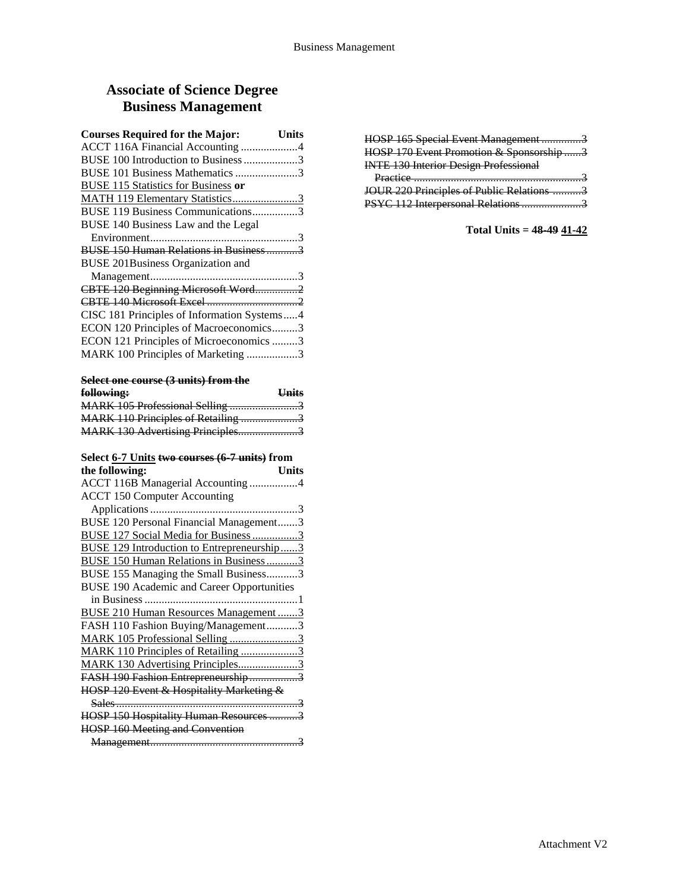# Associate of Science Degree
# Business Management

| Courses Required for the Major: | Units |
|---|---|
| ACCT 116A Financial Accounting | 4 |
| BUSE 100 Introduction to Business | 3 |
| BUSE 101 Business Mathematics | 3 |
| <u>BUSE 115 Statistics for Business</u> **or** | |
| <u>MATH 119 Elementary Statistics</u> | <u>3</u> |
| BUSE 119 Business Communications | 3 |
| BUSE 140 Business Law and the Legal Environment | 3 |
| ~~BUSE 150 Human Relations in Business~~ | ~~3~~ |
| BUSE 201Business Organization and Management | 3 |
| ~~CBTE 120 Beginning Microsoft Word~~ | ~~2~~ |
| ~~CBTE 140 Microsoft Excel~~ | ~~2~~ |
| CISC 181 Principles of Information Systems | 4 |
| ECON 120 Principles of Macroeconomics | 3 |
| ECON 121 Principles of Microeconomics | 3 |
| MARK 100 Principles of Marketing | 3 |

| ~~**Select one course (3 units) from the following:**~~ | ~~**Units**~~ |
|---|---|
| ~~MARK 105 Professional Selling~~ | ~~3~~ |
| ~~MARK 110 Principles of Retailing~~ | ~~3~~ |
| ~~MARK 130 Advertising Principles~~ | ~~3~~ |

| **Select <u>6-7 Units</u> ~~two courses (6-7 units)~~ from the following:** | **Units** |
|---|---|
| ACCT 116B Managerial Accounting | 4 |
| ACCT 150 Computer Accounting Applications | 3 |
| BUSE 120 Personal Financial Management | 3 |
| <u>BUSE 127 Social Media for Business</u> | <u>3</u> |
| <u>BUSE 129 Introduction to Entrepreneurship</u> | <u>3</u> |
| <u>BUSE 150 Human Relations in Business</u> | <u>3</u> |
| BUSE 155 Managing the Small Business | 3 |
| BUSE 190 Academic and Career Opportunities in Business | 1 |
| <u>BUSE 210 Human Resources Management</u> | <u>3</u> |
| FASH 110 Fashion Buying/Management | 3 |
| <u>MARK 105 Professional Selling</u> | <u>3</u> |
| <u>MARK 110 Principles of Retailing</u> | <u>3</u> |
| <u>MARK 130 Advertising Principles</u> | <u>3</u> |
| ~~FASH 190 Fashion Entrepreneurship~~ | ~~3~~ |
| ~~HOSP 120 Event & Hospitality Marketing & Sales~~ | ~~3~~ |
| ~~HOSP 150 Hospitality Human Resources~~ | ~~3~~ |
| ~~HOSP 160 Meeting and Convention Management~~ | ~~3~~ |
| ~~HOSP 165 Special Event Management~~ | ~~3~~ |
| ~~HOSP 170 Event Promotion & Sponsorship~~ | ~~3~~ |
| ~~INTE 130 Interior Design Professional Practice~~ | ~~3~~ |
| ~~JOUR 220 Principles of Public Relations~~ | ~~3~~ |
| ~~PSYC 112 Interpersonal Relations~~ | ~~3~~ |

**Total Units = ~~48-49~~ <u>41-42</u>**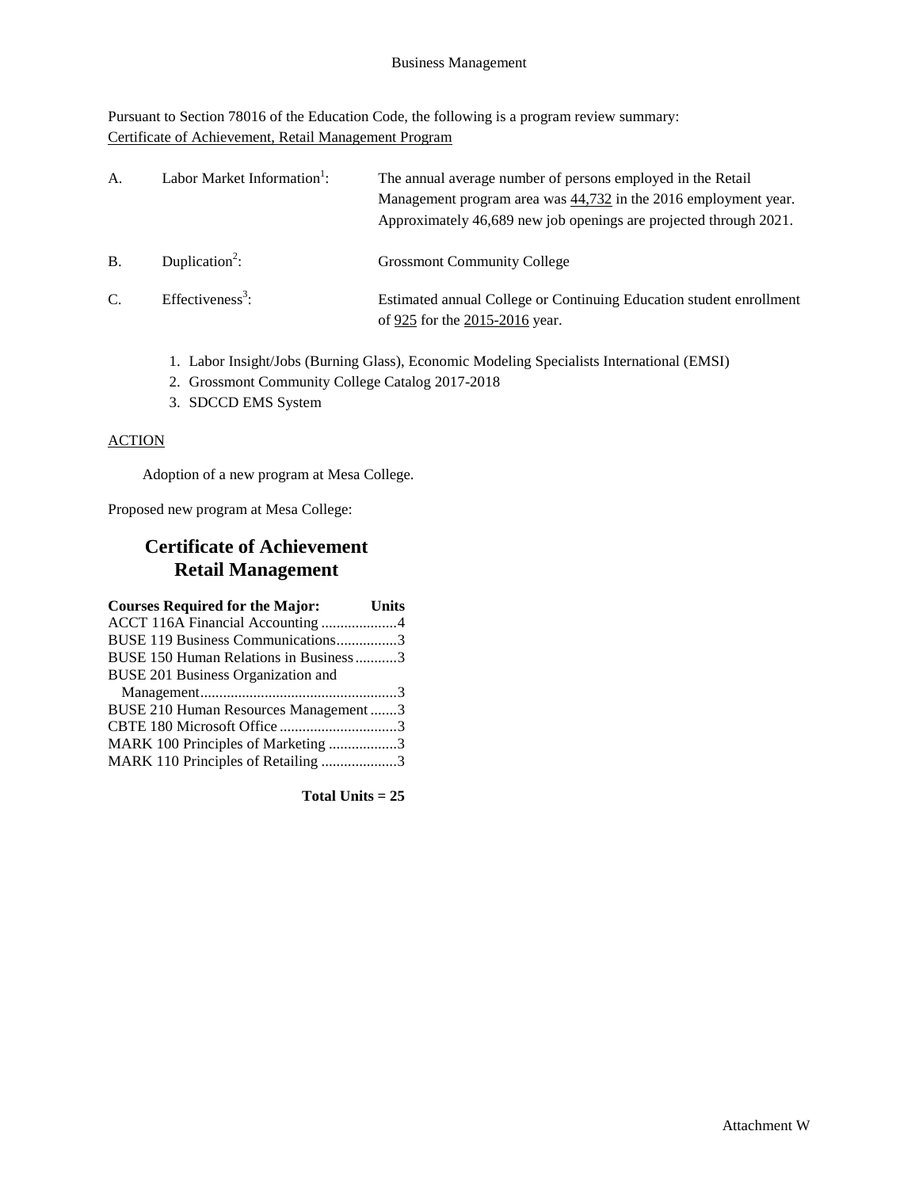Business Management

Pursuant to Section 78016 of the Education Code, the following is a program review summary:
Certificate of Achievement, Retail Management Program

A. Labor Market Information[1]: The annual average number of persons employed in the Retail Management program area was 44,732 in the 2016 employment year. Approximately 46,689 new job openings are projected through 2021.

B. Duplication[2]: Grossmont Community College

C. Effectiveness[3]: Estimated annual College or Continuing Education student enrollment of 925 for the 2015-2016 year.

1. Labor Insight/Jobs (Burning Glass), Economic Modeling Specialists International (EMSI)
2. Grossmont Community College Catalog 2017-2018
3. SDCCD EMS System

ACTION

Adoption of a new program at Mesa College.

Proposed new program at Mesa College:

## Certificate of Achievement
## Retail Management

| Courses Required for the Major: | Units |
|---|---|
| ACCT 116A Financial Accounting | 4 |
| BUSE 119 Business Communications | 3 |
| BUSE 150 Human Relations in Business | 3 |
| BUSE 201 Business Organization and Management | 3 |
| BUSE 210 Human Resources Management | 3 |
| CBTE 180 Microsoft Office | 3 |
| MARK 100 Principles of Marketing | 3 |
| MARK 110 Principles of Retailing | 3 |

**Total Units = 25**

Attachment W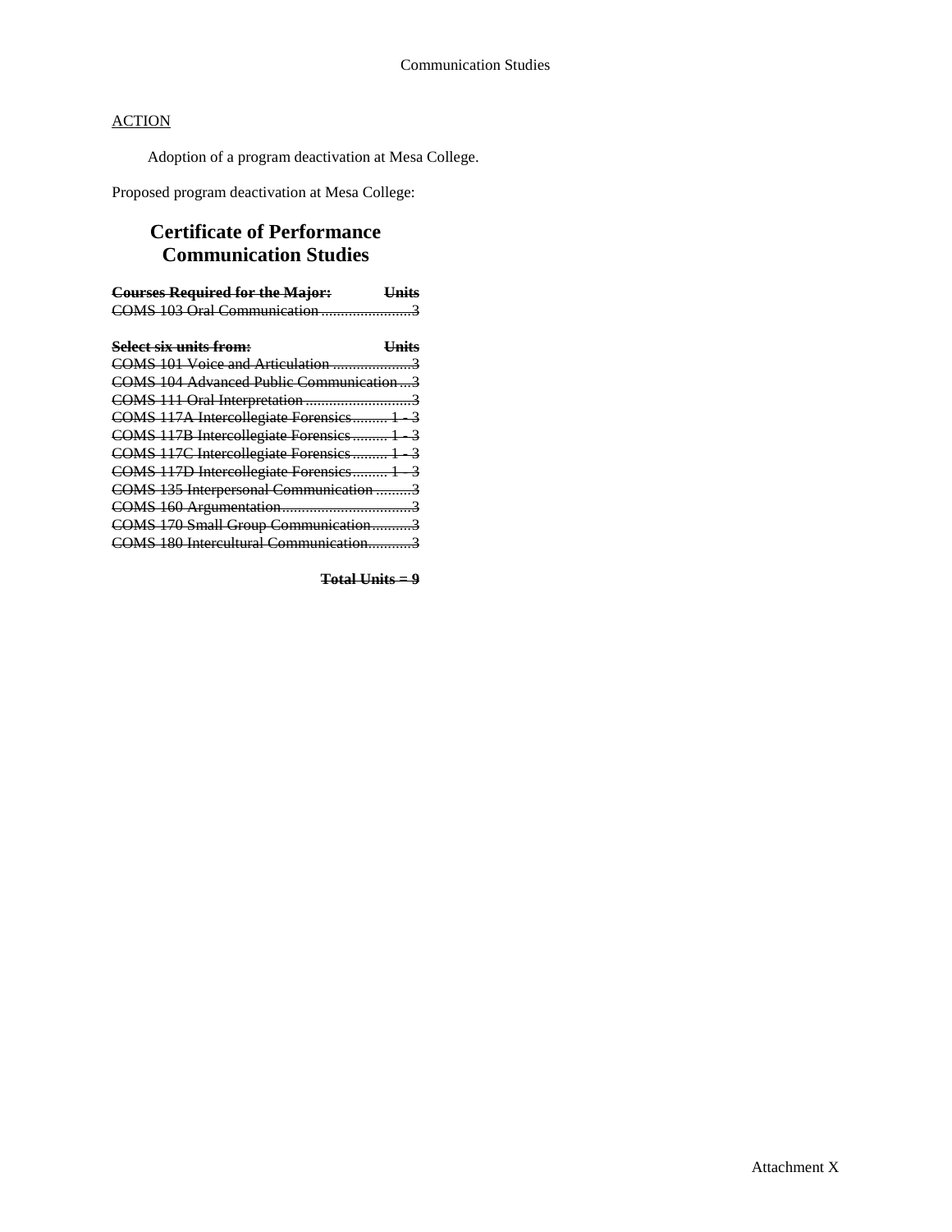ACTION

Adoption of a program deactivation at Mesa College.

Proposed program deactivation at Mesa College:

## ~~Certificate of Performance~~
## ~~Communication Studies~~

| ~~**Courses Required for the Major:**~~ | ~~**Units**~~ |
|---|---|
| ~~COMS 103 Oral Communication~~ | ~~3~~ |

| ~~**Select six units from:**~~ | ~~**Units**~~ |
|---|---|
| ~~COMS 101 Voice and Articulation~~ | ~~3~~ |
| ~~COMS 104 Advanced Public Communication~~ | ~~3~~ |
| ~~COMS 111 Oral Interpretation~~ | ~~3~~ |
| ~~COMS 117A Intercollegiate Forensics~~ | ~~1 - 3~~ |
| ~~COMS 117B Intercollegiate Forensics~~ | ~~1 - 3~~ |
| ~~COMS 117C Intercollegiate Forensics~~ | ~~1 - 3~~ |
| ~~COMS 117D Intercollegiate Forensics~~ | ~~1 - 3~~ |
| ~~COMS 135 Interpersonal Communication~~ | ~~3~~ |
| ~~COMS 160 Argumentation~~ | ~~3~~ |
| ~~COMS 170 Small Group Communication~~ | ~~3~~ |
| ~~COMS 180 Intercultural Communication~~ | ~~3~~ |

~~**Total Units = 9**~~

Attachment X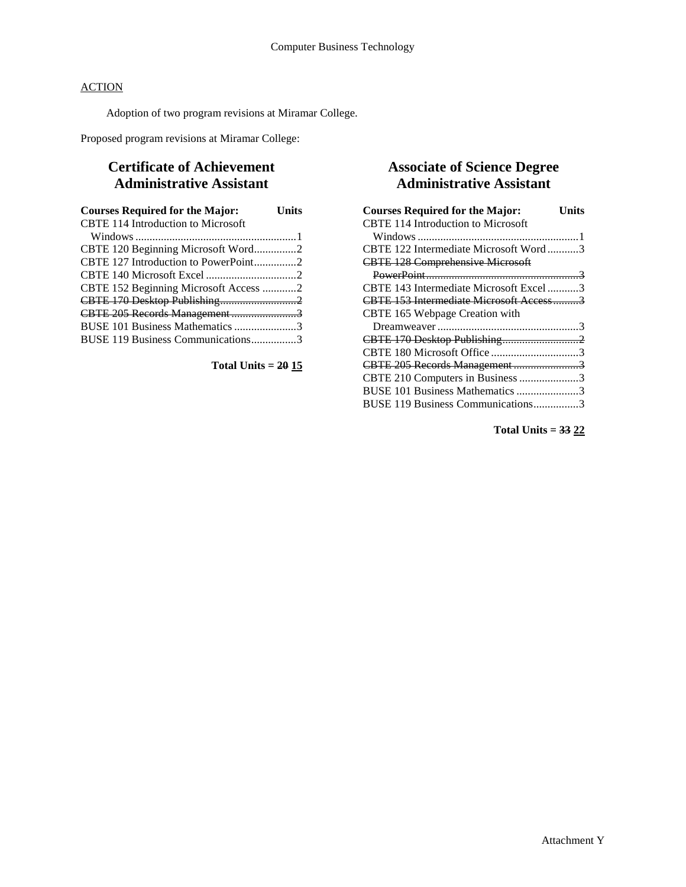Computer Business Technology

ACTION

Adoption of two program revisions at Miramar College.

Proposed program revisions at Miramar College:

## Certificate of Achievement
## Administrative Assistant

| Courses Required for the Major: | Units |
| --- | --- |
| CBTE 114 Introduction to Microsoft Windows | 1 |
| CBTE 120 Beginning Microsoft Word | 2 |
| CBTE 127 Introduction to PowerPoint | 2 |
| CBTE 140 Microsoft Excel | 2 |
| CBTE 152 Beginning Microsoft Access | 2 |
| ~~CBTE 170 Desktop Publishing~~ | ~~2~~ |
| ~~CBTE 205 Records Management~~ | ~~3~~ |
| BUSE 101 Business Mathematics | 3 |
| BUSE 119 Business Communications | 3 |

**Total Units = ~~20~~ 15**

## Associate of Science Degree
## Administrative Assistant

| Courses Required for the Major: | Units |
| --- | --- |
| CBTE 114 Introduction to Microsoft Windows | 1 |
| CBTE 122 Intermediate Microsoft Word | 3 |
| ~~CBTE 128 Comprehensive Microsoft PowerPoint~~ | ~~3~~ |
| CBTE 143 Intermediate Microsoft Excel | 3 |
| ~~CBTE 153 Intermediate Microsoft Access~~ | ~~3~~ |
| CBTE 165 Webpage Creation with Dreamweaver | 3 |
| ~~CBTE 170 Desktop Publishing~~ | ~~2~~ |
| CBTE 180 Microsoft Office | 3 |
| ~~CBTE 205 Records Management~~ | ~~3~~ |
| CBTE 210 Computers in Business | 3 |
| BUSE 101 Business Mathematics | 3 |
| BUSE 119 Business Communications | 3 |

**Total Units = ~~33~~ 22**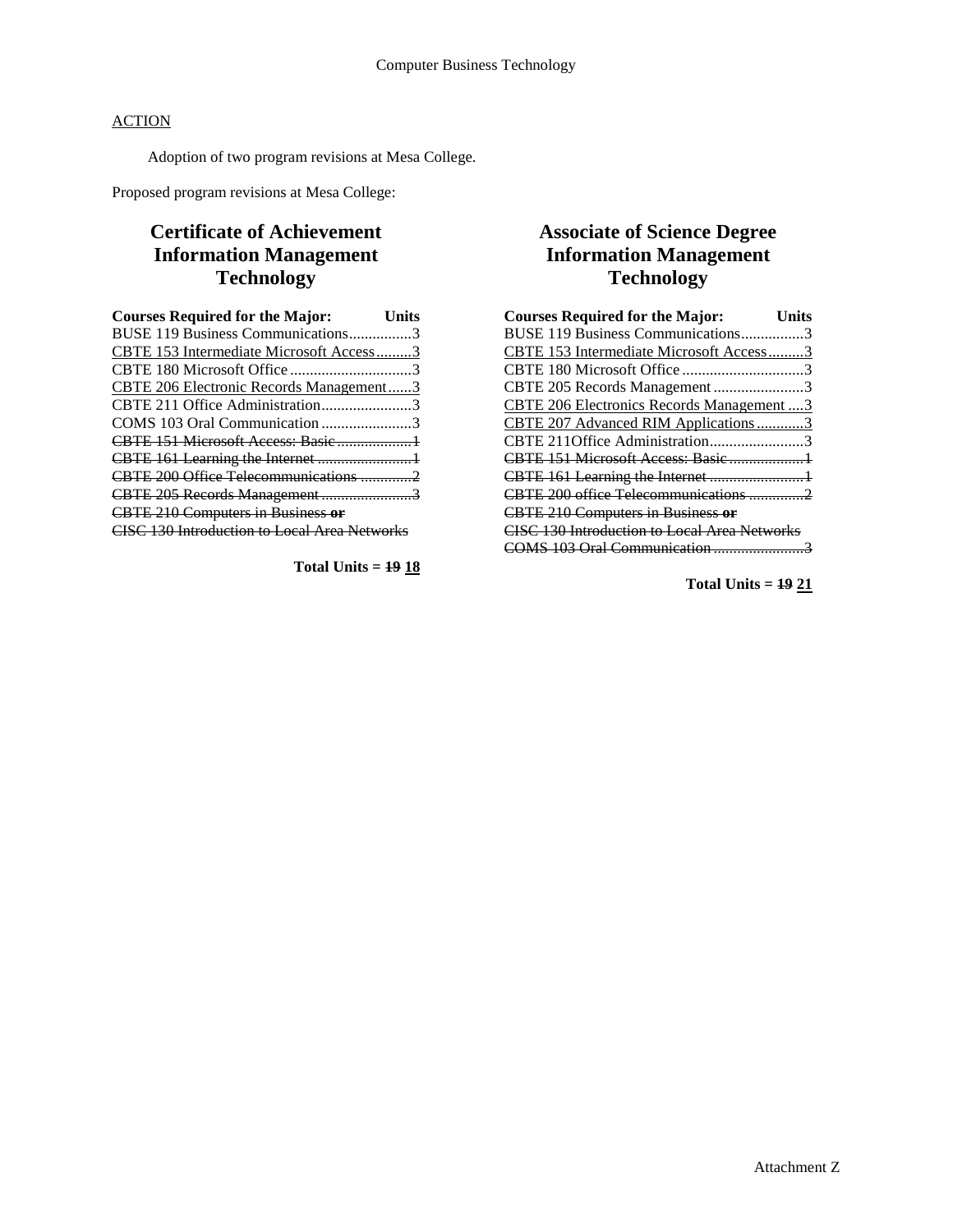ACTION

Adoption of two program revisions at Mesa College.

Proposed program revisions at Mesa College:

## Certificate of Achievement Information Management Technology

| Courses Required for the Major: | Units |
|---|---|
| BUSE 119 Business Communications | 3 |
| <u>CBTE 153 Intermediate Microsoft Access</u> | <u>3</u> |
| CBTE 180 Microsoft Office | 3 |
| <u>CBTE 206 Electronic Records Management</u> | <u>3</u> |
| CBTE 211 Office Administration | 3 |
| COMS 103 Oral Communication | 3 |
| ~~CBTE 151 Microsoft Access: Basic~~ | ~~1~~ |
| ~~CBTE 161 Learning the Internet~~ | ~~1~~ |
| ~~CBTE 200 Office Telecommunications~~ | ~~2~~ |
| ~~CBTE 205 Records Management~~ | ~~3~~ |
| ~~CBTE 210 Computers in Business **or** CISC 130 Introduction to Local Area Networks~~ | |

**Total Units = ~~19~~ <u>18</u>**

## Associate of Science Degree Information Management Technology

| Courses Required for the Major: | Units |
|---|---|
| BUSE 119 Business Communications | 3 |
| <u>CBTE 153 Intermediate Microsoft Access</u> | <u>3</u> |
| CBTE 180 Microsoft Office | 3 |
| CBTE 205 Records Management | 3 |
| <u>CBTE 206 Electronics Records Management</u> | <u>3</u> |
| <u>CBTE 207 Advanced RIM Applications</u> | <u>3</u> |
| CBTE 211Office Administration | 3 |
| ~~CBTE 151 Microsoft Access: Basic~~ | ~~1~~ |
| ~~CBTE 161 Learning the Internet~~ | ~~1~~ |
| ~~CBTE 200 office Telecommunications~~ | ~~2~~ |
| ~~CBTE 210 Computers in Business **or** CISC 130 Introduction to Local Area Networks~~ | |
| ~~COMS 103 Oral Communication~~ | ~~3~~ |

**Total Units = ~~19~~ <u>21</u>**

Attachment Z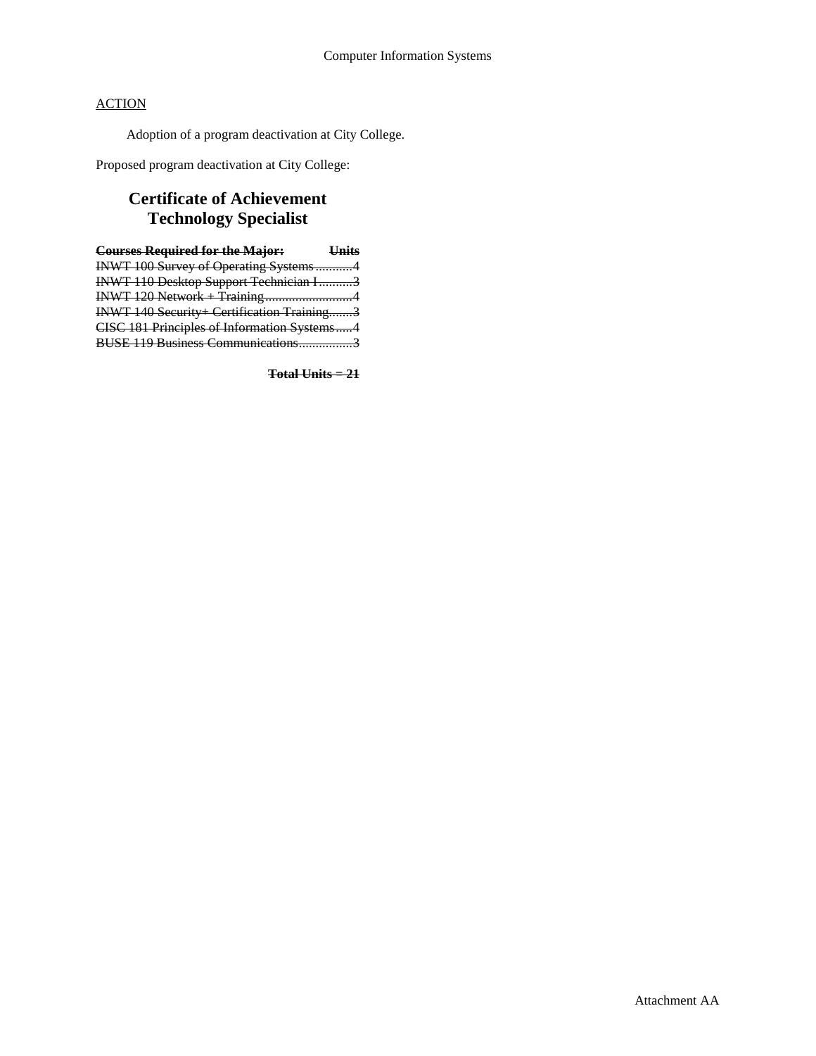ACTION

Adoption of a program deactivation at City College.

Proposed program deactivation at City College:

## Certificate of Achievement Technology Specialist

| ~~Courses Required for the Major:~~ | ~~Units~~ |
|---|---|
| ~~INWT 100 Survey of Operating Systems~~ | ~~4~~ |
| ~~INWT 110 Desktop Support Technician I~~ | ~~3~~ |
| ~~INWT 120 Network + Training~~ | ~~4~~ |
| ~~INWT 140 Security+ Certification Training~~ | ~~3~~ |
| ~~CISC 181 Principles of Information Systems~~ | ~~4~~ |
| ~~BUSE 119 Business Communications~~ | ~~3~~ |

~~**Total Units = 21**~~

Attachment AA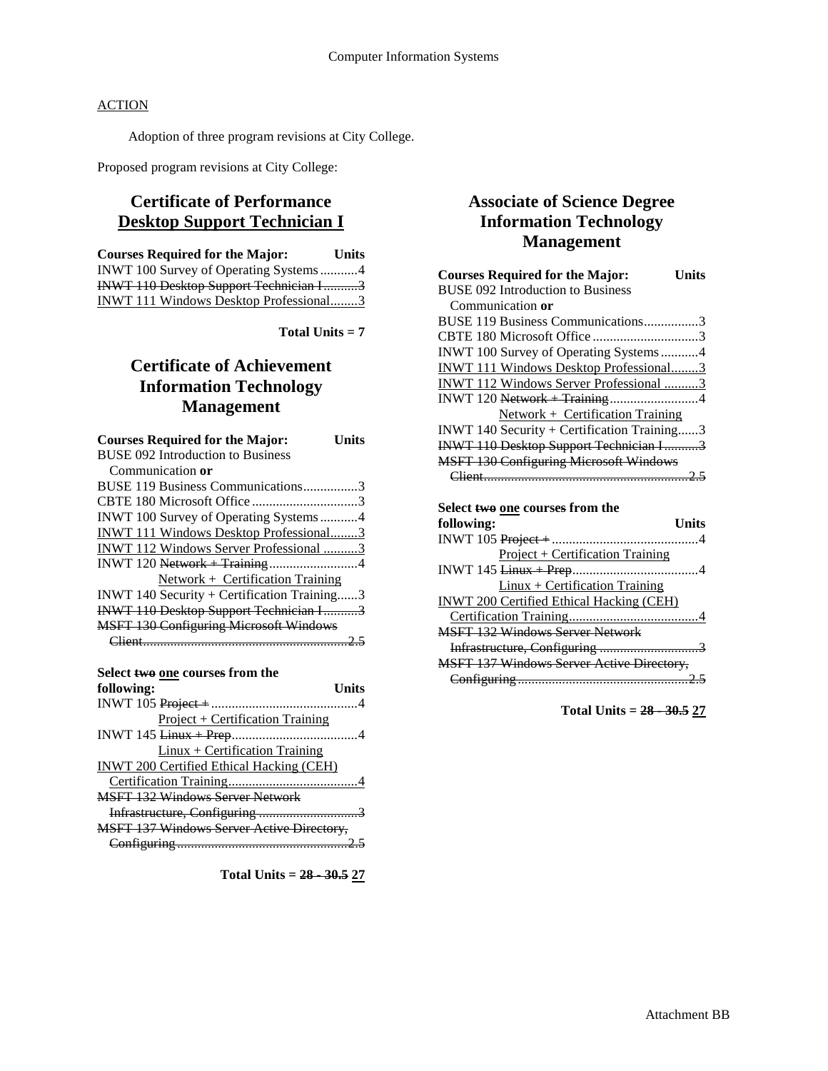ACTION

Adoption of three program revisions at City College.

Proposed program revisions at City College:

## Certificate of Performance
## <u>Desktop Support Technician I</u>

| Courses Required for the Major: | Units |
|---|---|
| INWT 100 Survey of Operating Systems | 4 |
| ~~INWT 110 Desktop Support Technician I~~ | ~~3~~ |
| <u>INWT 111 Windows Desktop Professional</u> | <u>3</u> |

**Total Units = 7**

## Certificate of Achievement Information Technology Management

| Courses Required for the Major: | Units |
|---|---|
| BUSE 092 Introduction to Business Communication **or** | |
| BUSE 119 Business Communications | 3 |
| CBTE 180 Microsoft Office | 3 |
| INWT 100 Survey of Operating Systems | 4 |
| <u>INWT 111 Windows Desktop Professional</u> | <u>3</u> |
| <u>INWT 112 Windows Server Professional</u> | <u>3</u> |
| INWT 120 ~~Network + Training~~ <u>Network + Certification Training</u> | 4 |
| INWT 140 Security + Certification Training | 3 |
| ~~INWT 110 Desktop Support Technician I~~ | ~~3~~ |
| ~~MSFT 130 Configuring Microsoft Windows Client~~ | ~~2.5~~ |

| Select ~~two~~ <u>one</u> courses from the following: | Units |
|---|---|
| INWT 105 ~~Project +~~ <u>Project + Certification Training</u> | 4 |
| INWT 145 ~~Linux + Prep~~ <u>Linux + Certification Training</u> | 4 |
| <u>INWT 200 Certified Ethical Hacking (CEH) Certification Training</u> | <u>4</u> |
| ~~MSFT 132 Windows Server Network Infrastructure, Configuring~~ | ~~3~~ |
| ~~MSFT 137 Windows Server Active Directory, Configuring~~ | ~~2.5~~ |

**Total Units = ~~28 - 30.5~~ <u>27</u>**

## Associate of Science Degree Information Technology Management

| Courses Required for the Major: | Units |
|---|---|
| BUSE 092 Introduction to Business Communication **or** | |
| BUSE 119 Business Communications | 3 |
| CBTE 180 Microsoft Office | 3 |
| INWT 100 Survey of Operating Systems | 4 |
| <u>INWT 111 Windows Desktop Professional</u> | <u>3</u> |
| <u>INWT 112 Windows Server Professional</u> | <u>3</u> |
| INWT 120 ~~Network + Training~~ <u>Network + Certification Training</u> | 4 |
| INWT 140 Security + Certification Training | 3 |
| ~~INWT 110 Desktop Support Technician I~~ | ~~3~~ |
| ~~MSFT 130 Configuring Microsoft Windows Client~~ | ~~2.5~~ |

| Select ~~two~~ <u>one</u> courses from the following: | Units |
|---|---|
| INWT 105 ~~Project +~~ <u>Project + Certification Training</u> | 4 |
| INWT 145 ~~Linux + Prep~~ <u>Linux + Certification Training</u> | 4 |
| <u>INWT 200 Certified Ethical Hacking (CEH) Certification Training</u> | <u>4</u> |
| ~~MSFT 132 Windows Server Network Infrastructure, Configuring~~ | ~~3~~ |
| ~~MSFT 137 Windows Server Active Directory, Configuring~~ | ~~2.5~~ |

**Total Units = ~~28 - 30.5~~ <u>27</u>**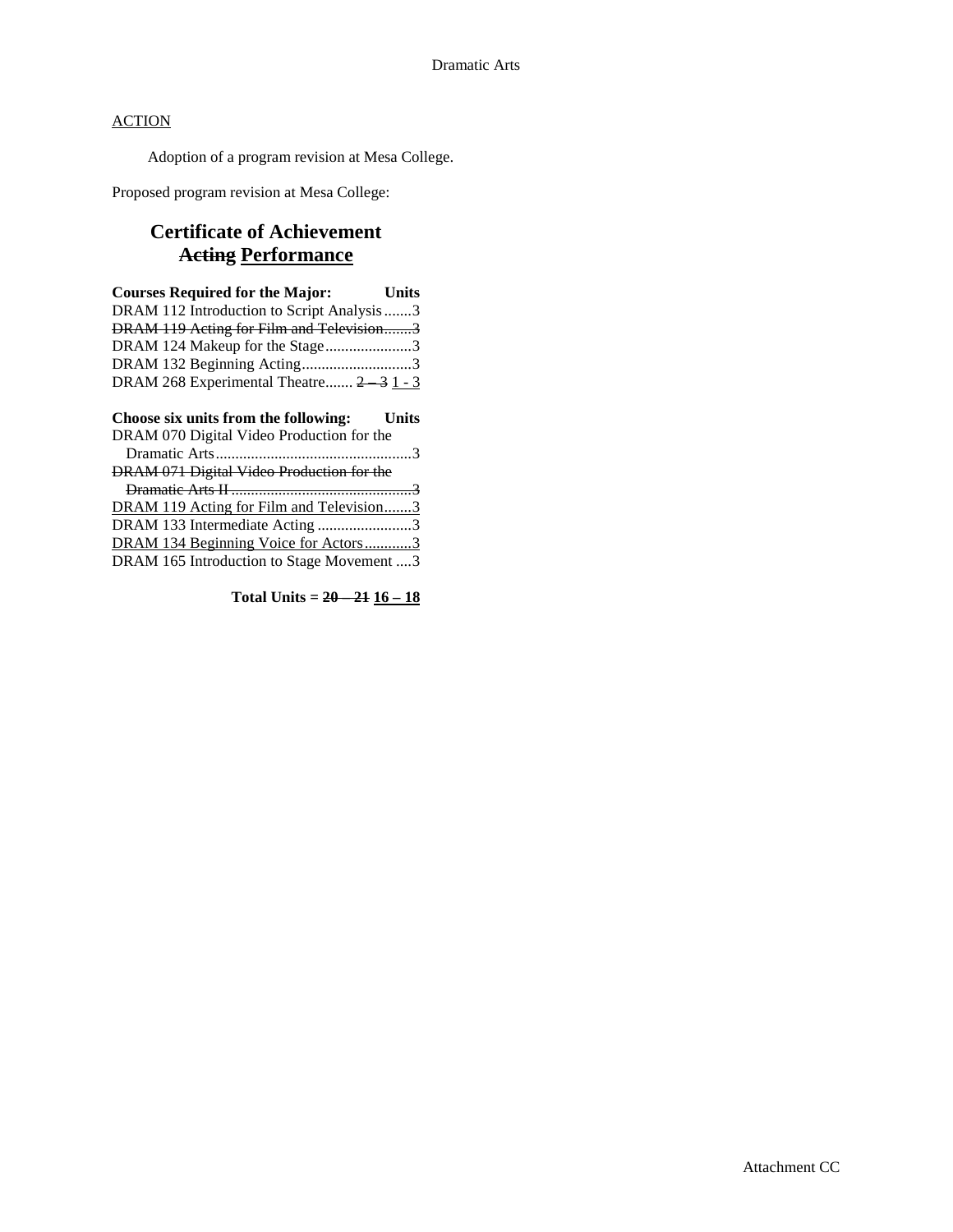Dramatic Arts

<u>ACTION</u>

Adoption of a program revision at Mesa College.

Proposed program revision at Mesa College:

## Certificate of Achievement
## ~~Acting~~ <u>Performance</u>

| Courses Required for the Major: | Units |
|---|---|
| DRAM 112 Introduction to Script Analysis | 3 |
| ~~DRAM 119 Acting for Film and Television~~ | ~~3~~ |
| DRAM 124 Makeup for the Stage | 3 |
| DRAM 132 Beginning Acting | 3 |
| DRAM 268 Experimental Theatre | ~~2 – 3~~ <u>1 - 3</u> |

| Choose six units from the following: | Units |
|---|---|
| DRAM 070 Digital Video Production for the Dramatic Arts | 3 |
| ~~DRAM 071 Digital Video Production for the Dramatic Arts II~~ | ~~3~~ |
| <u>DRAM 119 Acting for Film and Television</u> | <u>3</u> |
| DRAM 133 Intermediate Acting | 3 |
| <u>DRAM 134 Beginning Voice for Actors</u> | <u>3</u> |
| DRAM 165 Introduction to Stage Movement | 3 |

**Total Units = ~~20 – 21~~ <u>16 – 18</u>**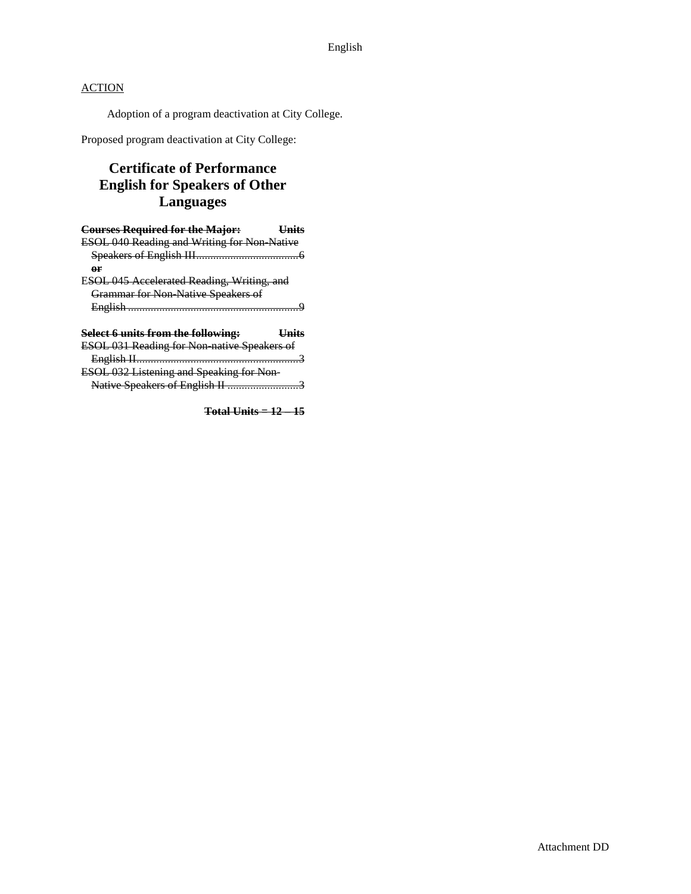ACTION

Adoption of a program deactivation at City College.

Proposed program deactivation at City College:

## Certificate of Performance English for Speakers of Other Languages

~~**Courses Required for the Major:** **Units**~~
~~ESOL 040 Reading and Writing for Non-Native Speakers of English III....................................6~~
~~**or**~~
~~ESOL 045 Accelerated Reading, Writing, and Grammar for Non-Native Speakers of English ............................................................9~~

~~**Select 6 units from the following:** **Units**~~
~~ESOL 031 Reading for Non-native Speakers of English II..........................................................3~~
~~ESOL 032 Listening and Speaking for Non-Native Speakers of English II .........................3~~

~~**Total Units = 12 – 15**~~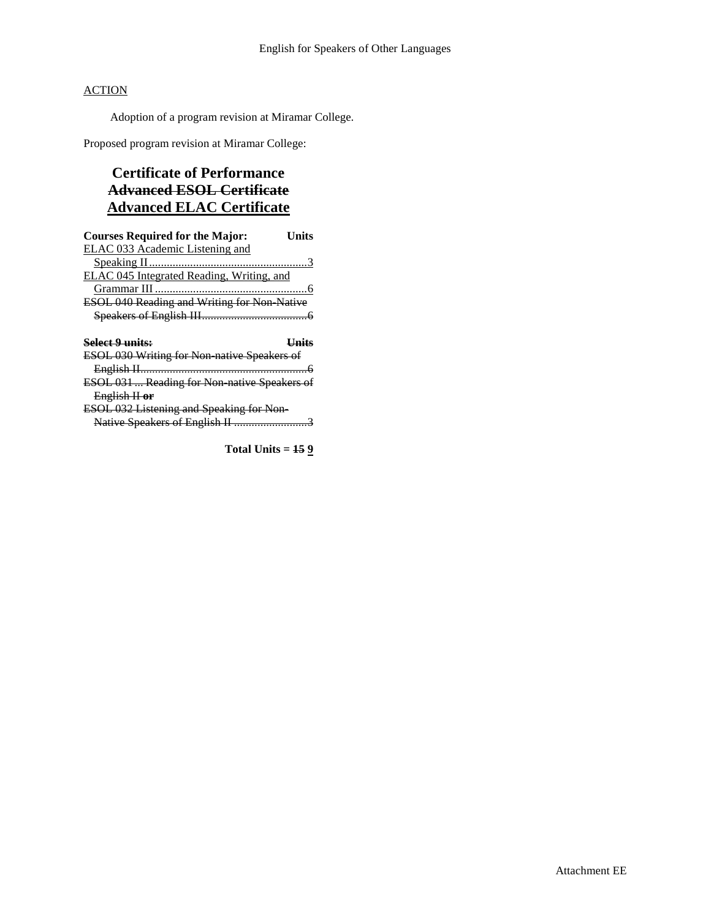ACTION

Adoption of a program revision at Miramar College.

Proposed program revision at Miramar College:

# Certificate of Performance
# ~~Advanced ESOL Certificate~~
# <u>Advanced ELAC Certificate</u>

| Courses Required for the Major: | Units |
|---|---|
| <u>ELAC 033 Academic Listening and Speaking II</u> | <u>3</u> |
| <u>ELAC 045 Integrated Reading, Writing, and Grammar III</u> | <u>6</u> |
| ~~ESOL 040 Reading and Writing for Non-Native Speakers of English III~~ | ~~6~~ |

| ~~Select 9 units:~~ | ~~Units~~ |
|---|---|
| ~~ESOL 030 Writing for Non-native Speakers of English II~~ | ~~6~~ |
| ~~ESOL 031 ... Reading for Non-native Speakers of English II **or**~~ | |
| ~~ESOL 032 Listening and Speaking for Non-Native Speakers of English II~~ | ~~3~~ |

**Total Units = ~~15~~ <u>9</u>**

Attachment EE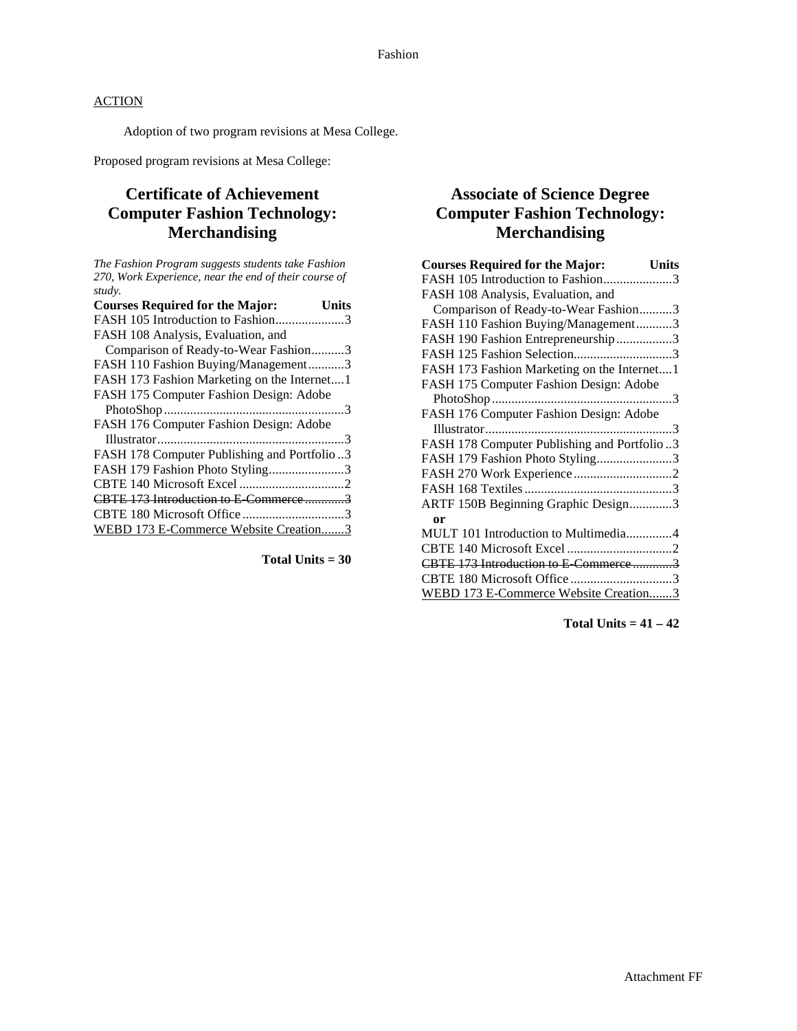ACTION

Adoption of two program revisions at Mesa College.

Proposed program revisions at Mesa College:

## Certificate of Achievement Computer Fashion Technology: Merchandising

*The Fashion Program suggests students take Fashion 270, Work Experience, near the end of their course of study.*

| Courses Required for the Major: | Units |
|---|---|
| FASH 105 Introduction to Fashion | 3 |
| FASH 108 Analysis, Evaluation, and Comparison of Ready-to-Wear Fashion | 3 |
| FASH 110 Fashion Buying/Management | 3 |
| FASH 173 Fashion Marketing on the Internet | 1 |
| FASH 175 Computer Fashion Design: Adobe PhotoShop | 3 |
| FASH 176 Computer Fashion Design: Adobe Illustrator | 3 |
| FASH 178 Computer Publishing and Portfolio | 3 |
| FASH 179 Fashion Photo Styling | 3 |
| CBTE 140 Microsoft Excel | 2 |
| ~~CBTE 173 Introduction to E-Commerce~~ | ~~3~~ |
| CBTE 180 Microsoft Office | 3 |
| <u>WEBD 173 E-Commerce Website Creation</u> | <u>3</u> |

**Total Units = 30**

## Associate of Science Degree Computer Fashion Technology: Merchandising

| Courses Required for the Major: | Units |
|---|---|
| FASH 105 Introduction to Fashion | 3 |
| FASH 108 Analysis, Evaluation, and Comparison of Ready-to-Wear Fashion | 3 |
| FASH 110 Fashion Buying/Management | 3 |
| FASH 190 Fashion Entrepreneurship | 3 |
| FASH 125 Fashion Selection | 3 |
| FASH 173 Fashion Marketing on the Internet | 1 |
| FASH 175 Computer Fashion Design: Adobe PhotoShop | 3 |
| FASH 176 Computer Fashion Design: Adobe Illustrator | 3 |
| FASH 178 Computer Publishing and Portfolio | 3 |
| FASH 179 Fashion Photo Styling | 3 |
| FASH 270 Work Experience | 2 |
| FASH 168 Textiles | 3 |
| ARTF 150B Beginning Graphic Design | 3 |
| **or** | |
| MULT 101 Introduction to Multimedia | 4 |
| CBTE 140 Microsoft Excel | 2 |
| ~~CBTE 173 Introduction to E-Commerce~~ | ~~3~~ |
| CBTE 180 Microsoft Office | 3 |
| <u>WEBD 173 E-Commerce Website Creation</u> | <u>3</u> |

**Total Units = 41 – 42**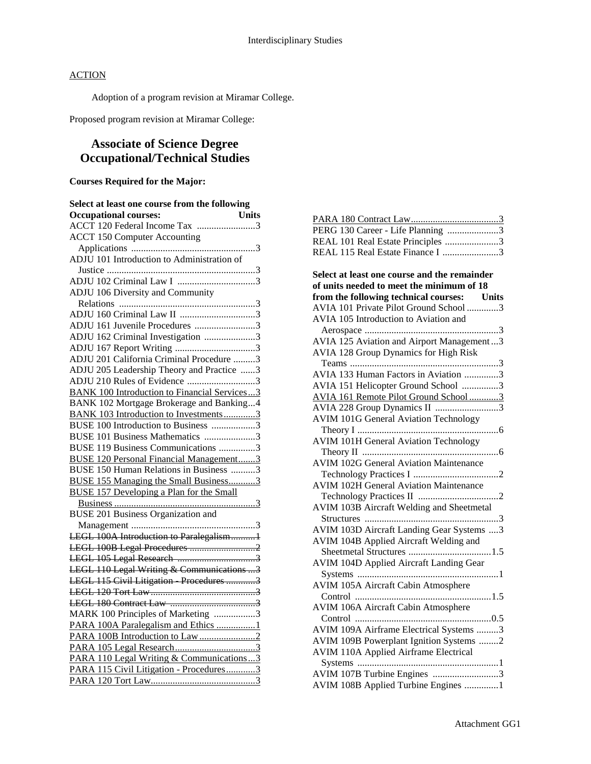## ACTION

Adoption of a program revision at Miramar College.

Proposed program revision at Miramar College:

# Associate of Science Degree Occupational/Technical Studies

**Courses Required for the Major:**

**Select at least one course from the following Occupational courses:** **Units**

ACCT 120 Federal Income Tax ........................3
ACCT 150 Computer Accounting Applications ...................................................3
ADJU 101 Introduction to Administration of Justice .............................................................3
ADJU 102 Criminal Law I ................................3
ADJU 106 Diversity and Community Relations .........................................................3
ADJU 160 Criminal Law II ...............................3
ADJU 161 Juvenile Procedures .........................3
ADJU 162 Criminal Investigation .....................3
ADJU 167 Report Writing .................................3
ADJU 201 California Criminal Procedure .........3
ADJU 205 Leadership Theory and Practice ......3
ADJU 210 Rules of Evidence ............................3
<u>BANK 100 Introduction to Financial Services...3</u>
BANK 102 Mortgage Brokerage and Banking...4
<u>BANK 103 Introduction to Investments.............3</u>
BUSE 100 Introduction to Business ..................3
BUSE 101 Business Mathematics .....................3
BUSE 119 Business Communications ...............3
<u>BUSE 120 Personal Financial Management.......3</u>
BUSE 150 Human Relations in Business ..........3
<u>BUSE 155 Managing the Small Business...........3</u>
<u>BUSE 157 Developing a Plan for the Small Business ...........................................................3</u>
BUSE 201 Business Organization and Management ...................................................3
~~LEGL 100A Introduction to Paralegalism..........1~~
~~LEGL 100B Legal Procedures ...........................2~~
~~LEGL 105 Legal Research ................................3~~
~~LEGL 110 Legal Writing & Communications ...3~~
~~LEGL 115 Civil Litigation - Procedures ............3~~
~~LEGL 120 Tort Law...........................................3~~
~~LEGL 180 Contract Law ...................................3~~
MARK 100 Principles of Marketing .................3
<u>PARA 100A Paralegalism and Ethics ................1</u>
<u>PARA 100B Introduction to Law.......................2</u>
<u>PARA 105 Legal Research.................................3</u>
<u>PARA 110 Legal Writing & Communications...3</u>
<u>PARA 115 Civil Litigation - Procedures............3</u>
<u>PARA 120 Tort Law...........................................3</u>
<u>PARA 180 Contract Law....................................3</u>
PERG 130 Career - Life Planning .....................3
REAL 101 Real Estate Principles ......................3
REAL 115 Real Estate Finance I .......................3

**Select at least one course and the remainder of units needed to meet the minimum of 18 from the following technical courses:** **Units**

AVIA 101 Private Pilot Ground School .............3
AVIA 105 Introduction to Aviation and Aerospace .......................................................3
AVIA 125 Aviation and Airport Management...3
AVIA 128 Group Dynamics for High Risk Teams .............................................................3
AVIA 133 Human Factors in Aviation ..............3
AVIA 151 Helicopter Ground School ...............3
<u>AVIA 161 Remote Pilot Ground School............3</u>
AVIA 228 Group Dynamics II ..........................3
AVIM 101G General Aviation Technology Theory I ..........................................................6
AVIM 101H General Aviation Technology Theory II ........................................................6
AVIM 102G General Aviation Maintenance Technology Practices I ...................................2
AVIM 102H General Aviation Maintenance Technology Practices II .................................2
AVIM 103B Aircraft Welding and Sheetmetal Structures .......................................................3
AVIM 103D Aircraft Landing Gear Systems ....3
AVIM 104B Applied Aircraft Welding and Sheetmetal Structures ..................................1.5
AVIM 104D Applied Aircraft Landing Gear Systems ..........................................................1
AVIM 105A Aircraft Cabin Atmosphere Control ........................................................1.5
AVIM 106A Aircraft Cabin Atmosphere Control ........................................................0.5
AVIM 109A Airframe Electrical Systems .........3
AVIM 109B Powerplant Ignition Systems ........2
AVIM 110A Applied Airframe Electrical Systems ..........................................................1
AVIM 107B Turbine Engines ...........................3
AVIM 108B Applied Turbine Engines ..............1

Attachment GG1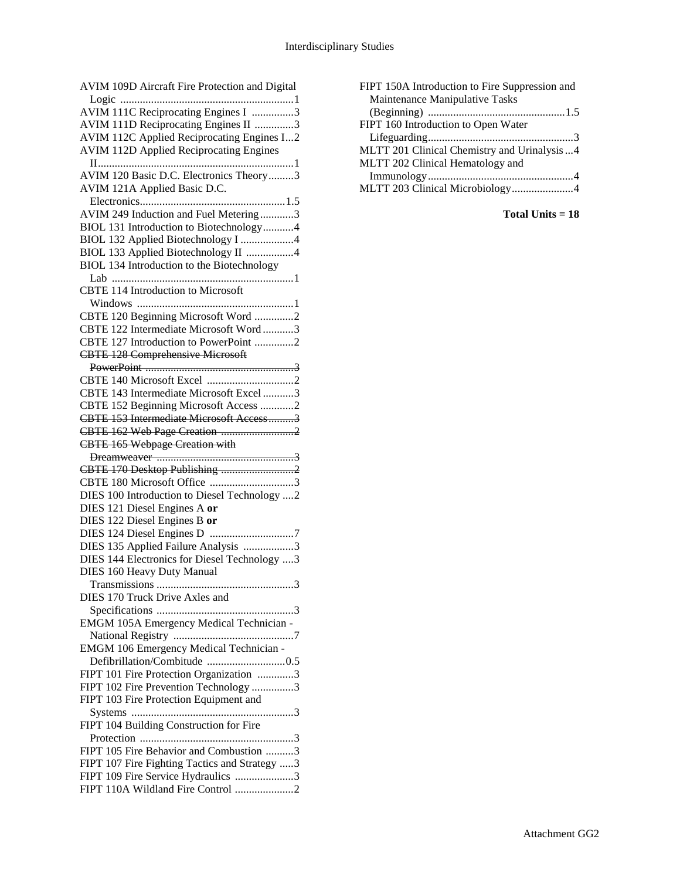AVIM 109D Aircraft Fire Protection and Digital Logic ..............................................................1
AVIM 111C Reciprocating Engines I ...............3
AVIM 111D Reciprocating Engines II ..............3
AVIM 112C Applied Reciprocating Engines I...2
AVIM 112D Applied Reciprocating Engines II......................................................................1
AVIM 120 Basic D.C. Electronics Theory.........3
AVIM 121A Applied Basic D.C. Electronics....................................................1.5
AVIM 249 Induction and Fuel Metering............3
BIOL 131 Introduction to Biotechnology...........4
BIOL 132 Applied Biotechnology I ...................4
BIOL 133 Applied Biotechnology II .................4
BIOL 134 Introduction to the Biotechnology Lab .................................................................1
CBTE 114 Introduction to Microsoft Windows ........................................................1
CBTE 120 Beginning Microsoft Word ..............2
CBTE 122 Intermediate Microsoft Word...........3
CBTE 127 Introduction to PowerPoint ..............2
~~CBTE 128 Comprehensive Microsoft PowerPoint ......................................................3~~
CBTE 140 Microsoft Excel ...............................2
CBTE 143 Intermediate Microsoft Excel...........3
CBTE 152 Beginning Microsoft Access ............2
~~CBTE 153 Intermediate Microsoft Access.........3~~
~~CBTE 162 Web Page Creation ..........................2~~
~~CBTE 165 Webpage Creation with Dreamweaver .................................................3~~
~~CBTE 170 Desktop Publishing ..........................2~~
CBTE 180 Microsoft Office ..............................3
DIES 100 Introduction to Diesel Technology ....2
DIES 121 Diesel Engines A **or**
DIES 122 Diesel Engines B **or**
DIES 124 Diesel Engines D .............................7
DIES 135 Applied Failure Analysis ..................3
DIES 144 Electronics for Diesel Technology ....3
DIES 160 Heavy Duty Manual Transmissions ................................................3
DIES 170 Truck Drive Axles and Specifications .................................................3
EMGM 105A Emergency Medical Technician - National Registry ...........................................7
EMGM 106 Emergency Medical Technician - Defibrillation/Combitude ............................0.5
FIPT 101 Fire Protection Organization .............3
FIPT 102 Fire Prevention Technology ...............3
FIPT 103 Fire Protection Equipment and Systems ..........................................................3
FIPT 104 Building Construction for Fire Protection .......................................................3
FIPT 105 Fire Behavior and Combustion ..........3
FIPT 107 Fire Fighting Tactics and Strategy .....3
FIPT 109 Fire Service Hydraulics .....................3
FIPT 110A Wildland Fire Control .....................2
FIPT 150A Introduction to Fire Suppression and Maintenance Manipulative Tasks (Beginning) .................................................1.5
FIPT 160 Introduction to Open Water Lifeguarding....................................................3
MLTT 201 Clinical Chemistry and Urinalysis ...4
MLTT 202 Clinical Hematology and Immunology....................................................4
MLTT 203 Clinical Microbiology......................4

**Total Units = 18**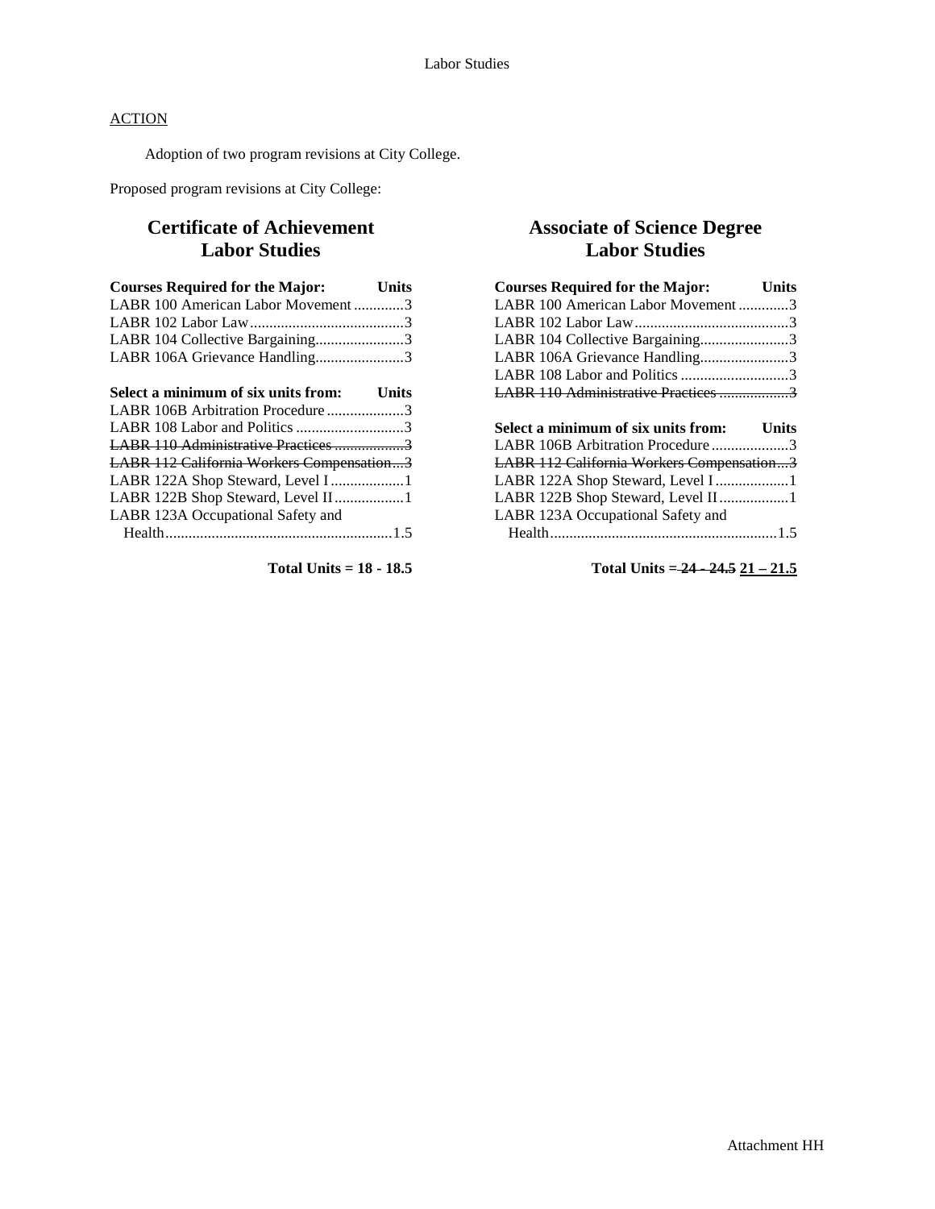ACTION

Adoption of two program revisions at City College.

Proposed program revisions at City College:

## Certificate of Achievement
## Labor Studies

| Courses Required for the Major: | Units |
|---|---|
| LABR 100 American Labor Movement | 3 |
| LABR 102 Labor Law | 3 |
| LABR 104 Collective Bargaining | 3 |
| LABR 106A Grievance Handling | 3 |

| Select a minimum of six units from: | Units |
|---|---|
| LABR 106B Arbitration Procedure | 3 |
| LABR 108 Labor and Politics | 3 |
| ~~LABR 110 Administrative Practices~~ | ~~3~~ |
| ~~LABR 112 California Workers Compensation~~ | ~~3~~ |
| LABR 122A Shop Steward, Level I | 1 |
| LABR 122B Shop Steward, Level II | 1 |
| LABR 123A Occupational Safety and Health | 1.5 |

**Total Units = 18 - 18.5**

## Associate of Science Degree
## Labor Studies

| Courses Required for the Major: | Units |
|---|---|
| LABR 100 American Labor Movement | 3 |
| LABR 102 Labor Law | 3 |
| LABR 104 Collective Bargaining | 3 |
| LABR 106A Grievance Handling | 3 |
| LABR 108 Labor and Politics | 3 |
| ~~LABR 110 Administrative Practices~~ | ~~3~~ |

| Select a minimum of six units from: | Units |
|---|---|
| LABR 106B Arbitration Procedure | 3 |
| ~~LABR 112 California Workers Compensation~~ | ~~3~~ |
| LABR 122A Shop Steward, Level I | 1 |
| LABR 122B Shop Steward, Level II | 1 |
| LABR 123A Occupational Safety and Health | 1.5 |

**Total Units = ~~24 - 24.5~~ <u>21 – 21.5</u>**

Attachment HH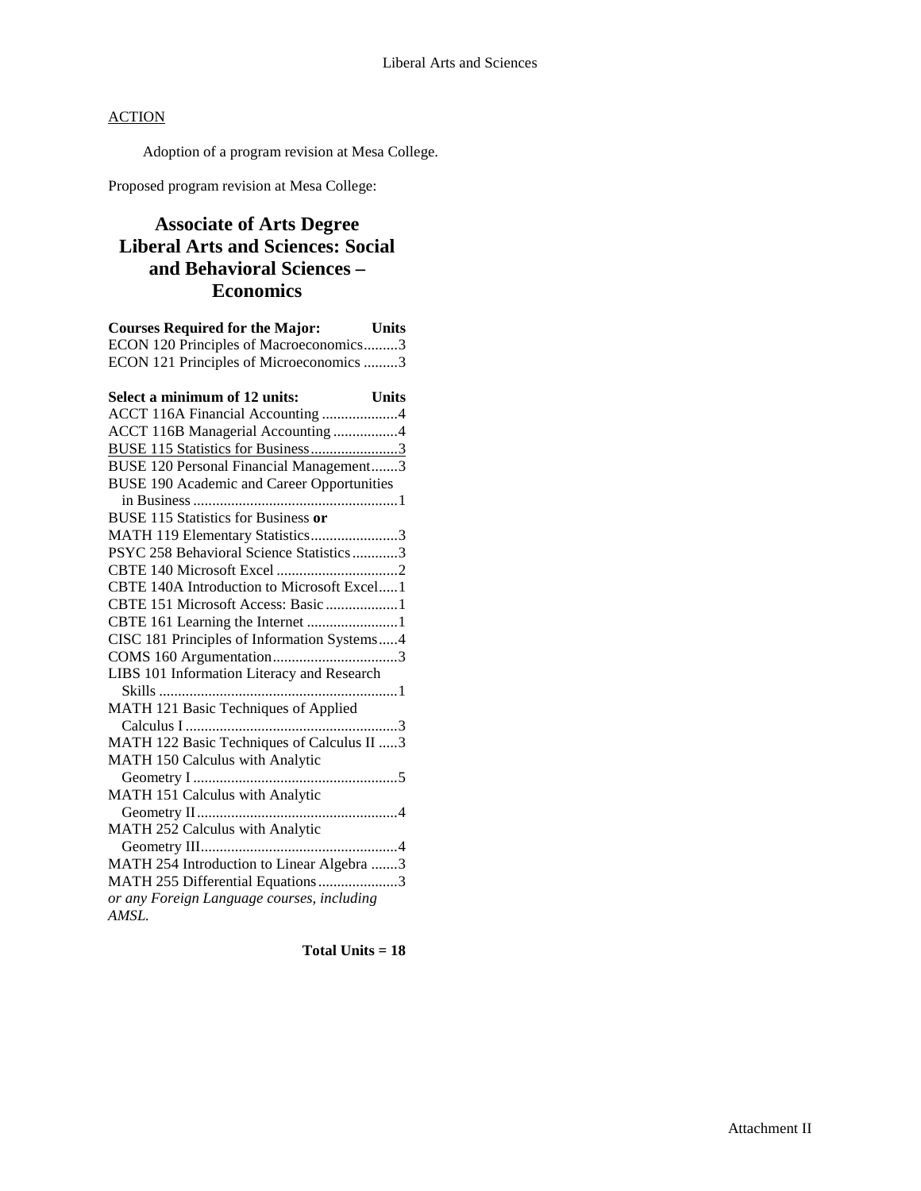ACTION

Adoption of a program revision at Mesa College.

Proposed program revision at Mesa College:

## Associate of Arts Degree Liberal Arts and Sciences: Social and Behavioral Sciences – Economics

| Courses Required for the Major: | Units |
|---|---|
| ECON 120 Principles of Macroeconomics | 3 |
| ECON 121 Principles of Microeconomics | 3 |

| Select a minimum of 12 units: | Units |
|---|---|
| ACCT 116A Financial Accounting | 4 |
| ACCT 116B Managerial Accounting | 4 |
| <u>BUSE 115 Statistics for Business</u> | <u>3</u> |
| BUSE 120 Personal Financial Management | 3 |
| BUSE 190 Academic and Career Opportunities in Business | 1 |
| BUSE 115 Statistics for Business **or** MATH 119 Elementary Statistics | 3 |
| PSYC 258 Behavioral Science Statistics | 3 |
| CBTE 140 Microsoft Excel | 2 |
| CBTE 140A Introduction to Microsoft Excel | 1 |
| CBTE 151 Microsoft Access: Basic | 1 |
| CBTE 161 Learning the Internet | 1 |
| CISC 181 Principles of Information Systems | 4 |
| COMS 160 Argumentation | 3 |
| LIBS 101 Information Literacy and Research Skills | 1 |
| MATH 121 Basic Techniques of Applied Calculus I | 3 |
| MATH 122 Basic Techniques of Calculus II | 3 |
| MATH 150 Calculus with Analytic Geometry I | 5 |
| MATH 151 Calculus with Analytic Geometry II | 4 |
| MATH 252 Calculus with Analytic Geometry III | 4 |
| MATH 254 Introduction to Linear Algebra | 3 |
| MATH 255 Differential Equations | 3 |
| *or any Foreign Language courses, including AMSL.* | |

**Total Units = 18**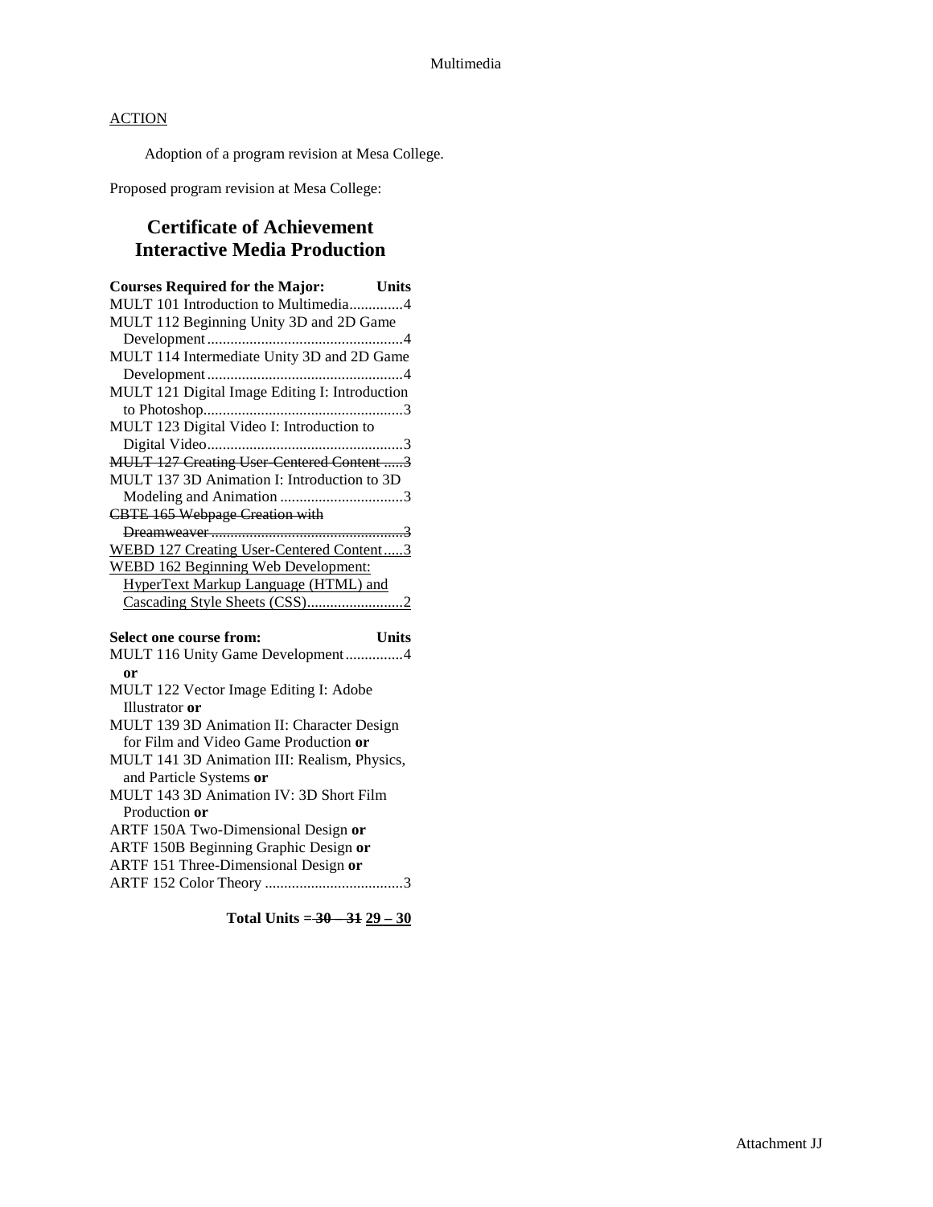ACTION

Adoption of a program revision at Mesa College.

Proposed program revision at Mesa College:

## Certificate of Achievement
## Interactive Media Production

| Courses Required for the Major: | Units |
|---|---|
| MULT 101 Introduction to Multimedia | 4 |
| MULT 112 Beginning Unity 3D and 2D Game Development | 4 |
| MULT 114 Intermediate Unity 3D and 2D Game Development | 4 |
| MULT 121 Digital Image Editing I: Introduction to Photoshop | 3 |
| MULT 123 Digital Video I: Introduction to Digital Video | 3 |
| ~~MULT 127 Creating User-Centered Content~~ | ~~3~~ |
| MULT 137 3D Animation I: Introduction to 3D Modeling and Animation | 3 |
| ~~CBTE 165 Webpage Creation with Dreamweaver~~ | ~~3~~ |
| <u>WEBD 127 Creating User-Centered Content</u> | <u>3</u> |
| <u>WEBD 162 Beginning Web Development: HyperText Markup Language (HTML) and Cascading Style Sheets (CSS)</u> | <u>2</u> |

| Select one course from: | Units |
|---|---|
| MULT 116 Unity Game Development **or** | 4 |
| MULT 122 Vector Image Editing I: Adobe Illustrator **or** | |
| MULT 139 3D Animation II: Character Design for Film and Video Game Production **or** | |
| MULT 141 3D Animation III: Realism, Physics, and Particle Systems **or** | |
| MULT 143 3D Animation IV: 3D Short Film Production **or** | |
| ARTF 150A Two-Dimensional Design **or** | |
| ARTF 150B Beginning Graphic Design **or** | |
| ARTF 151 Three-Dimensional Design **or** | |
| ARTF 152 Color Theory | 3 |

**Total Units = ~~30 – 31~~ <u>29 – 30</u>**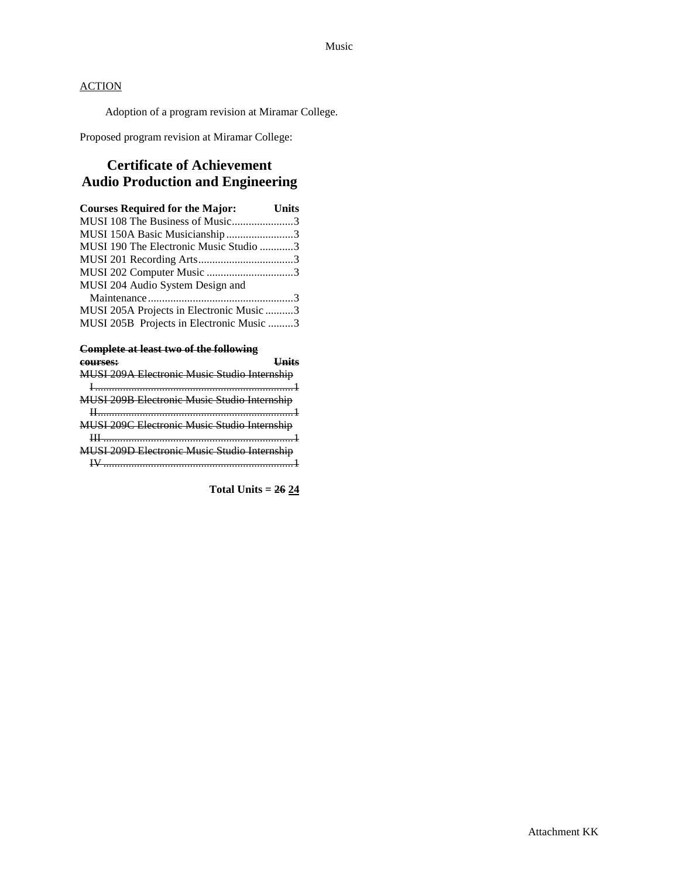ACTION

Adoption of a program revision at Miramar College.

Proposed program revision at Miramar College:

## Certificate of Achievement
## Audio Production and Engineering

| Courses Required for the Major: | Units |
|---|---|
| MUSI 108 The Business of Music | 3 |
| MUSI 150A Basic Musicianship | 3 |
| MUSI 190 The Electronic Music Studio | 3 |
| MUSI 201 Recording Arts | 3 |
| MUSI 202 Computer Music | 3 |
| MUSI 204 Audio System Design and Maintenance | 3 |
| MUSI 205A Projects in Electronic Music | 3 |
| MUSI 205B Projects in Electronic Music | 3 |

| ~~Complete at least two of the following courses:~~ | ~~Units~~ |
|---|---|
| ~~MUSI 209A Electronic Music Studio Internship I~~ | ~~1~~ |
| ~~MUSI 209B Electronic Music Studio Internship II~~ | ~~1~~ |
| ~~MUSI 209C Electronic Music Studio Internship III~~ | ~~1~~ |
| ~~MUSI 209D Electronic Music Studio Internship IV~~ | ~~1~~ |

**Total Units = ~~26~~ <u>24</u>**

Attachment KK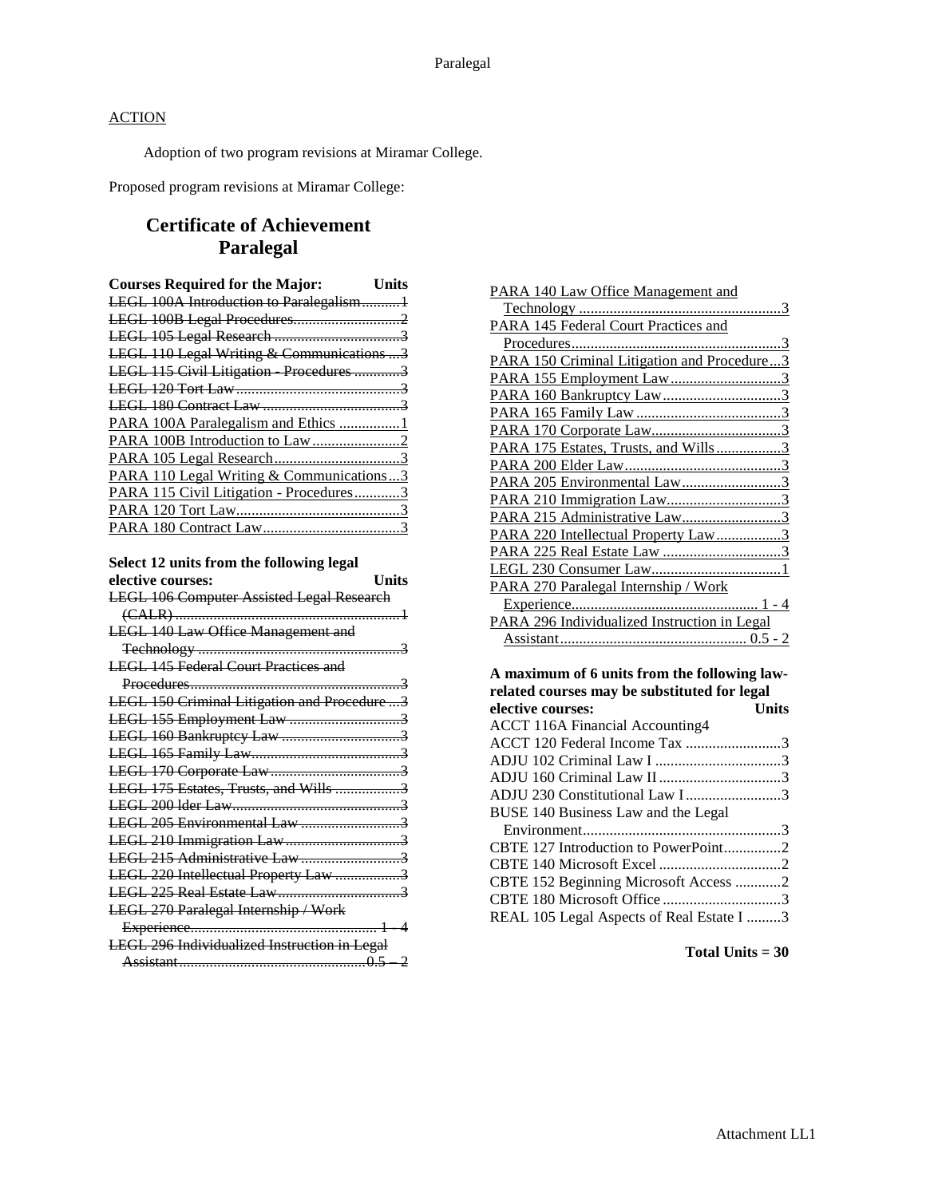ACTION

Adoption of two program revisions at Miramar College.

Proposed program revisions at Miramar College:

## Certificate of Achievement
## Paralegal

**Courses Required for the Major: Units**

~~LEGL 100A Introduction to Paralegalism..........1~~
~~LEGL 100B Legal Procedures............................2~~
~~LEGL 105 Legal Research .................................3~~
~~LEGL 110 Legal Writing & Communications ...3~~
~~LEGL 115 Civil Litigation - Procedures ............3~~
~~LEGL 120 Tort Law...........................................3~~
~~LEGL 180 Contract Law ....................................3~~
PARA 100A Paralegalism and Ethics ................1
PARA 100B Introduction to Law .......................2
PARA 105 Legal Research.................................3
PARA 110 Legal Writing & Communications...3
PARA 115 Civil Litigation - Procedures............3
PARA 120 Tort Law...........................................3
PARA 180 Contract Law....................................3

**Select 12 units from the following legal elective courses: Units**

~~LEGL 106 Computer Assisted Legal Research (CALR) ..........................................................1~~
~~LEGL 140 Law Office Management and Technology .....................................................3~~
~~LEGL 145 Federal Court Practices and Procedures.......................................................3~~
~~LEGL 150 Criminal Litigation and Procedure ...3~~
~~LEGL 155 Employment Law .............................3~~
~~LEGL 160 Bankruptcy Law ...............................3~~
~~LEGL 165 Family Law.......................................3~~
~~LEGL 170 Corporate Law..................................3~~
~~LEGL 175 Estates, Trusts, and Wills .................3~~
~~LEGL 200 lder Law............................................3~~
~~LEGL 205 Environmental Law ..........................3~~
~~LEGL 210 Immigration Law..............................3~~
~~LEGL 215 Administrative Law..........................3~~
~~LEGL 220 Intellectual Property Law .................3~~
~~LEGL 225 Real Estate Law................................3~~
~~LEGL 270 Paralegal Internship / Work Experience................................................ 1 - 4~~
~~LEGL 296 Individualized Instruction in Legal Assistant................................................0.5 – 2~~
PARA 140 Law Office Management and Technology .....................................................3
PARA 145 Federal Court Practices and Procedures.......................................................3
PARA 150 Criminal Litigation and Procedure...3
PARA 155 Employment Law.............................3
PARA 160 Bankruptcy Law...............................3
PARA 165 Family Law ......................................3
PARA 170 Corporate Law..................................3
PARA 175 Estates, Trusts, and Wills.................3
PARA 200 Elder Law.........................................3
PARA 205 Environmental Law..........................3
PARA 210 Immigration Law..............................3
PARA 215 Administrative Law..........................3
PARA 220 Intellectual Property Law.................3
PARA 225 Real Estate Law ...............................3
LEGL 230 Consumer Law..................................1
PARA 270 Paralegal Internship / Work Experience................................................ 1 - 4
PARA 296 Individualized Instruction in Legal Assistant................................................ 0.5 - 2

**A maximum of 6 units from the following law-related courses may be substituted for legal elective courses: Units**

ACCT 116A Financial Accounting4
ACCT 120 Federal Income Tax .........................3
ADJU 102 Criminal Law I .................................3
ADJU 160 Criminal Law II ................................3
ADJU 230 Constitutional Law I .........................3
BUSE 140 Business Law and the Legal Environment....................................................3
CBTE 127 Introduction to PowerPoint...............2
CBTE 140 Microsoft Excel ................................2
CBTE 152 Beginning Microsoft Access ............2
CBTE 180 Microsoft Office ...............................3
REAL 105 Legal Aspects of Real Estate I .........3

**Total Units = 30**

Attachment LL1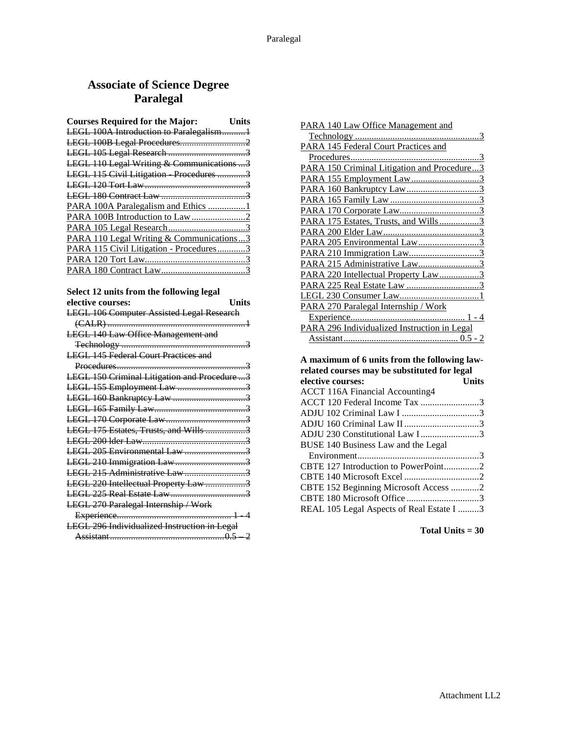# Associate of Science Degree
# Paralegal

| Courses Required for the Major: | Units |
|---|---|
| ~~LEGL 100A Introduction to Paralegalism~~ | ~~1~~ |
| ~~LEGL 100B Legal Procedures~~ | ~~2~~ |
| ~~LEGL 105 Legal Research~~ | ~~3~~ |
| ~~LEGL 110 Legal Writing & Communications~~ | ~~3~~ |
| ~~LEGL 115 Civil Litigation - Procedures~~ | ~~3~~ |
| ~~LEGL 120 Tort Law~~ | ~~3~~ |
| ~~LEGL 180 Contract Law~~ | ~~3~~ |
| PARA 100A Paralegalism and Ethics | 1 |
| PARA 100B Introduction to Law | 2 |
| PARA 105 Legal Research | 3 |
| PARA 110 Legal Writing & Communications | 3 |
| PARA 115 Civil Litigation - Procedures | 3 |
| PARA 120 Tort Law | 3 |
| PARA 180 Contract Law | 3 |

| Select 12 units from the following legal elective courses: | Units |
|---|---|
| ~~LEGL 106 Computer Assisted Legal Research (CALR)~~ | ~~1~~ |
| ~~LEGL 140 Law Office Management and Technology~~ | ~~3~~ |
| ~~LEGL 145 Federal Court Practices and Procedures~~ | ~~3~~ |
| ~~LEGL 150 Criminal Litigation and Procedure~~ | ~~3~~ |
| ~~LEGL 155 Employment Law~~ | ~~3~~ |
| ~~LEGL 160 Bankruptcy Law~~ | ~~3~~ |
| ~~LEGL 165 Family Law~~ | ~~3~~ |
| ~~LEGL 170 Corporate Law~~ | ~~3~~ |
| ~~LEGL 175 Estates, Trusts, and Wills~~ | ~~3~~ |
| ~~LEGL 200 lder Law~~ | ~~3~~ |
| ~~LEGL 205 Environmental Law~~ | ~~3~~ |
| ~~LEGL 210 Immigration Law~~ | ~~3~~ |
| ~~LEGL 215 Administrative Law~~ | ~~3~~ |
| ~~LEGL 220 Intellectual Property Law~~ | ~~3~~ |
| ~~LEGL 225 Real Estate Law~~ | ~~3~~ |
| ~~LEGL 270 Paralegal Internship / Work Experience~~ | ~~1 - 4~~ |
| ~~LEGL 296 Individualized Instruction in Legal Assistant~~ | ~~0.5 – 2~~ |
| PARA 140 Law Office Management and Technology | 3 |
| PARA 145 Federal Court Practices and Procedures | 3 |
| PARA 150 Criminal Litigation and Procedure | 3 |
| PARA 155 Employment Law | 3 |
| PARA 160 Bankruptcy Law | 3 |
| PARA 165 Family Law | 3 |
| PARA 170 Corporate Law | 3 |
| PARA 175 Estates, Trusts, and Wills | 3 |
| PARA 200 Elder Law | 3 |
| PARA 205 Environmental Law | 3 |
| PARA 210 Immigration Law | 3 |
| PARA 215 Administrative Law | 3 |
| PARA 220 Intellectual Property Law | 3 |
| PARA 225 Real Estate Law | 3 |
| LEGL 230 Consumer Law | 1 |
| PARA 270 Paralegal Internship / Work Experience | 1 - 4 |
| PARA 296 Individualized Instruction in Legal Assistant | 0.5 - 2 |

| A maximum of 6 units from the following law-related courses may be substituted for legal elective courses: | Units |
|---|---|
| ACCT 116A Financial Accounting | 4 |
| ACCT 120 Federal Income Tax | 3 |
| ADJU 102 Criminal Law I | 3 |
| ADJU 160 Criminal Law II | 3 |
| ADJU 230 Constitutional Law I | 3 |
| BUSE 140 Business Law and the Legal Environment | 3 |
| CBTE 127 Introduction to PowerPoint | 2 |
| CBTE 140 Microsoft Excel | 2 |
| CBTE 152 Beginning Microsoft Access | 2 |
| CBTE 180 Microsoft Office | 3 |
| REAL 105 Legal Aspects of Real Estate I | 3 |

**Total Units = 30**

Attachment LL2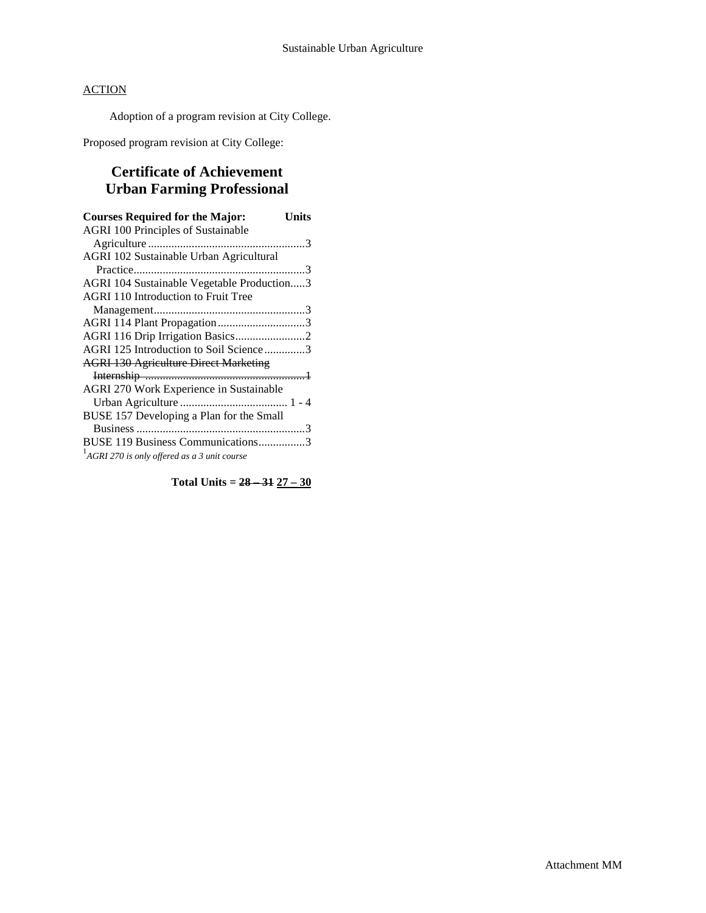## ACTION

Adoption of a program revision at City College.

Proposed program revision at City College:

# Certificate of Achievement
# Urban Farming Professional

| Courses Required for the Major: | Units |
|---|---|
| AGRI 100 Principles of Sustainable Agriculture | 3 |
| AGRI 102 Sustainable Urban Agricultural Practice | 3 |
| AGRI 104 Sustainable Vegetable Production | 3 |
| AGRI 110 Introduction to Fruit Tree Management | 3 |
| AGRI 114 Plant Propagation | 3 |
| AGRI 116 Drip Irrigation Basics | 2 |
| AGRI 125 Introduction to Soil Science | 3 |
| ~~AGRI 130 Agriculture Direct Marketing Internship~~ | ~~1~~ |
| AGRI 270 Work Experience in Sustainable Urban Agriculture | 1 - 4 |
| BUSE 157 Developing a Plan for the Small Business | 3 |
| BUSE 119 Business Communications | 3 |

[1] *AGRI 270 is only offered as a 3 unit course*

**Total Units = ~~28 – 31~~ <u>27 – 30</u>**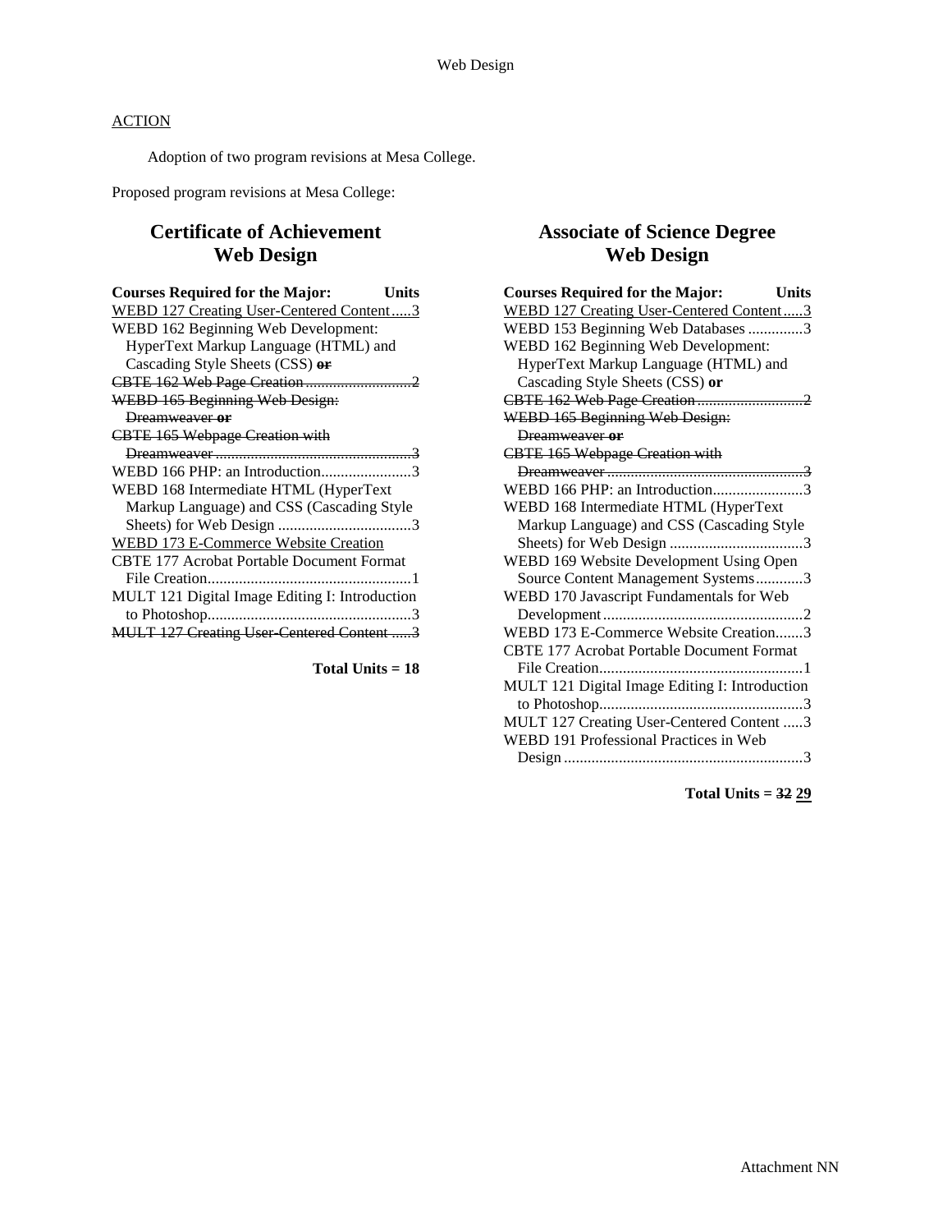ACTION

Adoption of two program revisions at Mesa College.

Proposed program revisions at Mesa College:

## Certificate of Achievement
## Web Design

**Courses Required for the Major:** **Units**

WEBD 127 Creating User-Centered Content.....3
WEBD 162 Beginning Web Development: HyperText Markup Language (HTML) and Cascading Style Sheets (CSS) ~~**or**~~
~~CBTE 162 Web Page Creation...........................2~~
~~WEBD 165 Beginning Web Design: Dreamweaver **or**~~
~~CBTE 165 Webpage Creation with Dreamweaver..................................................3~~
WEBD 166 PHP: an Introduction.......................3
WEBD 168 Intermediate HTML (HyperText Markup Language) and CSS (Cascading Style Sheets) for Web Design ..................................3
WEBD 173 E-Commerce Website Creation
CBTE 177 Acrobat Portable Document Format File Creation....................................................1
MULT 121 Digital Image Editing I: Introduction to Photoshop....................................................3
~~MULT 127 Creating User-Centered Content .....3~~

**Total Units = 18**

## Associate of Science Degree
## Web Design

**Courses Required for the Major:** **Units**

WEBD 127 Creating User-Centered Content.....3
WEBD 153 Beginning Web Databases ..............3
WEBD 162 Beginning Web Development: HyperText Markup Language (HTML) and Cascading Style Sheets (CSS) **or**
~~CBTE 162 Web Page Creation...........................2~~
~~WEBD 165 Beginning Web Design: Dreamweaver **or**~~
~~CBTE 165 Webpage Creation with Dreamweaver..................................................3~~
WEBD 166 PHP: an Introduction.......................3
WEBD 168 Intermediate HTML (HyperText Markup Language) and CSS (Cascading Style Sheets) for Web Design ..................................3
WEBD 169 Website Development Using Open Source Content Management Systems............3
WEBD 170 Javascript Fundamentals for Web Development...................................................2
WEBD 173 E-Commerce Website Creation.......3
CBTE 177 Acrobat Portable Document Format File Creation....................................................1
MULT 121 Digital Image Editing I: Introduction to Photoshop....................................................3
MULT 127 Creating User-Centered Content .....3
WEBD 191 Professional Practices in Web Design .............................................................3

**Total Units = ~~32~~ 29**

Attachment NN